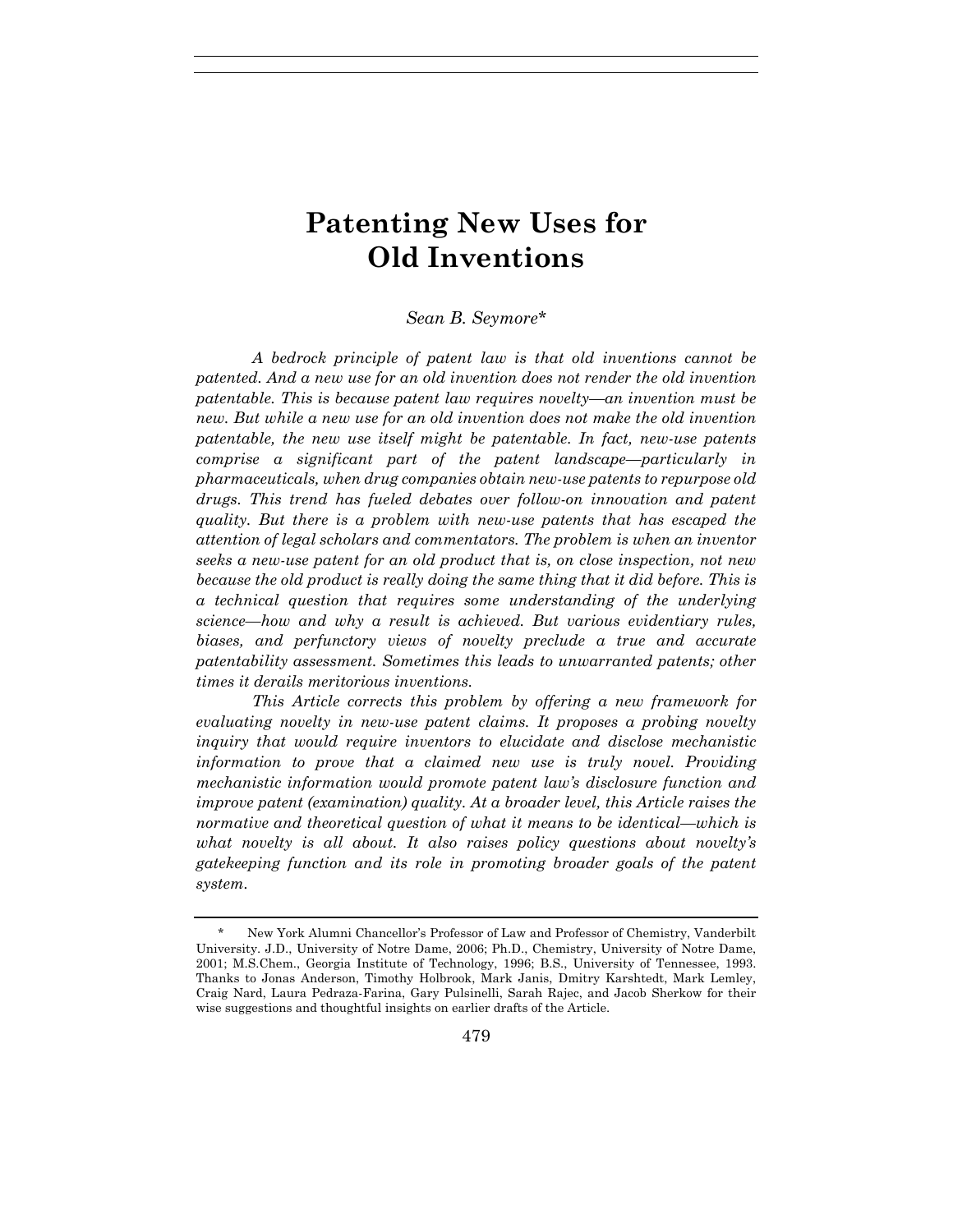# Patenting New Uses for Old Inventions

*Sean B. Seymore\**

*A bedrock principle of patent law is that old inventions cannot be patented. And a new use for an old invention does not render the old invention patentable. This is because patent law requires novelty—an invention must be new. But while a new use for an old invention does not make the old invention patentable, the new use itself might be patentable. In fact, new-use patents comprise a significant part of the patent landscape—particularly in pharmaceuticals, when drug companies obtain new-use patents to repurpose old drugs. This trend has fueled debates over follow-on innovation and patent quality. But there is a problem with new-use patents that has escaped the attention of legal scholars and commentators. The problem is when an inventor seeks a new-use patent for an old product that is, on close inspection, not new because the old product is really doing the same thing that it did before. This is a technical question that requires some understanding of the underlying science—how and why a result is achieved. But various evidentiary rules, biases, and perfunctory views of novelty preclude a true and accurate patentability assessment. Sometimes this leads to unwarranted patents; other times it derails meritorious inventions.*

*This Article corrects this problem by offering a new framework for evaluating novelty in new-use patent claims. It proposes a probing novelty inquiry that would require inventors to elucidate and disclose mechanistic information to prove that a claimed new use is truly novel. Providing mechanistic information would promote patent law's disclosure function and improve patent (examination) quality. At a broader level, this Article raises the normative and theoretical question of what it means to be identical—which is what novelty is all about. It also raises policy questions about novelty's gatekeeping function and its role in promoting broader goals of the patent system.*

---

\* New York Alumni Chancellor's Professor of Law and Professor of Chemistry, Vanderbilt University. J.D., University of Notre Dame, 2006; Ph.D., Chemistry, University of Notre Dame, 2001; M.S.Chem., Georgia Institute of Technology, 1996; B.S., University of Tennessee, 1993. Thanks to Jonas Anderson, Timothy Holbrook, Mark Janis, Dmitry Karshtedt, Mark Lemley, Craig Nard, Laura Pedraza-Farina, Gary Pulsinelli, Sarah Rajec, and Jacob Sherkow for their wise suggestions and thoughtful insights on earlier drafts of the Article.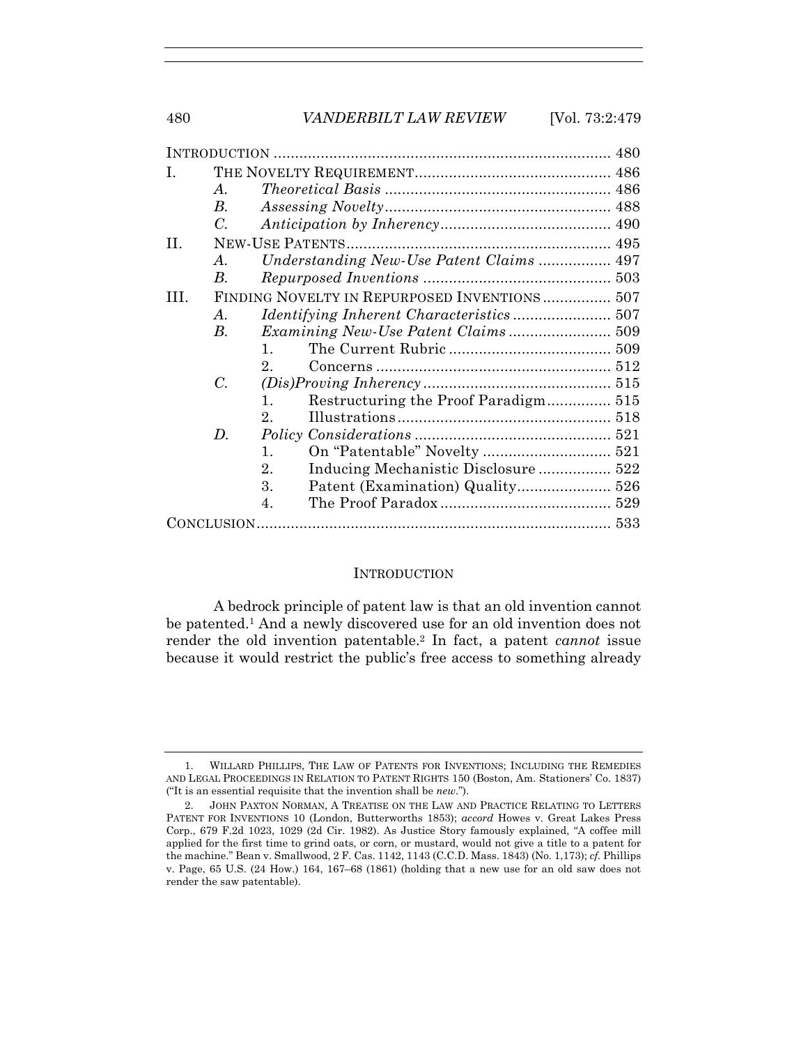| | | | |
|---|---|---|---|
| INTRODUCTION | | | 480 |
| I. | THE NOVELTY REQUIREMENT | | 486 |
| | *A.* | *Theoretical Basis* | 486 |
| | *B.* | *Assessing Novelty* | 488 |
| | *C.* | *Anticipation by Inherency* | 490 |
| II. | NEW-USE PATENTS | | 495 |
| | *A.* | *Understanding New-Use Patent Claims* | 497 |
| | *B.* | *Repurposed Inventions* | 503 |
| III. | FINDING NOVELTY IN REPURPOSED INVENTIONS | | 507 |
| | *A.* | *Identifying Inherent Characteristics* | 507 |
| | *B.* | *Examining New-Use Patent Claims* | 509 |
| | | 1. The Current Rubric | 509 |
| | | 2. Concerns | 512 |
| | *C.* | *(Dis)Proving Inherency* | 515 |
| | | 1. Restructuring the Proof Paradigm | 515 |
| | | 2. Illustrations | 518 |
| | *D.* | *Policy Considerations* | 521 |
| | | 1. On "Patentable" Novelty | 521 |
| | | 2. Inducing Mechanistic Disclosure | 522 |
| | | 3. Patent (Examination) Quality | 526 |
| | | 4. The Proof Paradox | 529 |
| CONCLUSION | | | 533 |

## INTRODUCTION

A bedrock principle of patent law is that an old invention cannot be patented.[1] And a newly discovered use for an old invention does not render the old invention patentable.[2] In fact, a patent *cannot* issue because it would restrict the public's free access to something already

---

1. WILLARD PHILLIPS, THE LAW OF PATENTS FOR INVENTIONS; INCLUDING THE REMEDIES AND LEGAL PROCEEDINGS IN RELATION TO PATENT RIGHTS 150 (Boston, Am. Stationers' Co. 1837) ("It is an essential requisite that the invention shall be *new*.").

2. JOHN PAXTON NORMAN, A TREATISE ON THE LAW AND PRACTICE RELATING TO LETTERS PATENT FOR INVENTIONS 10 (London, Butterworths 1853); *accord* Howes v. Great Lakes Press Corp., 679 F.2d 1023, 1029 (2d Cir. 1982). As Justice Story famously explained, "A coffee mill applied for the first time to grind oats, or corn, or mustard, would not give a title to a patent for the machine." Bean v. Smallwood, 2 F. Cas. 1142, 1143 (C.C.D. Mass. 1843) (No. 1,173); *cf.* Phillips v. Page, 65 U.S. (24 How.) 164, 167–68 (1861) (holding that a new use for an old saw does not render the saw patentable).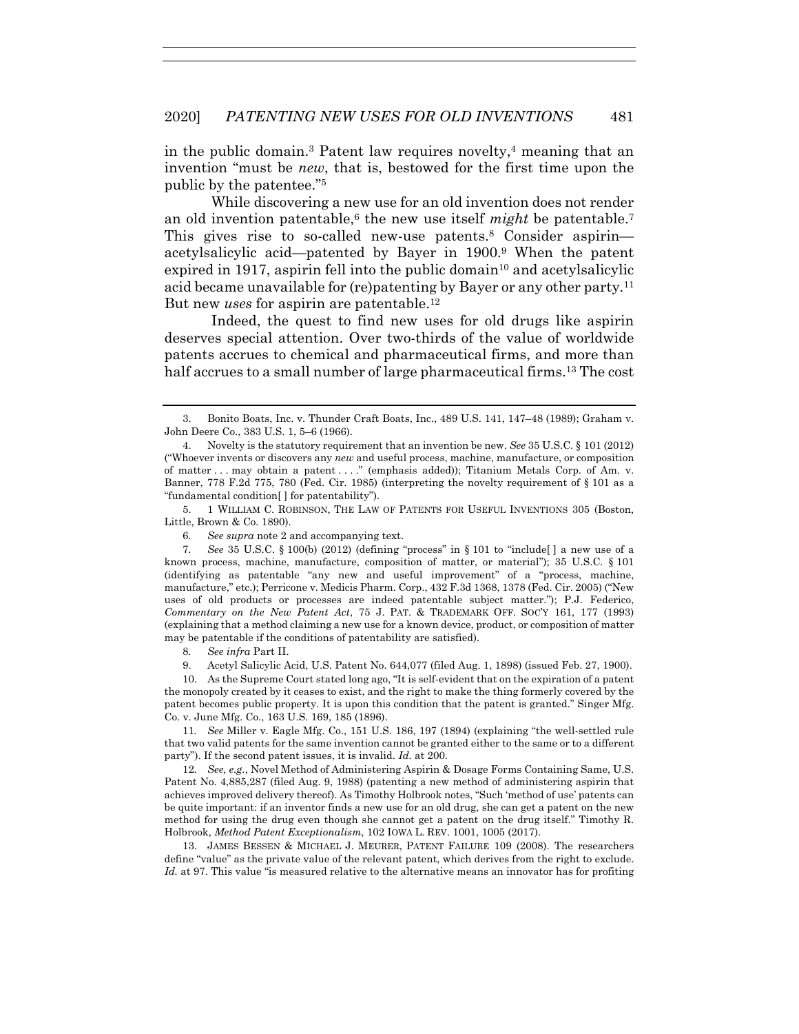in the public domain.[3] Patent law requires novelty,[4] meaning that an invention "must be *new*, that is, bestowed for the first time upon the public by the patentee."[5]

While discovering a new use for an old invention does not render an old invention patentable,[6] the new use itself *might* be patentable.[7] This gives rise to so-called new-use patents.[8] Consider aspirin—acetylsalicylic acid—patented by Bayer in 1900.[9] When the patent expired in 1917, aspirin fell into the public domain[10] and acetylsalicylic acid became unavailable for (re)patenting by Bayer or any other party.[11] But new *uses* for aspirin are patentable.[12]

Indeed, the quest to find new uses for old drugs like aspirin deserves special attention. Over two-thirds of the value of worldwide patents accrues to chemical and pharmaceutical firms, and more than half accrues to a small number of large pharmaceutical firms.[13] The cost

---

3. Bonito Boats, Inc. v. Thunder Craft Boats, Inc., 489 U.S. 141, 147–48 (1989); Graham v. John Deere Co., 383 U.S. 1, 5–6 (1966).

4. Novelty is the statutory requirement that an invention be new. *See* 35 U.S.C. § 101 (2012) ("Whoever invents or discovers any *new* and useful process, machine, manufacture, or composition of matter . . . may obtain a patent . . . ." (emphasis added)); Titanium Metals Corp. of Am. v. Banner, 778 F.2d 775, 780 (Fed. Cir. 1985) (interpreting the novelty requirement of § 101 as a "fundamental condition[ ] for patentability").

5. 1 WILLIAM C. ROBINSON, THE LAW OF PATENTS FOR USEFUL INVENTIONS 305 (Boston, Little, Brown & Co. 1890).

6. *See supra* note 2 and accompanying text.

7. *See* 35 U.S.C. § 100(b) (2012) (defining "process" in § 101 to "include[ ] a new use of a known process, machine, manufacture, composition of matter, or material"); 35 U.S.C. § 101 (identifying as patentable "any new and useful improvement" of a "process, machine, manufacture," etc.); Perricone v. Medicis Pharm. Corp., 432 F.3d 1368, 1378 (Fed. Cir. 2005) ("New uses of old products or processes are indeed patentable subject matter."); P.J. Federico, *Commentary on the New Patent Act*, 75 J. PAT. & TRADEMARK OFF. SOC'Y 161, 177 (1993) (explaining that a method claiming a new use for a known device, product, or composition of matter may be patentable if the conditions of patentability are satisfied).

8. *See infra* Part II.

9. Acetyl Salicylic Acid, U.S. Patent No. 644,077 (filed Aug. 1, 1898) (issued Feb. 27, 1900).

10. As the Supreme Court stated long ago, "It is self-evident that on the expiration of a patent the monopoly created by it ceases to exist, and the right to make the thing formerly covered by the patent becomes public property. It is upon this condition that the patent is granted." Singer Mfg. Co. v. June Mfg. Co., 163 U.S. 169, 185 (1896).

11. *See* Miller v. Eagle Mfg. Co., 151 U.S. 186, 197 (1894) (explaining "the well-settled rule that two valid patents for the same invention cannot be granted either to the same or to a different party"). If the second patent issues, it is invalid. *Id.* at 200.

12. *See, e.g.*, Novel Method of Administering Aspirin & Dosage Forms Containing Same, U.S. Patent No. 4,885,287 (filed Aug. 9, 1988) (patenting a new method of administering aspirin that achieves improved delivery thereof). As Timothy Holbrook notes, "Such 'method of use' patents can be quite important: if an inventor finds a new use for an old drug, she can get a patent on the new method for using the drug even though she cannot get a patent on the drug itself." Timothy R. Holbrook, *Method Patent Exceptionalism*, 102 IOWA L. REV. 1001, 1005 (2017).

13. JAMES BESSEN & MICHAEL J. MEURER, PATENT FAILURE 109 (2008). The researchers define "value" as the private value of the relevant patent, which derives from the right to exclude. *Id.* at 97. This value "is measured relative to the alternative means an innovator has for profiting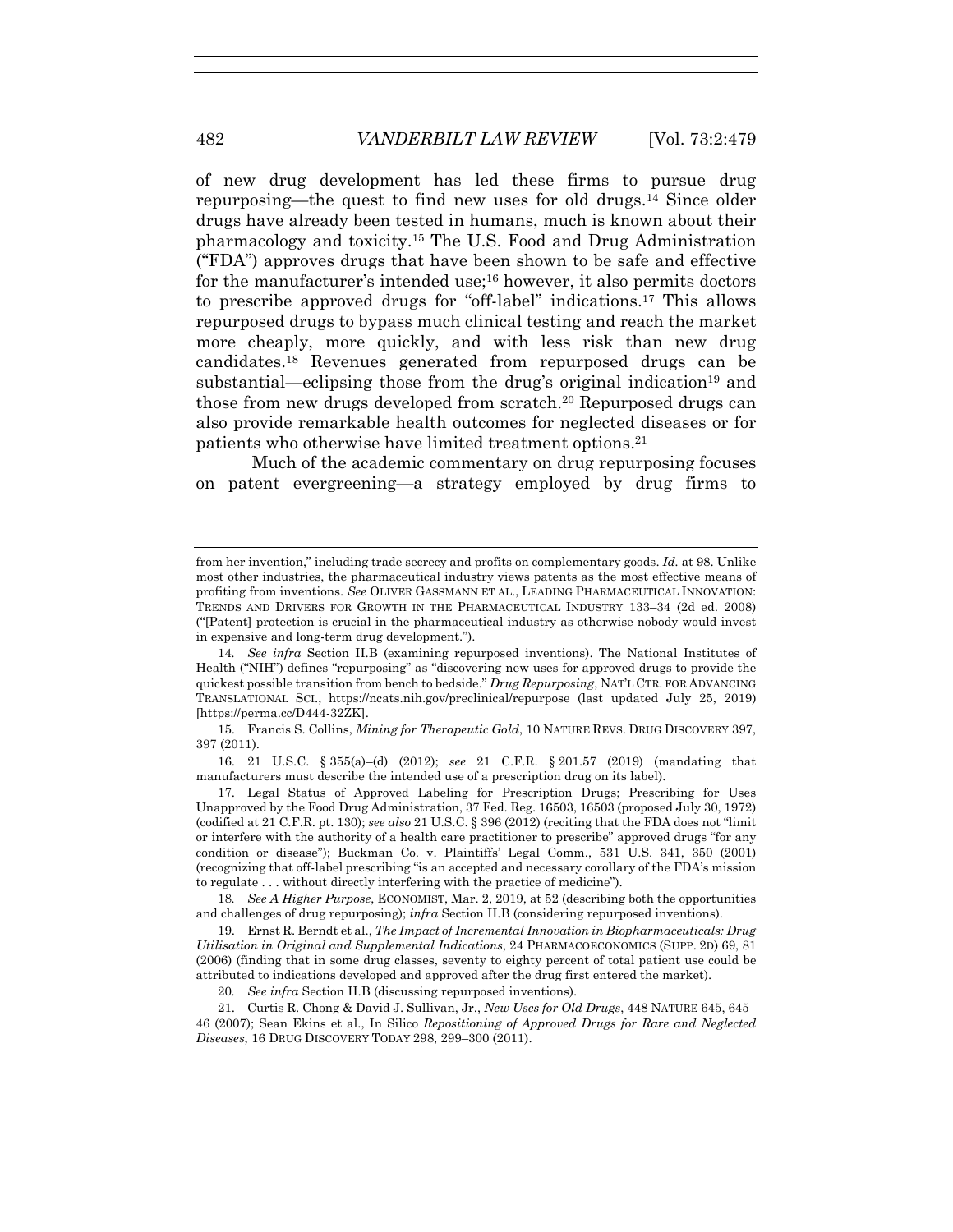of new drug development has led these firms to pursue drug repurposing—the quest to find new uses for old drugs.[14] Since older drugs have already been tested in humans, much is known about their pharmacology and toxicity.[15] The U.S. Food and Drug Administration ("FDA") approves drugs that have been shown to be safe and effective for the manufacturer's intended use;[16] however, it also permits doctors to prescribe approved drugs for "off-label" indications.[17] This allows repurposed drugs to bypass much clinical testing and reach the market more cheaply, more quickly, and with less risk than new drug candidates.[18] Revenues generated from repurposed drugs can be substantial—eclipsing those from the drug's original indication[19] and those from new drugs developed from scratch.[20] Repurposed drugs can also provide remarkable health outcomes for neglected diseases or for patients who otherwise have limited treatment options.[21]

Much of the academic commentary on drug repurposing focuses on patent evergreening—a strategy employed by drug firms to

---

from her invention," including trade secrecy and profits on complementary goods. *Id.* at 98. Unlike most other industries, the pharmaceutical industry views patents as the most effective means of profiting from inventions. *See* OLIVER GASSMANN ET AL., LEADING PHARMACEUTICAL INNOVATION: TRENDS AND DRIVERS FOR GROWTH IN THE PHARMACEUTICAL INDUSTRY 133–34 (2d ed. 2008) ("[Patent] protection is crucial in the pharmaceutical industry as otherwise nobody would invest in expensive and long-term drug development.").

14. *See infra* Section II.B (examining repurposed inventions). The National Institutes of Health ("NIH") defines "repurposing" as "discovering new uses for approved drugs to provide the quickest possible transition from bench to bedside." *Drug Repurposing*, NAT'L CTR. FOR ADVANCING TRANSLATIONAL SCI., https://ncats.nih.gov/preclinical/repurpose (last updated July 25, 2019) [https://perma.cc/D444-32ZK].

15. Francis S. Collins, *Mining for Therapeutic Gold*, 10 NATURE REVS. DRUG DISCOVERY 397, 397 (2011).

16. 21 U.S.C. § 355(a)–(d) (2012); *see* 21 C.F.R. § 201.57 (2019) (mandating that manufacturers must describe the intended use of a prescription drug on its label).

17. Legal Status of Approved Labeling for Prescription Drugs; Prescribing for Uses Unapproved by the Food Drug Administration, 37 Fed. Reg. 16503, 16503 (proposed July 30, 1972) (codified at 21 C.F.R. pt. 130); *see also* 21 U.S.C. § 396 (2012) (reciting that the FDA does not "limit or interfere with the authority of a health care practitioner to prescribe" approved drugs "for any condition or disease"); Buckman Co. v. Plaintiffs' Legal Comm., 531 U.S. 341, 350 (2001) (recognizing that off-label prescribing "is an accepted and necessary corollary of the FDA's mission to regulate . . . without directly interfering with the practice of medicine").

18. *See A Higher Purpose*, ECONOMIST, Mar. 2, 2019, at 52 (describing both the opportunities and challenges of drug repurposing); *infra* Section II.B (considering repurposed inventions).

19. Ernst R. Berndt et al., *The Impact of Incremental Innovation in Biopharmaceuticals: Drug Utilisation in Original and Supplemental Indications*, 24 PHARMACOECONOMICS (SUPP. 2D) 69, 81 (2006) (finding that in some drug classes, seventy to eighty percent of total patient use could be attributed to indications developed and approved after the drug first entered the market).

20. *See infra* Section II.B (discussing repurposed inventions).

21. Curtis R. Chong & David J. Sullivan, Jr., *New Uses for Old Drugs*, 448 NATURE 645, 645–46 (2007); Sean Ekins et al., In Silico *Repositioning of Approved Drugs for Rare and Neglected Diseases*, 16 DRUG DISCOVERY TODAY 298, 299–300 (2011).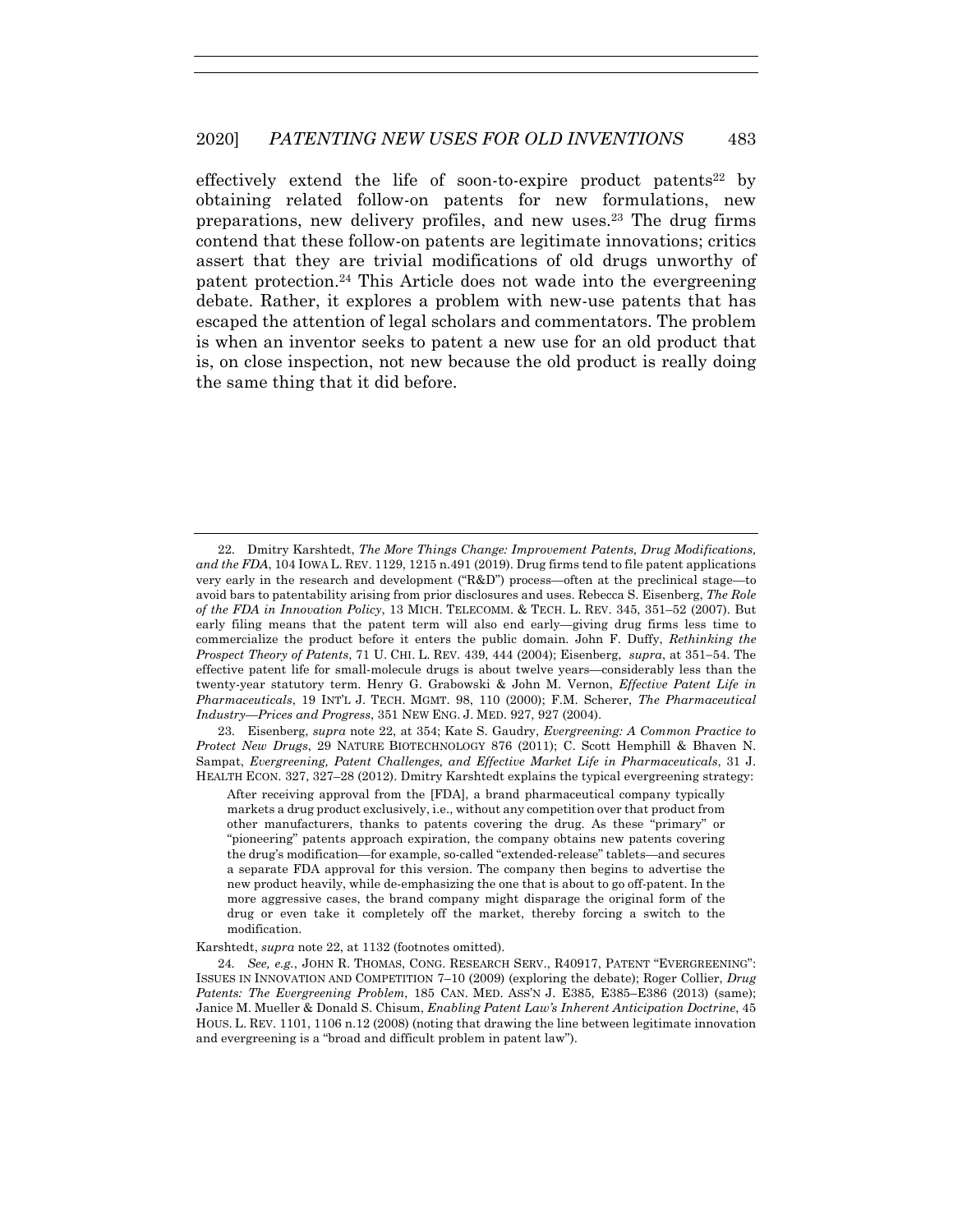effectively extend the life of soon-to-expire product patents[22] by obtaining related follow-on patents for new formulations, new preparations, new delivery profiles, and new uses.[23] The drug firms contend that these follow-on patents are legitimate innovations; critics assert that they are trivial modifications of old drugs unworthy of patent protection.[24] This Article does not wade into the evergreening debate. Rather, it explores a problem with new-use patents that has escaped the attention of legal scholars and commentators. The problem is when an inventor seeks to patent a new use for an old product that is, on close inspection, not new because the old product is really doing the same thing that it did before.

---

22. Dmitry Karshtedt, *The More Things Change: Improvement Patents, Drug Modifications, and the FDA*, 104 IOWA L. REV. 1129, 1215 n.491 (2019). Drug firms tend to file patent applications very early in the research and development ("R&D") process—often at the preclinical stage—to avoid bars to patentability arising from prior disclosures and uses. Rebecca S. Eisenberg, *The Role of the FDA in Innovation Policy*, 13 MICH. TELECOMM. & TECH. L. REV. 345, 351–52 (2007). But early filing means that the patent term will also end early—giving drug firms less time to commercialize the product before it enters the public domain. John F. Duffy, *Rethinking the Prospect Theory of Patents*, 71 U. CHI. L. REV. 439, 444 (2004); Eisenberg, *supra*, at 351–54. The effective patent life for small-molecule drugs is about twelve years—considerably less than the twenty-year statutory term. Henry G. Grabowski & John M. Vernon, *Effective Patent Life in Pharmaceuticals*, 19 INT'L J. TECH. MGMT. 98, 110 (2000); F.M. Scherer, *The Pharmaceutical Industry—Prices and Progress*, 351 NEW ENG. J. MED. 927, 927 (2004).

23. Eisenberg, *supra* note 22, at 354; Kate S. Gaudry, *Evergreening: A Common Practice to Protect New Drugs*, 29 NATURE BIOTECHNOLOGY 876 (2011); C. Scott Hemphill & Bhaven N. Sampat, *Evergreening, Patent Challenges, and Effective Market Life in Pharmaceuticals*, 31 J. HEALTH ECON. 327, 327–28 (2012). Dmitry Karshtedt explains the typical evergreening strategy:

> After receiving approval from the [FDA], a brand pharmaceutical company typically markets a drug product exclusively, i.e., without any competition over that product from other manufacturers, thanks to patents covering the drug. As these "primary" or "pioneering" patents approach expiration, the company obtains new patents covering the drug's modification—for example, so-called "extended-release" tablets—and secures a separate FDA approval for this version. The company then begins to advertise the new product heavily, while de-emphasizing the one that is about to go off-patent. In the more aggressive cases, the brand company might disparage the original form of the drug or even take it completely off the market, thereby forcing a switch to the modification.

Karshtedt, *supra* note 22, at 1132 (footnotes omitted).

24. *See, e.g.*, JOHN R. THOMAS, CONG. RESEARCH SERV., R40917, PATENT "EVERGREENING": ISSUES IN INNOVATION AND COMPETITION 7–10 (2009) (exploring the debate); Roger Collier, *Drug Patents: The Evergreening Problem*, 185 CAN. MED. ASS'N J. E385, E385–E386 (2013) (same); Janice M. Mueller & Donald S. Chisum, *Enabling Patent Law's Inherent Anticipation Doctrine*, 45 HOUS. L. REV. 1101, 1106 n.12 (2008) (noting that drawing the line between legitimate innovation and evergreening is a "broad and difficult problem in patent law").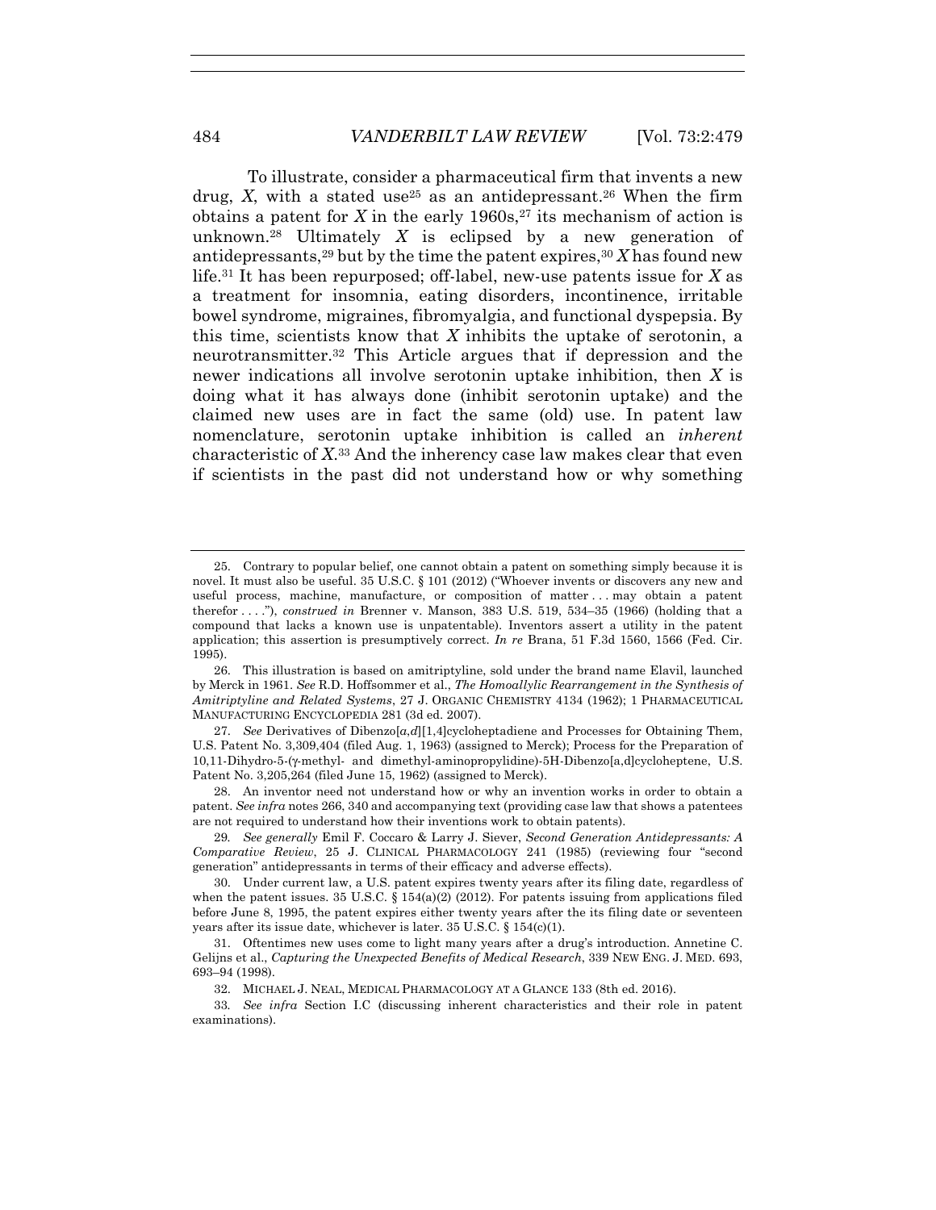To illustrate, consider a pharmaceutical firm that invents a new drug, *X*, with a stated use[25] as an antidepressant.[26] When the firm obtains a patent for *X* in the early 1960s,[27] its mechanism of action is unknown.[28] Ultimately *X* is eclipsed by a new generation of antidepressants,[29] but by the time the patent expires,[30] *X* has found new life.[31] It has been repurposed; off-label, new-use patents issue for *X* as a treatment for insomnia, eating disorders, incontinence, irritable bowel syndrome, migraines, fibromyalgia, and functional dyspepsia. By this time, scientists know that *X* inhibits the uptake of serotonin, a neurotransmitter.[32] This Article argues that if depression and the newer indications all involve serotonin uptake inhibition, then *X* is doing what it has always done (inhibit serotonin uptake) and the claimed new uses are in fact the same (old) use. In patent law nomenclature, serotonin uptake inhibition is called an *inherent* characteristic of *X*.[33] And the inherency case law makes clear that even if scientists in the past did not understand how or why something

---

25. Contrary to popular belief, one cannot obtain a patent on something simply because it is novel. It must also be useful. 35 U.S.C. § 101 (2012) ("Whoever invents or discovers any new and useful process, machine, manufacture, or composition of matter . . . may obtain a patent therefor . . . ."), *construed in* Brenner v. Manson, 383 U.S. 519, 534–35 (1966) (holding that a compound that lacks a known use is unpatentable). Inventors assert a utility in the patent application; this assertion is presumptively correct. *In re* Brana, 51 F.3d 1560, 1566 (Fed. Cir. 1995).

26. This illustration is based on amitriptyline, sold under the brand name Elavil, launched by Merck in 1961. *See* R.D. Hoffsommer et al., *The Homoallylic Rearrangement in the Synthesis of Amitriptyline and Related Systems*, 27 J. ORGANIC CHEMISTRY 4134 (1962); 1 PHARMACEUTICAL MANUFACTURING ENCYCLOPEDIA 281 (3d ed. 2007).

27. *See* Derivatives of Dibenzo[*a*,*d*][1,4]cycloheptadiene and Processes for Obtaining Them, U.S. Patent No. 3,309,404 (filed Aug. 1, 1963) (assigned to Merck); Process for the Preparation of 10,11-Dihydro-5-(γ-methyl- and dimethyl-aminopropylidine)-5H-Dibenzo[a,d]cycloheptene, U.S. Patent No. 3,205,264 (filed June 15, 1962) (assigned to Merck).

28. An inventor need not understand how or why an invention works in order to obtain a patent. *See infra* notes 266, 340 and accompanying text (providing case law that shows a patentees are not required to understand how their inventions work to obtain patents).

29. *See generally* Emil F. Coccaro & Larry J. Siever, *Second Generation Antidepressants: A Comparative Review*, 25 J. CLINICAL PHARMACOLOGY 241 (1985) (reviewing four "second generation" antidepressants in terms of their efficacy and adverse effects).

30. Under current law, a U.S. patent expires twenty years after its filing date, regardless of when the patent issues. 35 U.S.C. § 154(a)(2) (2012). For patents issuing from applications filed before June 8, 1995, the patent expires either twenty years after the its filing date or seventeen years after its issue date, whichever is later. 35 U.S.C. § 154(c)(1).

31. Oftentimes new uses come to light many years after a drug's introduction. Annetine C. Gelijns et al., *Capturing the Unexpected Benefits of Medical Research*, 339 NEW ENG. J. MED. 693, 693–94 (1998).

32. MICHAEL J. NEAL, MEDICAL PHARMACOLOGY AT A GLANCE 133 (8th ed. 2016).

33. *See infra* Section I.C (discussing inherent characteristics and their role in patent examinations).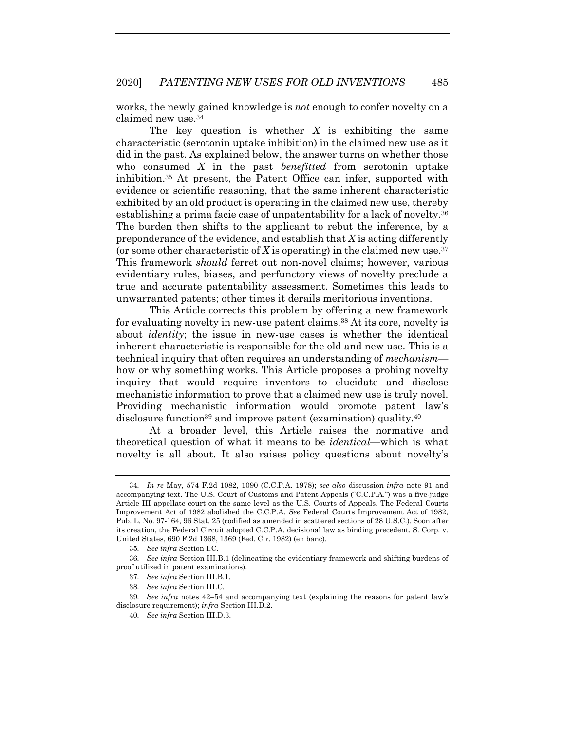works, the newly gained knowledge is *not* enough to confer novelty on a claimed new use.[34]

The key question is whether *X* is exhibiting the same characteristic (serotonin uptake inhibition) in the claimed new use as it did in the past. As explained below, the answer turns on whether those who consumed *X* in the past *benefitted* from serotonin uptake inhibition.[35] At present, the Patent Office can infer, supported with evidence or scientific reasoning, that the same inherent characteristic exhibited by an old product is operating in the claimed new use, thereby establishing a prima facie case of unpatentability for a lack of novelty.[36] The burden then shifts to the applicant to rebut the inference, by a preponderance of the evidence, and establish that *X* is acting differently (or some other characteristic of *X* is operating) in the claimed new use.[37] This framework *should* ferret out non-novel claims; however, various evidentiary rules, biases, and perfunctory views of novelty preclude a true and accurate patentability assessment. Sometimes this leads to unwarranted patents; other times it derails meritorious inventions.

This Article corrects this problem by offering a new framework for evaluating novelty in new-use patent claims.[38] At its core, novelty is about *identity*; the issue in new-use cases is whether the identical inherent characteristic is responsible for the old and new use. This is a technical inquiry that often requires an understanding of *mechanism*—how or why something works. This Article proposes a probing novelty inquiry that would require inventors to elucidate and disclose mechanistic information to prove that a claimed new use is truly novel. Providing mechanistic information would promote patent law's disclosure function[39] and improve patent (examination) quality.[40]

At a broader level, this Article raises the normative and theoretical question of what it means to be *identical*—which is what novelty is all about. It also raises policy questions about novelty's

---

34. *In re* May, 574 F.2d 1082, 1090 (C.C.P.A. 1978); *see also* discussion *infra* note 91 and accompanying text. The U.S. Court of Customs and Patent Appeals ("C.C.P.A.") was a five-judge Article III appellate court on the same level as the U.S. Courts of Appeals. The Federal Courts Improvement Act of 1982 abolished the C.C.P.A. *See* Federal Courts Improvement Act of 1982, Pub. L. No. 97-164, 96 Stat. 25 (codified as amended in scattered sections of 28 U.S.C.). Soon after its creation, the Federal Circuit adopted C.C.P.A. decisional law as binding precedent. S. Corp. v. United States, 690 F.2d 1368, 1369 (Fed. Cir. 1982) (en banc).

35. *See infra* Section I.C.

36. *See infra* Section III.B.1 (delineating the evidentiary framework and shifting burdens of proof utilized in patent examinations).

37. *See infra* Section III.B.1.

38. *See infra* Section III.C.

39. *See infra* notes 42–54 and accompanying text (explaining the reasons for patent law's disclosure requirement); *infra* Section III.D.2.

40. *See infra* Section III.D.3.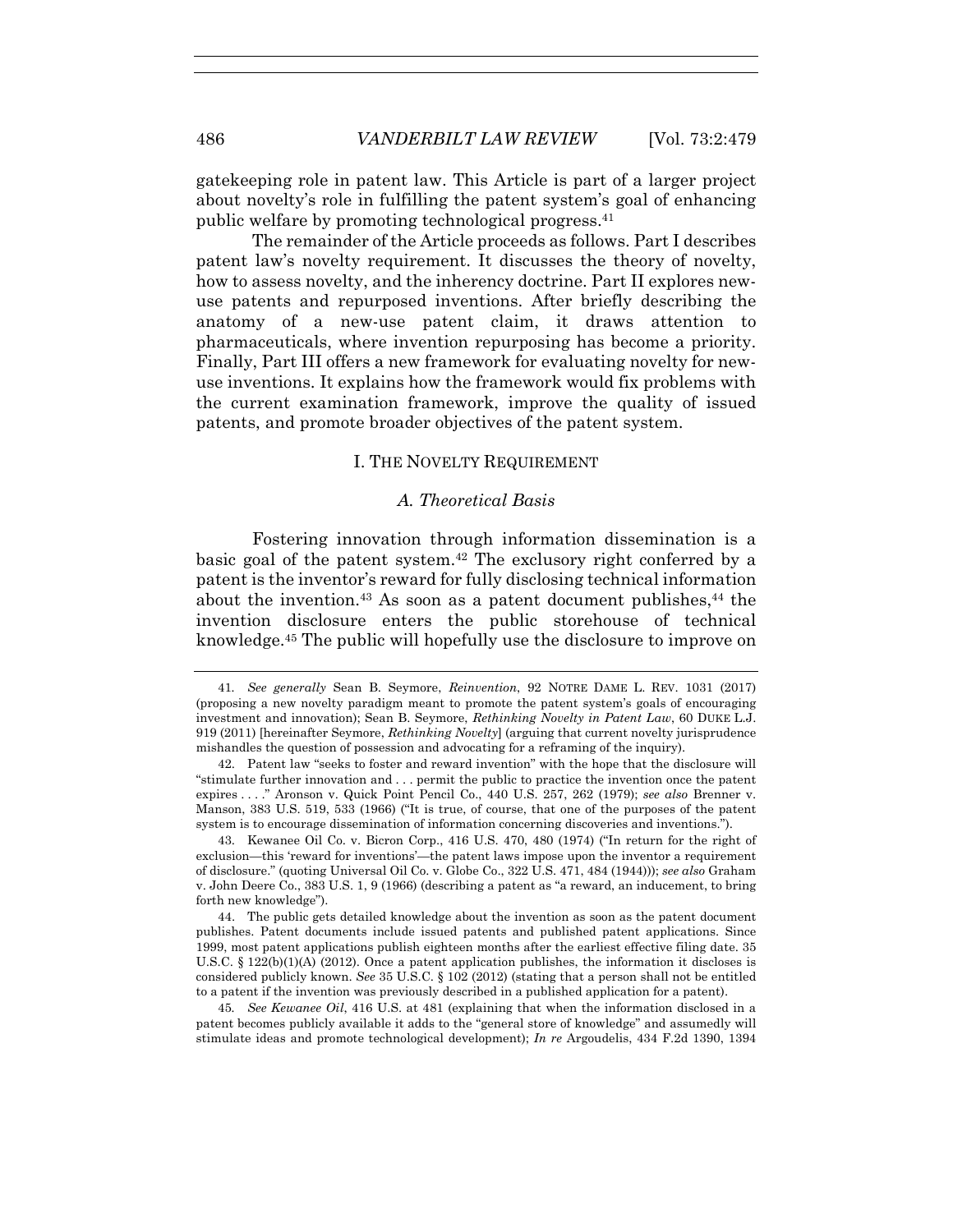gatekeeping role in patent law. This Article is part of a larger project about novelty's role in fulfilling the patent system's goal of enhancing public welfare by promoting technological progress.[41]

The remainder of the Article proceeds as follows. Part I describes patent law's novelty requirement. It discusses the theory of novelty, how to assess novelty, and the inherency doctrine. Part II explores new-use patents and repurposed inventions. After briefly describing the anatomy of a new-use patent claim, it draws attention to pharmaceuticals, where invention repurposing has become a priority. Finally, Part III offers a new framework for evaluating novelty for new-use inventions. It explains how the framework would fix problems with the current examination framework, improve the quality of issued patents, and promote broader objectives of the patent system.

## I. THE NOVELTY REQUIREMENT

### *A. Theoretical Basis*

Fostering innovation through information dissemination is a basic goal of the patent system.[42] The exclusory right conferred by a patent is the inventor's reward for fully disclosing technical information about the invention.[43] As soon as a patent document publishes,[44] the invention disclosure enters the public storehouse of technical knowledge.[45] The public will hopefully use the disclosure to improve on

---

41. *See generally* Sean B. Seymore, *Reinvention*, 92 NOTRE DAME L. REV. 1031 (2017) (proposing a new novelty paradigm meant to promote the patent system's goals of encouraging investment and innovation); Sean B. Seymore, *Rethinking Novelty in Patent Law*, 60 DUKE L.J. 919 (2011) [hereinafter Seymore, *Rethinking Novelty*] (arguing that current novelty jurisprudence mishandles the question of possession and advocating for a reframing of the inquiry).

42. Patent law "seeks to foster and reward invention" with the hope that the disclosure will "stimulate further innovation and . . . permit the public to practice the invention once the patent expires . . . ." Aronson v. Quick Point Pencil Co., 440 U.S. 257, 262 (1979); *see also* Brenner v. Manson, 383 U.S. 519, 533 (1966) ("It is true, of course, that one of the purposes of the patent system is to encourage dissemination of information concerning discoveries and inventions.").

43. Kewanee Oil Co. v. Bicron Corp., 416 U.S. 470, 480 (1974) ("In return for the right of exclusion—this 'reward for inventions'—the patent laws impose upon the inventor a requirement of disclosure." (quoting Universal Oil Co. v. Globe Co., 322 U.S. 471, 484 (1944))); *see also* Graham v. John Deere Co., 383 U.S. 1, 9 (1966) (describing a patent as "a reward, an inducement, to bring forth new knowledge").

44. The public gets detailed knowledge about the invention as soon as the patent document publishes. Patent documents include issued patents and published patent applications. Since 1999, most patent applications publish eighteen months after the earliest effective filing date. 35 U.S.C. § 122(b)(1)(A) (2012). Once a patent application publishes, the information it discloses is considered publicly known. *See* 35 U.S.C. § 102 (2012) (stating that a person shall not be entitled to a patent if the invention was previously described in a published application for a patent).

45. *See Kewanee Oil*, 416 U.S. at 481 (explaining that when the information disclosed in a patent becomes publicly available it adds to the "general store of knowledge" and assumedly will stimulate ideas and promote technological development); *In re* Argoudelis, 434 F.2d 1390, 1394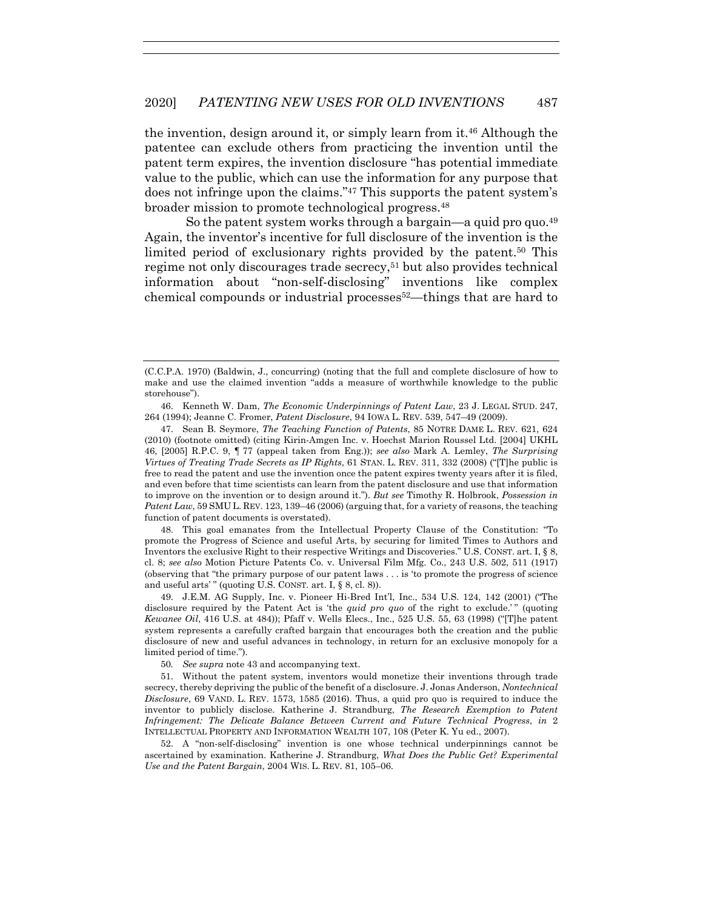the invention, design around it, or simply learn from it.[46] Although the patentee can exclude others from practicing the invention until the patent term expires, the invention disclosure "has potential immediate value to the public, which can use the information for any purpose that does not infringe upon the claims."[47] This supports the patent system's broader mission to promote technological progress.[48]

So the patent system works through a bargain—a quid pro quo.[49] Again, the inventor's incentive for full disclosure of the invention is the limited period of exclusionary rights provided by the patent.[50] This regime not only discourages trade secrecy,[51] but also provides technical information about "non-self-disclosing" inventions like complex chemical compounds or industrial processes[52]—things that are hard to

---

(C.C.P.A. 1970) (Baldwin, J., concurring) (noting that the full and complete disclosure of how to make and use the claimed invention "adds a measure of worthwhile knowledge to the public storehouse").

46. Kenneth W. Dam, *The Economic Underpinnings of Patent Law*, 23 J. LEGAL STUD. 247, 264 (1994); Jeanne C. Fromer, *Patent Disclosure*, 94 IOWA L. REV. 539, 547–49 (2009).

47. Sean B. Seymore, *The Teaching Function of Patents*, 85 NOTRE DAME L. REV. 621, 624 (2010) (footnote omitted) (citing Kirin-Amgen Inc. v. Hoechst Marion Roussel Ltd. [2004] UKHL 46, [2005] R.P.C. 9, ¶ 77 (appeal taken from Eng.)); *see also* Mark A. Lemley, *The Surprising Virtues of Treating Trade Secrets as IP Rights*, 61 STAN. L. REV. 311, 332 (2008) ("[T]he public is free to read the patent and use the invention once the patent expires twenty years after it is filed, and even before that time scientists can learn from the patent disclosure and use that information to improve on the invention or to design around it."). *But see* Timothy R. Holbrook, *Possession in Patent Law*, 59 SMU L. REV. 123, 139–46 (2006) (arguing that, for a variety of reasons, the teaching function of patent documents is overstated).

48. This goal emanates from the Intellectual Property Clause of the Constitution: "To promote the Progress of Science and useful Arts, by securing for limited Times to Authors and Inventors the exclusive Right to their respective Writings and Discoveries." U.S. CONST. art. I, § 8, cl. 8; *see also* Motion Picture Patents Co. v. Universal Film Mfg. Co., 243 U.S. 502, 511 (1917) (observing that "the primary purpose of our patent laws . . . is 'to promote the progress of science and useful arts' " (quoting U.S. CONST. art. I, § 8, cl. 8)).

49. J.E.M. AG Supply, Inc. v. Pioneer Hi-Bred Int'l, Inc., 534 U.S. 124, 142 (2001) ("The disclosure required by the Patent Act is 'the *quid pro quo* of the right to exclude.' " (quoting *Kewanee Oil*, 416 U.S. at 484)); Pfaff v. Wells Elecs., Inc., 525 U.S. 55, 63 (1998) ("[T]he patent system represents a carefully crafted bargain that encourages both the creation and the public disclosure of new and useful advances in technology, in return for an exclusive monopoly for a limited period of time.").

50. *See supra* note 43 and accompanying text.

51. Without the patent system, inventors would monetize their inventions through trade secrecy, thereby depriving the public of the benefit of a disclosure. J. Jonas Anderson, *Nontechnical Disclosure*, 69 VAND. L. REV. 1573, 1585 (2016). Thus, a quid pro quo is required to induce the inventor to publicly disclose. Katherine J. Strandburg, *The Research Exemption to Patent Infringement: The Delicate Balance Between Current and Future Technical Progress*, *in* 2 INTELLECTUAL PROPERTY AND INFORMATION WEALTH 107, 108 (Peter K. Yu ed., 2007).

52. A "non-self-disclosing" invention is one whose technical underpinnings cannot be ascertained by examination. Katherine J. Strandburg, *What Does the Public Get? Experimental Use and the Patent Bargain*, 2004 WIS. L. REV. 81, 105–06.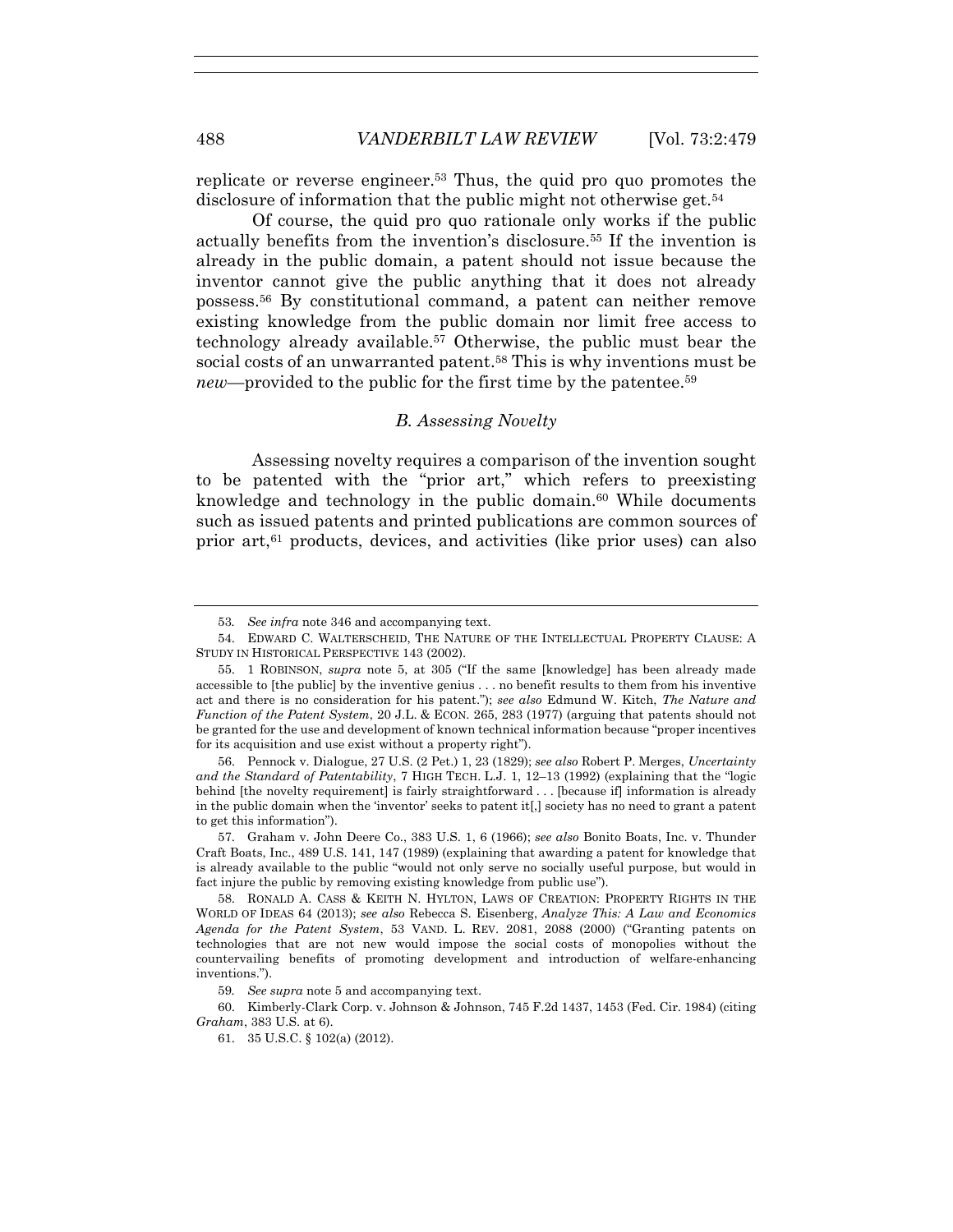replicate or reverse engineer.[53] Thus, the quid pro quo promotes the disclosure of information that the public might not otherwise get.[54]

Of course, the quid pro quo rationale only works if the public actually benefits from the invention's disclosure.[55] If the invention is already in the public domain, a patent should not issue because the inventor cannot give the public anything that it does not already possess.[56] By constitutional command, a patent can neither remove existing knowledge from the public domain nor limit free access to technology already available.[57] Otherwise, the public must bear the social costs of an unwarranted patent.[58] This is why inventions must be *new*—provided to the public for the first time by the patentee.[59]

### *B. Assessing Novelty*

Assessing novelty requires a comparison of the invention sought to be patented with the "prior art," which refers to preexisting knowledge and technology in the public domain.[60] While documents such as issued patents and printed publications are common sources of prior art,[61] products, devices, and activities (like prior uses) can also

---

53. *See infra* note 346 and accompanying text.

54. EDWARD C. WALTERSCHEID, THE NATURE OF THE INTELLECTUAL PROPERTY CLAUSE: A STUDY IN HISTORICAL PERSPECTIVE 143 (2002).

55. 1 ROBINSON, *supra* note 5, at 305 ("If the same [knowledge] has been already made accessible to [the public] by the inventive genius . . . no benefit results to them from his inventive act and there is no consideration for his patent."); *see also* Edmund W. Kitch, *The Nature and Function of the Patent System*, 20 J.L. & ECON. 265, 283 (1977) (arguing that patents should not be granted for the use and development of known technical information because "proper incentives for its acquisition and use exist without a property right").

56. Pennock v. Dialogue, 27 U.S. (2 Pet.) 1, 23 (1829); *see also* Robert P. Merges, *Uncertainty and the Standard of Patentability*, 7 HIGH TECH. L.J. 1, 12–13 (1992) (explaining that the "logic behind [the novelty requirement] is fairly straightforward . . . [because if] information is already in the public domain when the 'inventor' seeks to patent it[,] society has no need to grant a patent to get this information").

57. Graham v. John Deere Co., 383 U.S. 1, 6 (1966); *see also* Bonito Boats, Inc. v. Thunder Craft Boats, Inc., 489 U.S. 141, 147 (1989) (explaining that awarding a patent for knowledge that is already available to the public "would not only serve no socially useful purpose, but would in fact injure the public by removing existing knowledge from public use").

58. RONALD A. CASS & KEITH N. HYLTON, LAWS OF CREATION: PROPERTY RIGHTS IN THE WORLD OF IDEAS 64 (2013); *see also* Rebecca S. Eisenberg, *Analyze This: A Law and Economics Agenda for the Patent System*, 53 VAND. L. REV. 2081, 2088 (2000) ("Granting patents on technologies that are not new would impose the social costs of monopolies without the countervailing benefits of promoting development and introduction of welfare-enhancing inventions.").

59. *See supra* note 5 and accompanying text.

60. Kimberly-Clark Corp. v. Johnson & Johnson, 745 F.2d 1437, 1453 (Fed. Cir. 1984) (citing *Graham*, 383 U.S. at 6).

61. 35 U.S.C. § 102(a) (2012).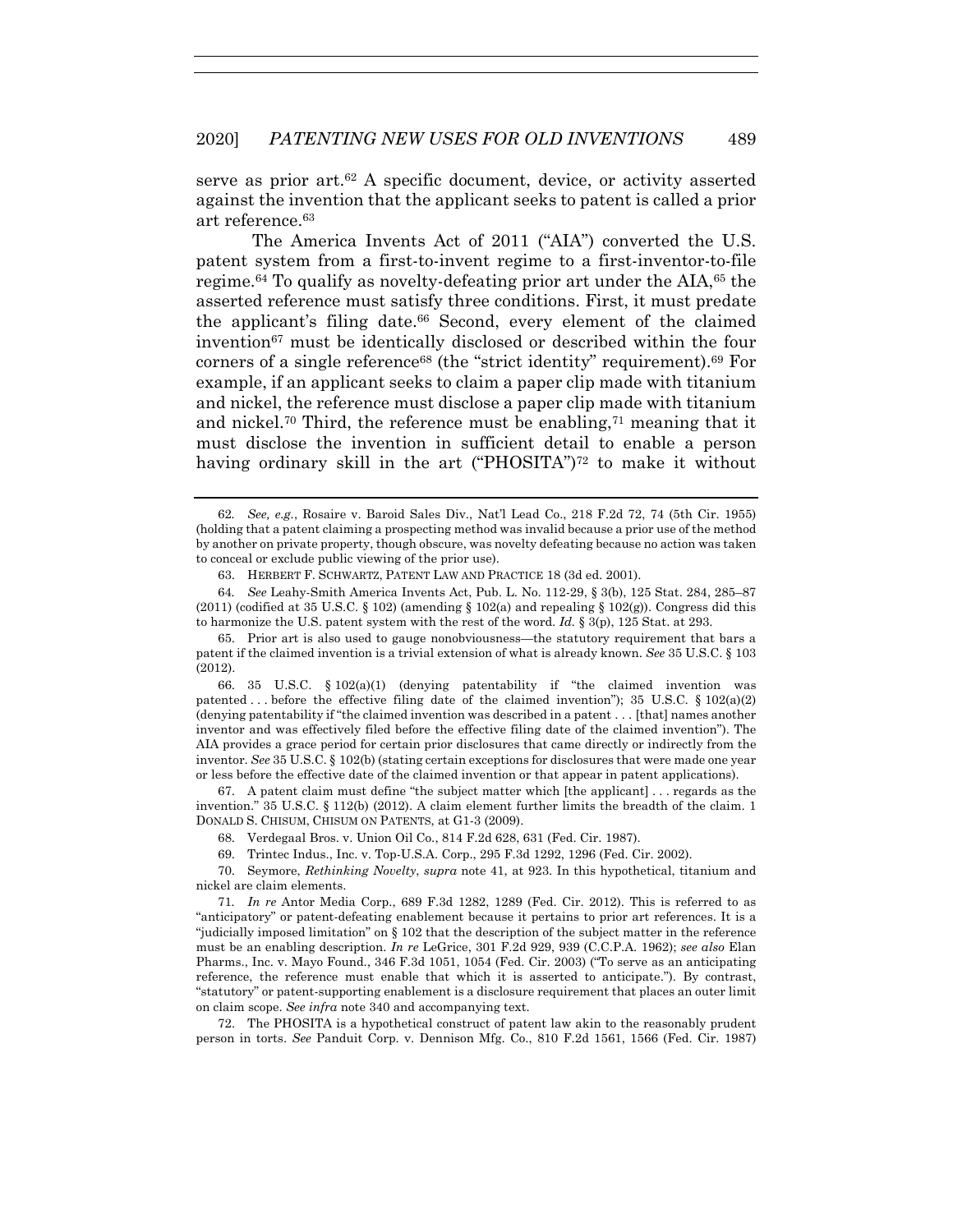serve as prior art.[62] A specific document, device, or activity asserted against the invention that the applicant seeks to patent is called a prior art reference.[63]

The America Invents Act of 2011 ("AIA") converted the U.S. patent system from a first-to-invent regime to a first-inventor-to-file regime.[64] To qualify as novelty-defeating prior art under the AIA,[65] the asserted reference must satisfy three conditions. First, it must predate the applicant's filing date.[66] Second, every element of the claimed invention[67] must be identically disclosed or described within the four corners of a single reference[68] (the "strict identity" requirement).[69] For example, if an applicant seeks to claim a paper clip made with titanium and nickel, the reference must disclose a paper clip made with titanium and nickel.[70] Third, the reference must be enabling,[71] meaning that it must disclose the invention in sufficient detail to enable a person having ordinary skill in the art ("PHOSITA")[72] to make it without

---

62. *See, e.g.*, Rosaire v. Baroid Sales Div., Nat'l Lead Co., 218 F.2d 72, 74 (5th Cir. 1955) (holding that a patent claiming a prospecting method was invalid because a prior use of the method by another on private property, though obscure, was novelty defeating because no action was taken to conceal or exclude public viewing of the prior use).

63. HERBERT F. SCHWARTZ, PATENT LAW AND PRACTICE 18 (3d ed. 2001).

64. *See* Leahy-Smith America Invents Act, Pub. L. No. 112-29, § 3(b), 125 Stat. 284, 285–87 (2011) (codified at 35 U.S.C. § 102) (amending § 102(a) and repealing § 102(g)). Congress did this to harmonize the U.S. patent system with the rest of the word. *Id.* § 3(p), 125 Stat. at 293.

65. Prior art is also used to gauge nonobviousness—the statutory requirement that bars a patent if the claimed invention is a trivial extension of what is already known. *See* 35 U.S.C. § 103 (2012).

66. 35 U.S.C. § 102(a)(1) (denying patentability if "the claimed invention was patented . . . before the effective filing date of the claimed invention"); 35 U.S.C. § 102(a)(2) (denying patentability if "the claimed invention was described in a patent . . . [that] names another inventor and was effectively filed before the effective filing date of the claimed invention"). The AIA provides a grace period for certain prior disclosures that came directly or indirectly from the inventor. *See* 35 U.S.C. § 102(b) (stating certain exceptions for disclosures that were made one year or less before the effective date of the claimed invention or that appear in patent applications).

67. A patent claim must define "the subject matter which [the applicant] . . . regards as the invention." 35 U.S.C. § 112(b) (2012). A claim element further limits the breadth of the claim. 1 DONALD S. CHISUM, CHISUM ON PATENTS, at G1-3 (2009).

68. Verdegaal Bros. v. Union Oil Co., 814 F.2d 628, 631 (Fed. Cir. 1987).

69. Trintec Indus., Inc. v. Top-U.S.A. Corp., 295 F.3d 1292, 1296 (Fed. Cir. 2002).

70. Seymore, *Rethinking Novelty*, *supra* note 41, at 923. In this hypothetical, titanium and nickel are claim elements.

71. *In re* Antor Media Corp., 689 F.3d 1282, 1289 (Fed. Cir. 2012). This is referred to as "anticipatory" or patent-defeating enablement because it pertains to prior art references. It is a "judicially imposed limitation" on § 102 that the description of the subject matter in the reference must be an enabling description. *In re* LeGrice, 301 F.2d 929, 939 (C.C.P.A. 1962); *see also* Elan Pharms., Inc. v. Mayo Found., 346 F.3d 1051, 1054 (Fed. Cir. 2003) ("To serve as an anticipating reference, the reference must enable that which it is asserted to anticipate."). By contrast, "statutory" or patent-supporting enablement is a disclosure requirement that places an outer limit on claim scope. *See infra* note 340 and accompanying text.

72. The PHOSITA is a hypothetical construct of patent law akin to the reasonably prudent person in torts. *See* Panduit Corp. v. Dennison Mfg. Co., 810 F.2d 1561, 1566 (Fed. Cir. 1987)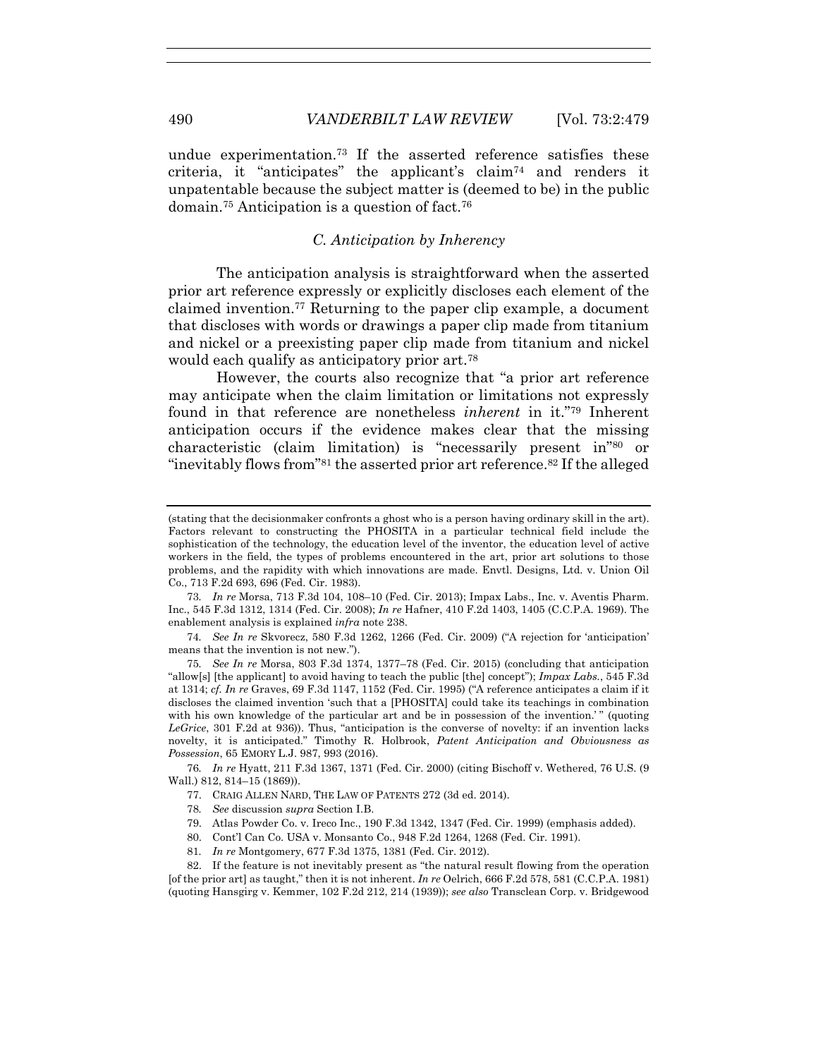undue experimentation.[73] If the asserted reference satisfies these criteria, it "anticipates" the applicant's claim[74] and renders it unpatentable because the subject matter is (deemed to be) in the public domain.[75] Anticipation is a question of fact.[76]

### *C. Anticipation by Inherency*

The anticipation analysis is straightforward when the asserted prior art reference expressly or explicitly discloses each element of the claimed invention.[77] Returning to the paper clip example, a document that discloses with words or drawings a paper clip made from titanium and nickel or a preexisting paper clip made from titanium and nickel would each qualify as anticipatory prior art.[78]

However, the courts also recognize that "a prior art reference may anticipate when the claim limitation or limitations not expressly found in that reference are nonetheless *inherent* in it."[79] Inherent anticipation occurs if the evidence makes clear that the missing characteristic (claim limitation) is "necessarily present in"[80] or "inevitably flows from"[81] the asserted prior art reference.[82] If the alleged

---

(stating that the decisionmaker confronts a ghost who is a person having ordinary skill in the art). Factors relevant to constructing the PHOSITA in a particular technical field include the sophistication of the technology, the education level of the inventor, the education level of active workers in the field, the types of problems encountered in the art, prior art solutions to those problems, and the rapidity with which innovations are made. Envtl. Designs, Ltd. v. Union Oil Co., 713 F.2d 693, 696 (Fed. Cir. 1983).

73. *In re* Morsa, 713 F.3d 104, 108–10 (Fed. Cir. 2013); Impax Labs., Inc. v. Aventis Pharm. Inc., 545 F.3d 1312, 1314 (Fed. Cir. 2008); *In re* Hafner, 410 F.2d 1403, 1405 (C.C.P.A. 1969). The enablement analysis is explained *infra* note 238.

74. *See In re* Skvorecz, 580 F.3d 1262, 1266 (Fed. Cir. 2009) ("A rejection for 'anticipation' means that the invention is not new.").

75. *See In re* Morsa, 803 F.3d 1374, 1377–78 (Fed. Cir. 2015) (concluding that anticipation "allow[s] [the applicant] to avoid having to teach the public [the] concept"); *Impax Labs.*, 545 F.3d at 1314; *cf. In re* Graves, 69 F.3d 1147, 1152 (Fed. Cir. 1995) ("A reference anticipates a claim if it discloses the claimed invention 'such that a [PHOSITA] could take its teachings in combination with his own knowledge of the particular art and be in possession of the invention.' " (quoting *LeGrice*, 301 F.2d at 936)). Thus, "anticipation is the converse of novelty: if an invention lacks novelty, it is anticipated." Timothy R. Holbrook, *Patent Anticipation and Obviousness as Possession*, 65 EMORY L.J. 987, 993 (2016).

76. *In re* Hyatt, 211 F.3d 1367, 1371 (Fed. Cir. 2000) (citing Bischoff v. Wethered, 76 U.S. (9 Wall.) 812, 814–15 (1869)).

77. CRAIG ALLEN NARD, THE LAW OF PATENTS 272 (3d ed. 2014).

78. *See* discussion *supra* Section I.B.

79. Atlas Powder Co. v. Ireco Inc., 190 F.3d 1342, 1347 (Fed. Cir. 1999) (emphasis added).

80. Cont'l Can Co. USA v. Monsanto Co., 948 F.2d 1264, 1268 (Fed. Cir. 1991).

81. *In re* Montgomery, 677 F.3d 1375, 1381 (Fed. Cir. 2012).

82. If the feature is not inevitably present as "the natural result flowing from the operation [of the prior art] as taught," then it is not inherent. *In re* Oelrich, 666 F.2d 578, 581 (C.C.P.A. 1981) (quoting Hansgirg v. Kemmer, 102 F.2d 212, 214 (1939)); *see also* Transclean Corp. v. Bridgewood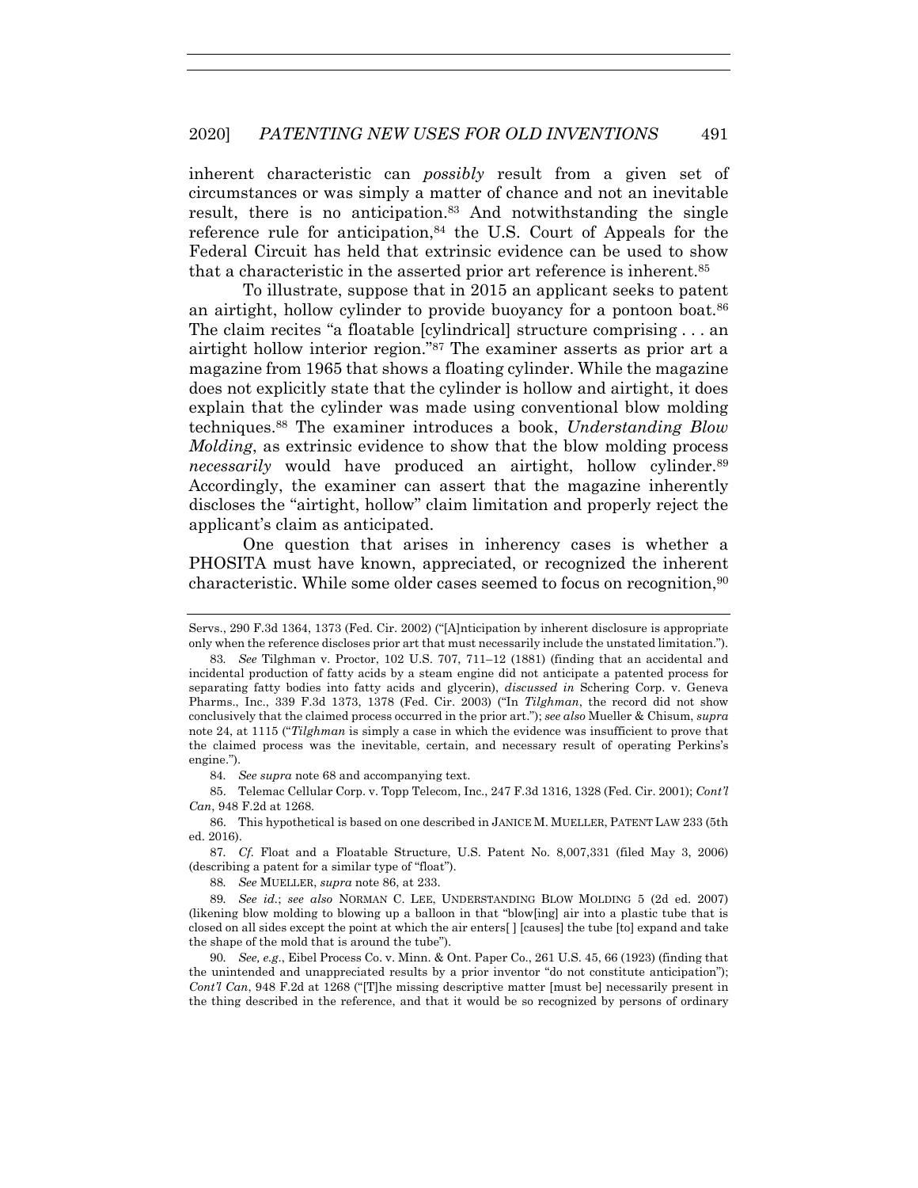inherent characteristic can *possibly* result from a given set of circumstances or was simply a matter of chance and not an inevitable result, there is no anticipation.[83] And notwithstanding the single reference rule for anticipation,[84] the U.S. Court of Appeals for the Federal Circuit has held that extrinsic evidence can be used to show that a characteristic in the asserted prior art reference is inherent.[85]

To illustrate, suppose that in 2015 an applicant seeks to patent an airtight, hollow cylinder to provide buoyancy for a pontoon boat.[86] The claim recites "a floatable [cylindrical] structure comprising . . . an airtight hollow interior region."[87] The examiner asserts as prior art a magazine from 1965 that shows a floating cylinder. While the magazine does not explicitly state that the cylinder is hollow and airtight, it does explain that the cylinder was made using conventional blow molding techniques.[88] The examiner introduces a book, *Understanding Blow Molding*, as extrinsic evidence to show that the blow molding process *necessarily* would have produced an airtight, hollow cylinder.[89] Accordingly, the examiner can assert that the magazine inherently discloses the "airtight, hollow" claim limitation and properly reject the applicant's claim as anticipated.

One question that arises in inherency cases is whether a PHOSITA must have known, appreciated, or recognized the inherent characteristic. While some older cases seemed to focus on recognition,[90]

---

Servs., 290 F.3d 1364, 1373 (Fed. Cir. 2002) ("[A]nticipation by inherent disclosure is appropriate only when the reference discloses prior art that must necessarily include the unstated limitation.").

83. *See* Tilghman v. Proctor, 102 U.S. 707, 711–12 (1881) (finding that an accidental and incidental production of fatty acids by a steam engine did not anticipate a patented process for separating fatty bodies into fatty acids and glycerin), *discussed in* Schering Corp. v. Geneva Pharms., Inc., 339 F.3d 1373, 1378 (Fed. Cir. 2003) ("In *Tilghman*, the record did not show conclusively that the claimed process occurred in the prior art."); *see also* Mueller & Chisum, *supra* note 24, at 1115 ("*Tilghman* is simply a case in which the evidence was insufficient to prove that the claimed process was the inevitable, certain, and necessary result of operating Perkins's engine.").

84. *See supra* note 68 and accompanying text.

85. Telemac Cellular Corp. v. Topp Telecom, Inc., 247 F.3d 1316, 1328 (Fed. Cir. 2001); *Cont'l Can*, 948 F.2d at 1268.

86. This hypothetical is based on one described in JANICE M. MUELLER, PATENT LAW 233 (5th ed. 2016).

87. *Cf.* Float and a Floatable Structure, U.S. Patent No. 8,007,331 (filed May 3, 2006) (describing a patent for a similar type of "float").

88. *See* MUELLER, *supra* note 86, at 233.

89. *See id.*; *see also* NORMAN C. LEE, UNDERSTANDING BLOW MOLDING 5 (2d ed. 2007) (likening blow molding to blowing up a balloon in that "blow[ing] air into a plastic tube that is closed on all sides except the point at which the air enters[ ] [causes] the tube [to] expand and take the shape of the mold that is around the tube").

90. *See, e.g.*, Eibel Process Co. v. Minn. & Ont. Paper Co., 261 U.S. 45, 66 (1923) (finding that the unintended and unappreciated results by a prior inventor "do not constitute anticipation"); *Cont'l Can*, 948 F.2d at 1268 ("[T]he missing descriptive matter [must be] necessarily present in the thing described in the reference, and that it would be so recognized by persons of ordinary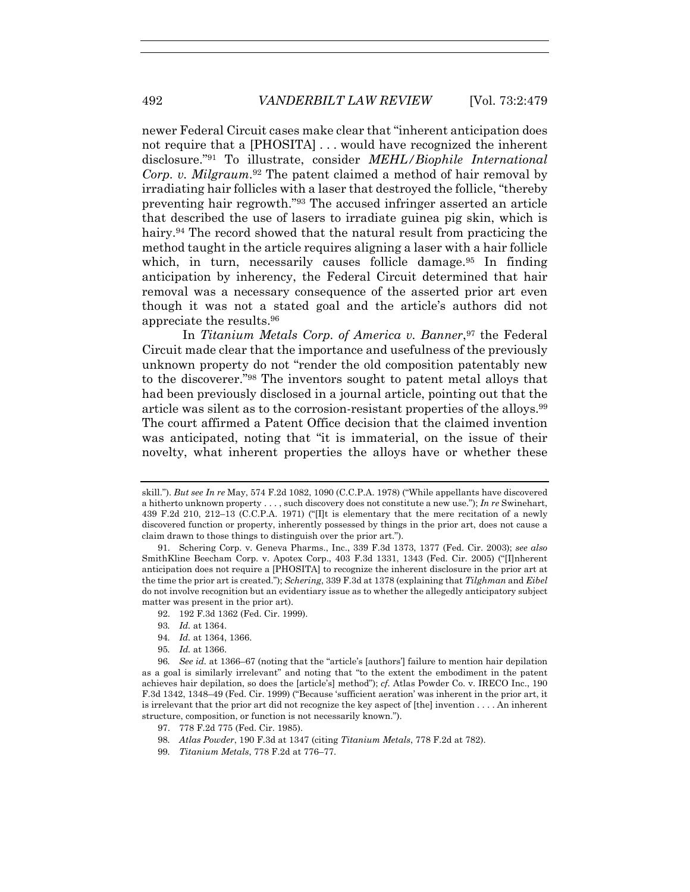newer Federal Circuit cases make clear that "inherent anticipation does not require that a [PHOSITA] . . . would have recognized the inherent disclosure."[91] To illustrate, consider *MEHL/Biophile International Corp. v. Milgraum*.[92] The patent claimed a method of hair removal by irradiating hair follicles with a laser that destroyed the follicle, "thereby preventing hair regrowth."[93] The accused infringer asserted an article that described the use of lasers to irradiate guinea pig skin, which is hairy.[94] The record showed that the natural result from practicing the method taught in the article requires aligning a laser with a hair follicle which, in turn, necessarily causes follicle damage.[95] In finding anticipation by inherency, the Federal Circuit determined that hair removal was a necessary consequence of the asserted prior art even though it was not a stated goal and the article's authors did not appreciate the results.[96]

In *Titanium Metals Corp. of America v. Banner*,[97] the Federal Circuit made clear that the importance and usefulness of the previously unknown property do not "render the old composition patentably new to the discoverer."[98] The inventors sought to patent metal alloys that had been previously disclosed in a journal article, pointing out that the article was silent as to the corrosion-resistant properties of the alloys.[99] The court affirmed a Patent Office decision that the claimed invention was anticipated, noting that "it is immaterial, on the issue of their novelty, what inherent properties the alloys have or whether these

---

skill."). *But see In re* May, 574 F.2d 1082, 1090 (C.C.P.A. 1978) ("While appellants have discovered a hitherto unknown property . . . , such discovery does not constitute a new use."); *In re* Swinehart, 439 F.2d 210, 212–13 (C.C.P.A. 1971) ("[I]t is elementary that the mere recitation of a newly discovered function or property, inherently possessed by things in the prior art, does not cause a claim drawn to those things to distinguish over the prior art.").

91. Schering Corp. v. Geneva Pharms., Inc., 339 F.3d 1373, 1377 (Fed. Cir. 2003); *see also* SmithKline Beecham Corp. v. Apotex Corp., 403 F.3d 1331, 1343 (Fed. Cir. 2005) ("[I]nherent anticipation does not require a [PHOSITA] to recognize the inherent disclosure in the prior art at the time the prior art is created."); *Schering*, 339 F.3d at 1378 (explaining that *Tilghman* and *Eibel* do not involve recognition but an evidentiary issue as to whether the allegedly anticipatory subject matter was present in the prior art).

92. 192 F.3d 1362 (Fed. Cir. 1999).

93. *Id.* at 1364.

94. *Id.* at 1364, 1366.

95. *Id.* at 1366.

96. *See id.* at 1366–67 (noting that the "article's [authors'] failure to mention hair depilation as a goal is similarly irrelevant" and noting that "to the extent the embodiment in the patent achieves hair depilation, so does the [article's] method"); *cf.* Atlas Powder Co. v. IRECO Inc., 190 F.3d 1342, 1348–49 (Fed. Cir. 1999) ("Because 'sufficient aeration' was inherent in the prior art, it is irrelevant that the prior art did not recognize the key aspect of [the] invention . . . . An inherent structure, composition, or function is not necessarily known.").

97. 778 F.2d 775 (Fed. Cir. 1985).

98. *Atlas Powder*, 190 F.3d at 1347 (citing *Titanium Metals*, 778 F.2d at 782).

99. *Titanium Metals*, 778 F.2d at 776–77.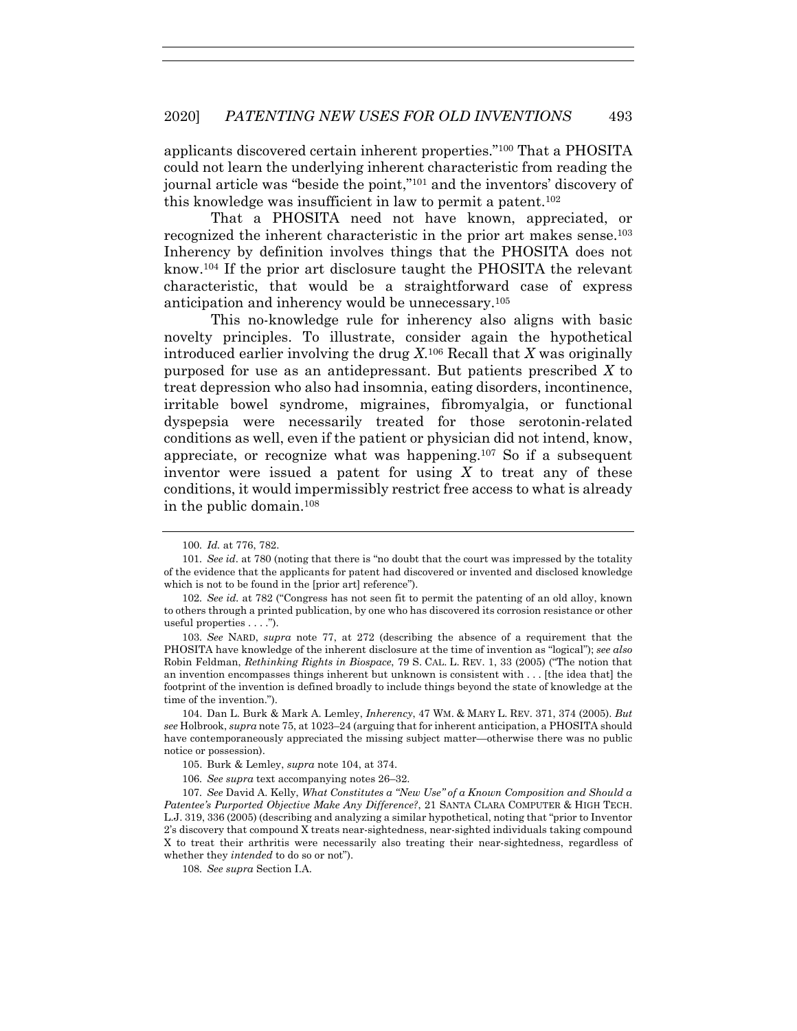applicants discovered certain inherent properties."[100] That a PHOSITA could not learn the underlying inherent characteristic from reading the journal article was "beside the point,"[101] and the inventors' discovery of this knowledge was insufficient in law to permit a patent.[102]

That a PHOSITA need not have known, appreciated, or recognized the inherent characteristic in the prior art makes sense.[103] Inherency by definition involves things that the PHOSITA does not know.[104] If the prior art disclosure taught the PHOSITA the relevant characteristic, that would be a straightforward case of express anticipation and inherency would be unnecessary.[105]

This no-knowledge rule for inherency also aligns with basic novelty principles. To illustrate, consider again the hypothetical introduced earlier involving the drug *X*.[106] Recall that *X* was originally purposed for use as an antidepressant. But patients prescribed *X* to treat depression who also had insomnia, eating disorders, incontinence, irritable bowel syndrome, migraines, fibromyalgia, or functional dyspepsia were necessarily treated for those serotonin-related conditions as well, even if the patient or physician did not intend, know, appreciate, or recognize what was happening.[107] So if a subsequent inventor were issued a patent for using *X* to treat any of these conditions, it would impermissibly restrict free access to what is already in the public domain.[108]

---

100. *Id.* at 776, 782.

101. *See id*. at 780 (noting that there is "no doubt that the court was impressed by the totality of the evidence that the applicants for patent had discovered or invented and disclosed knowledge which is not to be found in the [prior art] reference").

102. *See id.* at 782 ("Congress has not seen fit to permit the patenting of an old alloy, known to others through a printed publication, by one who has discovered its corrosion resistance or other useful properties . . . .").

103. *See* NARD, *supra* note 77, at 272 (describing the absence of a requirement that the PHOSITA have knowledge of the inherent disclosure at the time of invention as "logical"); *see also* Robin Feldman, *Rethinking Rights in Biospace*, 79 S. CAL. L. REV. 1, 33 (2005) ("The notion that an invention encompasses things inherent but unknown is consistent with . . . [the idea that] the footprint of the invention is defined broadly to include things beyond the state of knowledge at the time of the invention.").

104. Dan L. Burk & Mark A. Lemley, *Inherency*, 47 WM. & MARY L. REV. 371, 374 (2005). *But see* Holbrook, *supra* note 75, at 1023–24 (arguing that for inherent anticipation, a PHOSITA should have contemporaneously appreciated the missing subject matter—otherwise there was no public notice or possession).

105. Burk & Lemley, *supra* note 104, at 374.

106. *See supra* text accompanying notes 26–32.

107. *See* David A. Kelly, *What Constitutes a "New Use" of a Known Composition and Should a Patentee's Purported Objective Make Any Difference?*, 21 SANTA CLARA COMPUTER & HIGH TECH. L.J. 319, 336 (2005) (describing and analyzing a similar hypothetical, noting that "prior to Inventor 2's discovery that compound X treats near-sightedness, near-sighted individuals taking compound X to treat their arthritis were necessarily also treating their near-sightedness, regardless of whether they *intended* to do so or not").

108. *See supra* Section I.A.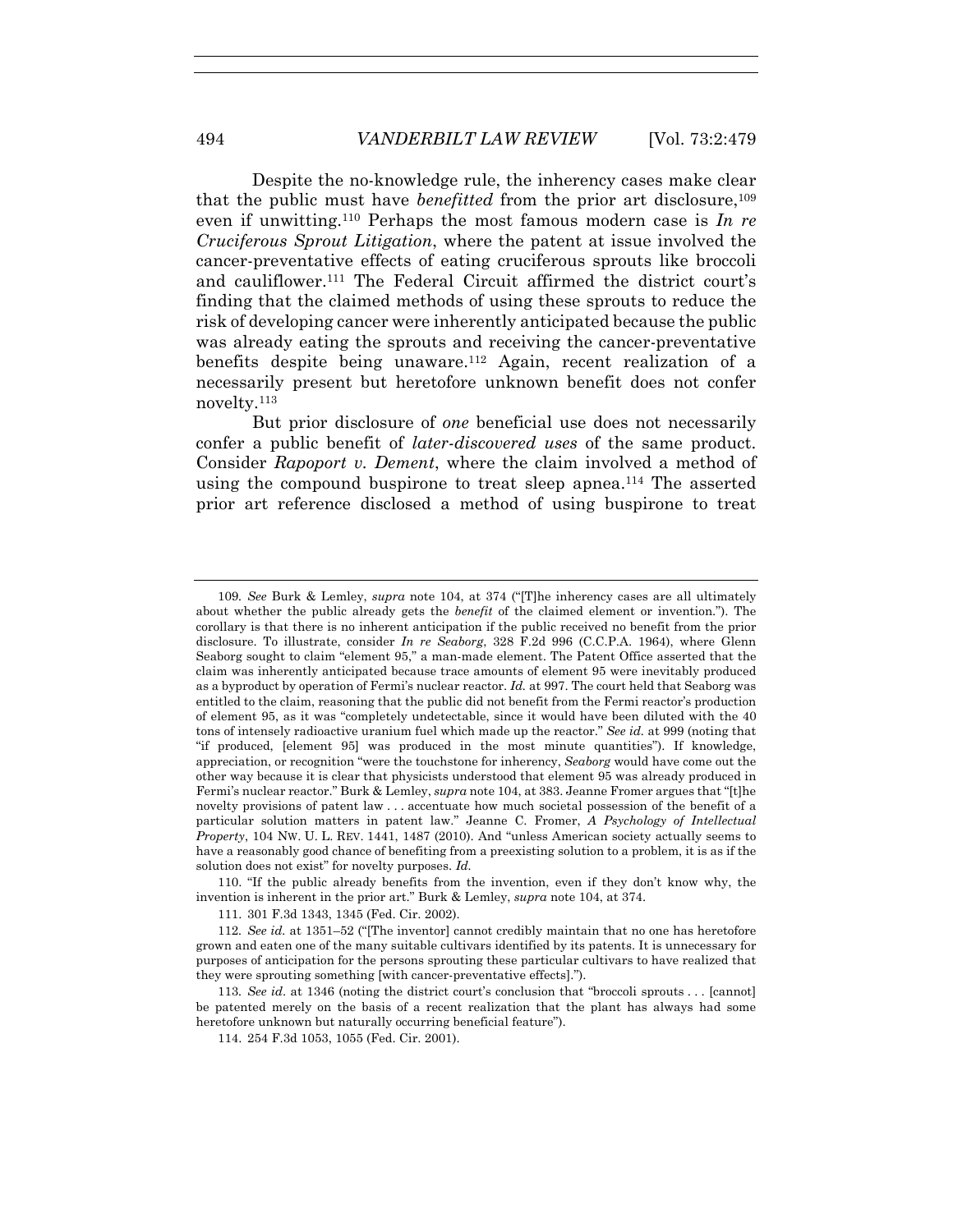Despite the no-knowledge rule, the inherency cases make clear that the public must have *benefitted* from the prior art disclosure,[109] even if unwitting.[110] Perhaps the most famous modern case is *In re Cruciferous Sprout Litigation*, where the patent at issue involved the cancer-preventative effects of eating cruciferous sprouts like broccoli and cauliflower.[111] The Federal Circuit affirmed the district court's finding that the claimed methods of using these sprouts to reduce the risk of developing cancer were inherently anticipated because the public was already eating the sprouts and receiving the cancer-preventative benefits despite being unaware.[112] Again, recent realization of a necessarily present but heretofore unknown benefit does not confer novelty.[113]

But prior disclosure of *one* beneficial use does not necessarily confer a public benefit of *later-discovered uses* of the same product. Consider *Rapoport v. Dement*, where the claim involved a method of using the compound buspirone to treat sleep apnea.[114] The asserted prior art reference disclosed a method of using buspirone to treat

---

109. *See* Burk & Lemley, *supra* note 104, at 374 ("[T]he inherency cases are all ultimately about whether the public already gets the *benefit* of the claimed element or invention."). The corollary is that there is no inherent anticipation if the public received no benefit from the prior disclosure. To illustrate, consider *In re Seaborg*, 328 F.2d 996 (C.C.P.A. 1964), where Glenn Seaborg sought to claim "element 95," a man-made element. The Patent Office asserted that the claim was inherently anticipated because trace amounts of element 95 were inevitably produced as a byproduct by operation of Fermi's nuclear reactor. *Id.* at 997. The court held that Seaborg was entitled to the claim, reasoning that the public did not benefit from the Fermi reactor's production of element 95, as it was "completely undetectable, since it would have been diluted with the 40 tons of intensely radioactive uranium fuel which made up the reactor." *See id.* at 999 (noting that "if produced, [element 95] was produced in the most minute quantities"). If knowledge, appreciation, or recognition "were the touchstone for inherency, *Seaborg* would have come out the other way because it is clear that physicists understood that element 95 was already produced in Fermi's nuclear reactor." Burk & Lemley, *supra* note 104, at 383. Jeanne Fromer argues that "[t]he novelty provisions of patent law . . . accentuate how much societal possession of the benefit of a particular solution matters in patent law." Jeanne C. Fromer, *A Psychology of Intellectual Property*, 104 NW. U. L. REV. 1441, 1487 (2010). And "unless American society actually seems to have a reasonably good chance of benefiting from a preexisting solution to a problem, it is as if the solution does not exist" for novelty purposes. *Id.*

110. "If the public already benefits from the invention, even if they don't know why, the invention is inherent in the prior art." Burk & Lemley, *supra* note 104, at 374.

111. 301 F.3d 1343, 1345 (Fed. Cir. 2002).

112. *See id.* at 1351–52 ("[The inventor] cannot credibly maintain that no one has heretofore grown and eaten one of the many suitable cultivars identified by its patents. It is unnecessary for purposes of anticipation for the persons sprouting these particular cultivars to have realized that they were sprouting something [with cancer-preventative effects].").

113. *See id.* at 1346 (noting the district court's conclusion that "broccoli sprouts . . . [cannot] be patented merely on the basis of a recent realization that the plant has always had some heretofore unknown but naturally occurring beneficial feature").

114. 254 F.3d 1053, 1055 (Fed. Cir. 2001).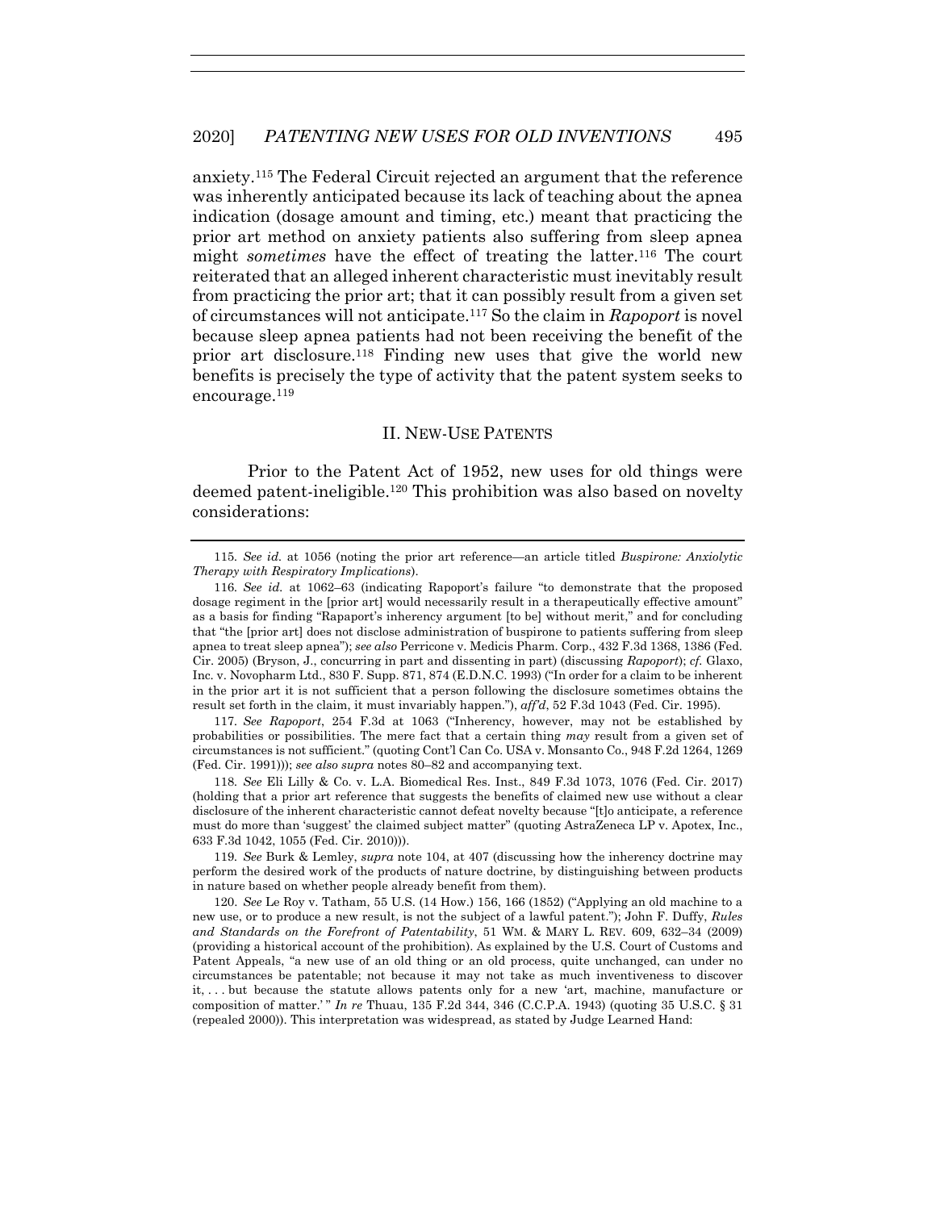anxiety.[115] The Federal Circuit rejected an argument that the reference was inherently anticipated because its lack of teaching about the apnea indication (dosage amount and timing, etc.) meant that practicing the prior art method on anxiety patients also suffering from sleep apnea might *sometimes* have the effect of treating the latter.[116] The court reiterated that an alleged inherent characteristic must inevitably result from practicing the prior art; that it can possibly result from a given set of circumstances will not anticipate.[117] So the claim in *Rapoport* is novel because sleep apnea patients had not been receiving the benefit of the prior art disclosure.[118] Finding new uses that give the world new benefits is precisely the type of activity that the patent system seeks to encourage.[119]

## II. New-Use Patents

Prior to the Patent Act of 1952, new uses for old things were deemed patent-ineligible.[120] This prohibition was also based on novelty considerations:

---

115. *See id.* at 1056 (noting the prior art reference—an article titled *Buspirone: Anxiolytic Therapy with Respiratory Implications*).

116. *See id.* at 1062–63 (indicating Rapoport's failure "to demonstrate that the proposed dosage regiment in the [prior art] would necessarily result in a therapeutically effective amount" as a basis for finding "Rapaport's inherency argument [to be] without merit," and for concluding that "the [prior art] does not disclose administration of buspirone to patients suffering from sleep apnea to treat sleep apnea"); *see also* Perricone v. Medicis Pharm. Corp., 432 F.3d 1368, 1386 (Fed. Cir. 2005) (Bryson, J., concurring in part and dissenting in part) (discussing *Rapoport*); *cf.* Glaxo, Inc. v. Novopharm Ltd., 830 F. Supp. 871, 874 (E.D.N.C. 1993) ("In order for a claim to be inherent in the prior art it is not sufficient that a person following the disclosure sometimes obtains the result set forth in the claim, it must invariably happen."), *aff'd*, 52 F.3d 1043 (Fed. Cir. 1995).

117. *See Rapoport*, 254 F.3d at 1063 ("Inherency, however, may not be established by probabilities or possibilities. The mere fact that a certain thing *may* result from a given set of circumstances is not sufficient." (quoting Cont'l Can Co. USA v. Monsanto Co., 948 F.2d 1264, 1269 (Fed. Cir. 1991))); *see also supra* notes 80–82 and accompanying text.

118. *See* Eli Lilly & Co. v. L.A. Biomedical Res. Inst., 849 F.3d 1073, 1076 (Fed. Cir. 2017) (holding that a prior art reference that suggests the benefits of claimed new use without a clear disclosure of the inherent characteristic cannot defeat novelty because "[t]o anticipate, a reference must do more than 'suggest' the claimed subject matter" (quoting AstraZeneca LP v. Apotex, Inc., 633 F.3d 1042, 1055 (Fed. Cir. 2010))).

119. *See* Burk & Lemley, *supra* note 104, at 407 (discussing how the inherency doctrine may perform the desired work of the products of nature doctrine, by distinguishing between products in nature based on whether people already benefit from them).

120. *See* Le Roy v. Tatham, 55 U.S. (14 How.) 156, 166 (1852) ("Applying an old machine to a new use, or to produce a new result, is not the subject of a lawful patent."); John F. Duffy, *Rules and Standards on the Forefront of Patentability*, 51 WM. & MARY L. REV. 609, 632–34 (2009) (providing a historical account of the prohibition). As explained by the U.S. Court of Customs and Patent Appeals, "a new use of an old thing or an old process, quite unchanged, can under no circumstances be patentable; not because it may not take as much inventiveness to discover it, . . . but because the statute allows patents only for a new 'art, machine, manufacture or composition of matter.' " *In re* Thuau, 135 F.2d 344, 346 (C.C.P.A. 1943) (quoting 35 U.S.C. § 31 (repealed 2000)). This interpretation was widespread, as stated by Judge Learned Hand: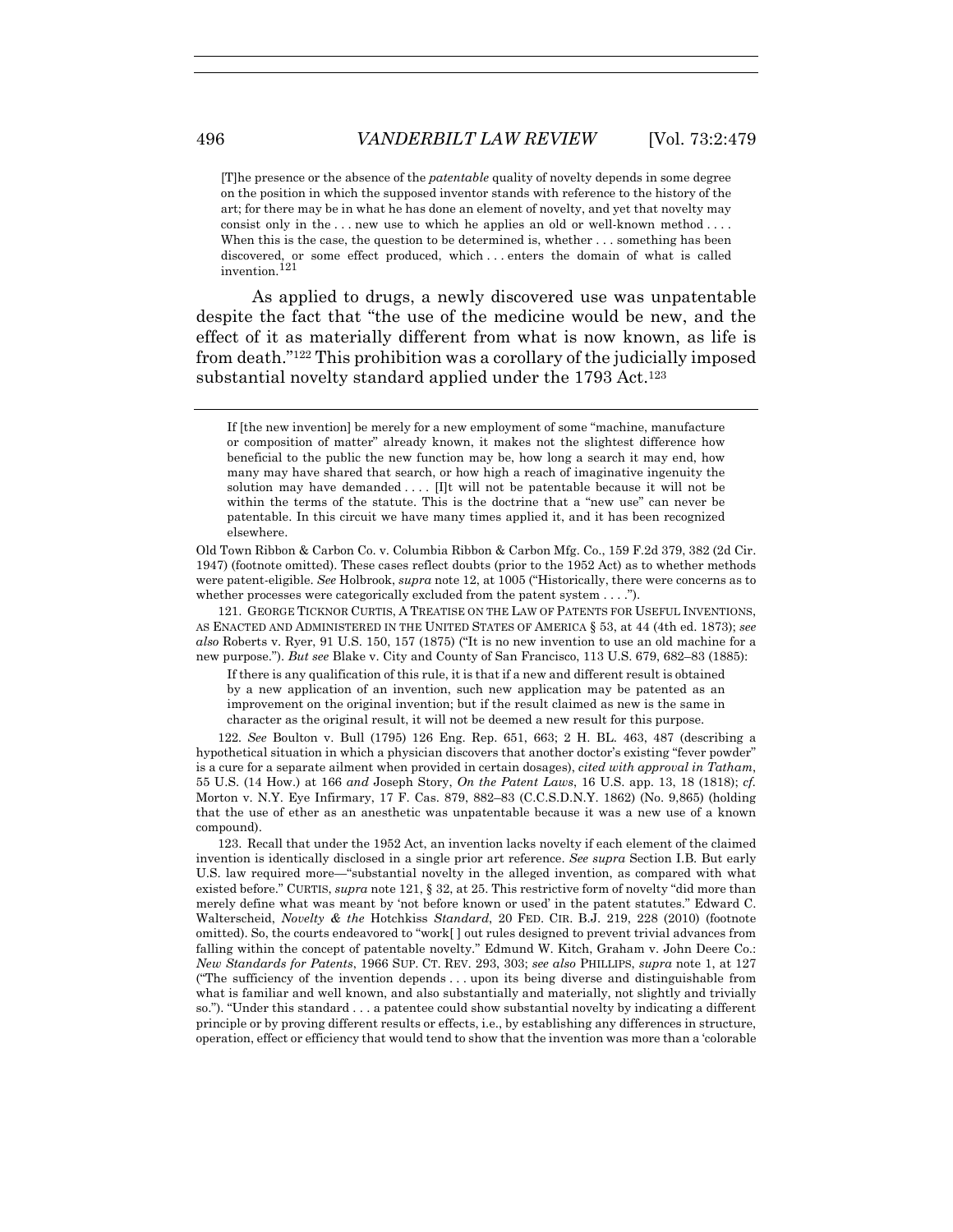> [T]he presence or the absence of the *patentable* quality of novelty depends in some degree on the position in which the supposed inventor stands with reference to the history of the art; for there may be in what he has done an element of novelty, and yet that novelty may consist only in the . . . new use to which he applies an old or well-known method . . . . When this is the case, the question to be determined is, whether . . . something has been discovered, or some effect produced, which . . . enters the domain of what is called invention.[121]

As applied to drugs, a newly discovered use was unpatentable despite the fact that "the use of the medicine would be new, and the effect of it as materially different from what is now known, as life is from death."[122] This prohibition was a corollary of the judicially imposed substantial novelty standard applied under the 1793 Act.[123]

---

> If [the new invention] be merely for a new employment of some "machine, manufacture or composition of matter" already known, it makes not the slightest difference how beneficial to the public the new function may be, how long a search it may end, how many may have shared that search, or how high a reach of imaginative ingenuity the solution may have demanded . . . . [I]t will not be patentable because it will not be within the terms of the statute. This is the doctrine that a "new use" can never be patentable. In this circuit we have many times applied it, and it has been recognized elsewhere.

Old Town Ribbon & Carbon Co. v. Columbia Ribbon & Carbon Mfg. Co., 159 F.2d 379, 382 (2d Cir. 1947) (footnote omitted). These cases reflect doubts (prior to the 1952 Act) as to whether methods were patent-eligible. *See* Holbrook, *supra* note 12, at 1005 ("Historically, there were concerns as to whether processes were categorically excluded from the patent system . . . .").

121. GEORGE TICKNOR CURTIS, A TREATISE ON THE LAW OF PATENTS FOR USEFUL INVENTIONS, AS ENACTED AND ADMINISTERED IN THE UNITED STATES OF AMERICA § 53, at 44 (4th ed. 1873); *see also* Roberts v. Ryer, 91 U.S. 150, 157 (1875) ("It is no new invention to use an old machine for a new purpose."). *But see* Blake v. City and County of San Francisco, 113 U.S. 679, 682–83 (1885):

> If there is any qualification of this rule, it is that if a new and different result is obtained by a new application of an invention, such new application may be patented as an improvement on the original invention; but if the result claimed as new is the same in character as the original result, it will not be deemed a new result for this purpose.

122. *See* Boulton v. Bull (1795) 126 Eng. Rep. 651, 663; 2 H. BL. 463, 487 (describing a hypothetical situation in which a physician discovers that another doctor's existing "fever powder" is a cure for a separate ailment when provided in certain dosages), *cited with approval in Tatham*, 55 U.S. (14 How.) at 166 *and* Joseph Story, *On the Patent Laws*, 16 U.S. app. 13, 18 (1818); *cf.* Morton v. N.Y. Eye Infirmary, 17 F. Cas. 879, 882–83 (C.C.S.D.N.Y. 1862) (No. 9,865) (holding that the use of ether as an anesthetic was unpatentable because it was a new use of a known compound).

123. Recall that under the 1952 Act, an invention lacks novelty if each element of the claimed invention is identically disclosed in a single prior art reference. *See supra* Section I.B. But early U.S. law required more—"substantial novelty in the alleged invention, as compared with what existed before." CURTIS, *supra* note 121, § 32, at 25. This restrictive form of novelty "did more than merely define what was meant by 'not before known or used' in the patent statutes." Edward C. Walterscheid, *Novelty & the* Hotchkiss *Standard*, 20 FED. CIR. B.J. 219, 228 (2010) (footnote omitted). So, the courts endeavored to "work[ ] out rules designed to prevent trivial advances from falling within the concept of patentable novelty." Edmund W. Kitch, Graham v. John Deere Co.: *New Standards for Patents*, 1966 SUP. CT. REV. 293, 303; *see also* PHILLIPS, *supra* note 1, at 127 ("The sufficiency of the invention depends . . . upon its being diverse and distinguishable from what is familiar and well known, and also substantially and materially, not slightly and trivially so."). "Under this standard . . . a patentee could show substantial novelty by indicating a different principle or by proving different results or effects, i.e., by establishing any differences in structure, operation, effect or efficiency that would tend to show that the invention was more than a 'colorable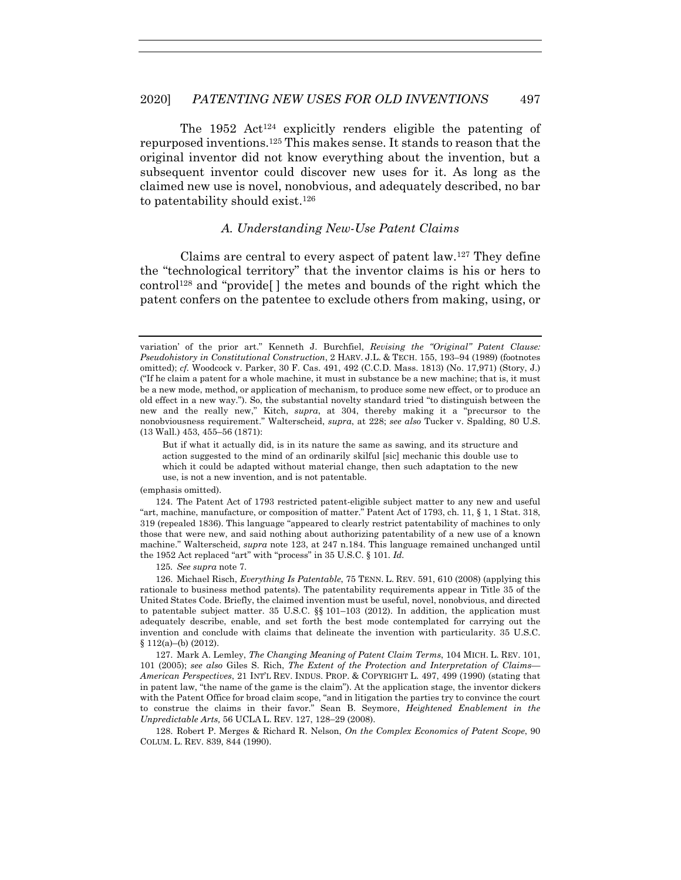The 1952 Act[124] explicitly renders eligible the patenting of repurposed inventions.[125] This makes sense. It stands to reason that the original inventor did not know everything about the invention, but a subsequent inventor could discover new uses for it. As long as the claimed new use is novel, nonobvious, and adequately described, no bar to patentability should exist.[126]

### *A. Understanding New-Use Patent Claims*

Claims are central to every aspect of patent law.[127] They define the "technological territory" that the inventor claims is his or hers to control[128] and "provide[ ] the metes and bounds of the right which the patent confers on the patentee to exclude others from making, using, or

---

variation' of the prior art." Kenneth J. Burchfiel, *Revising the "Original" Patent Clause: Pseudohistory in Constitutional Construction*, 2 HARV. J.L. & TECH. 155, 193–94 (1989) (footnotes omitted); *cf.* Woodcock v. Parker, 30 F. Cas. 491, 492 (C.C.D. Mass. 1813) (No. 17,971) (Story, J.) ("If he claim a patent for a whole machine, it must in substance be a new machine; that is, it must be a new mode, method, or application of mechanism, to produce some new effect, or to produce an old effect in a new way."). So, the substantial novelty standard tried "to distinguish between the new and the really new," Kitch, *supra*, at 304, thereby making it a "precursor to the nonobviousness requirement." Walterscheid, *supra*, at 228; *see also* Tucker v. Spalding, 80 U.S. (13 Wall.) 453, 455–56 (1871):

> But if what it actually did, is in its nature the same as sawing, and its structure and action suggested to the mind of an ordinarily skilful [sic] mechanic this double use to which it could be adapted without material change, then such adaptation to the new use, is not a new invention, and is not patentable.

(emphasis omitted).

124. The Patent Act of 1793 restricted patent-eligible subject matter to any new and useful "art, machine, manufacture, or composition of matter." Patent Act of 1793, ch. 11, § 1, 1 Stat. 318, 319 (repealed 1836). This language "appeared to clearly restrict patentability of machines to only those that were new, and said nothing about authorizing patentability of a new use of a known machine." Walterscheid, *supra* note 123, at 247 n.184. This language remained unchanged until the 1952 Act replaced "art" with "process" in 35 U.S.C. § 101. *Id.*

125. *See supra* note 7.

126. Michael Risch, *Everything Is Patentable*, 75 TENN. L. REV. 591, 610 (2008) (applying this rationale to business method patents). The patentability requirements appear in Title 35 of the United States Code. Briefly, the claimed invention must be useful, novel, nonobvious, and directed to patentable subject matter. 35 U.S.C. §§ 101–103 (2012). In addition, the application must adequately describe, enable, and set forth the best mode contemplated for carrying out the invention and conclude with claims that delineate the invention with particularity. 35 U.S.C. § 112(a)–(b) (2012).

127. Mark A. Lemley, *The Changing Meaning of Patent Claim Terms*, 104 MICH. L. REV. 101, 101 (2005); *see also* Giles S. Rich, *The Extent of the Protection and Interpretation of Claims—American Perspectives*, 21 INT'L REV. INDUS. PROP. & COPYRIGHT L. 497, 499 (1990) (stating that in patent law, "the name of the game is the claim"). At the application stage, the inventor dickers with the Patent Office for broad claim scope, "and in litigation the parties try to convince the court to construe the claims in their favor." Sean B. Seymore, *Heightened Enablement in the Unpredictable Arts,* 56 UCLA L. REV. 127, 128–29 (2008).

128. Robert P. Merges & Richard R. Nelson, *On the Complex Economics of Patent Scope*, 90 COLUM. L. REV. 839, 844 (1990).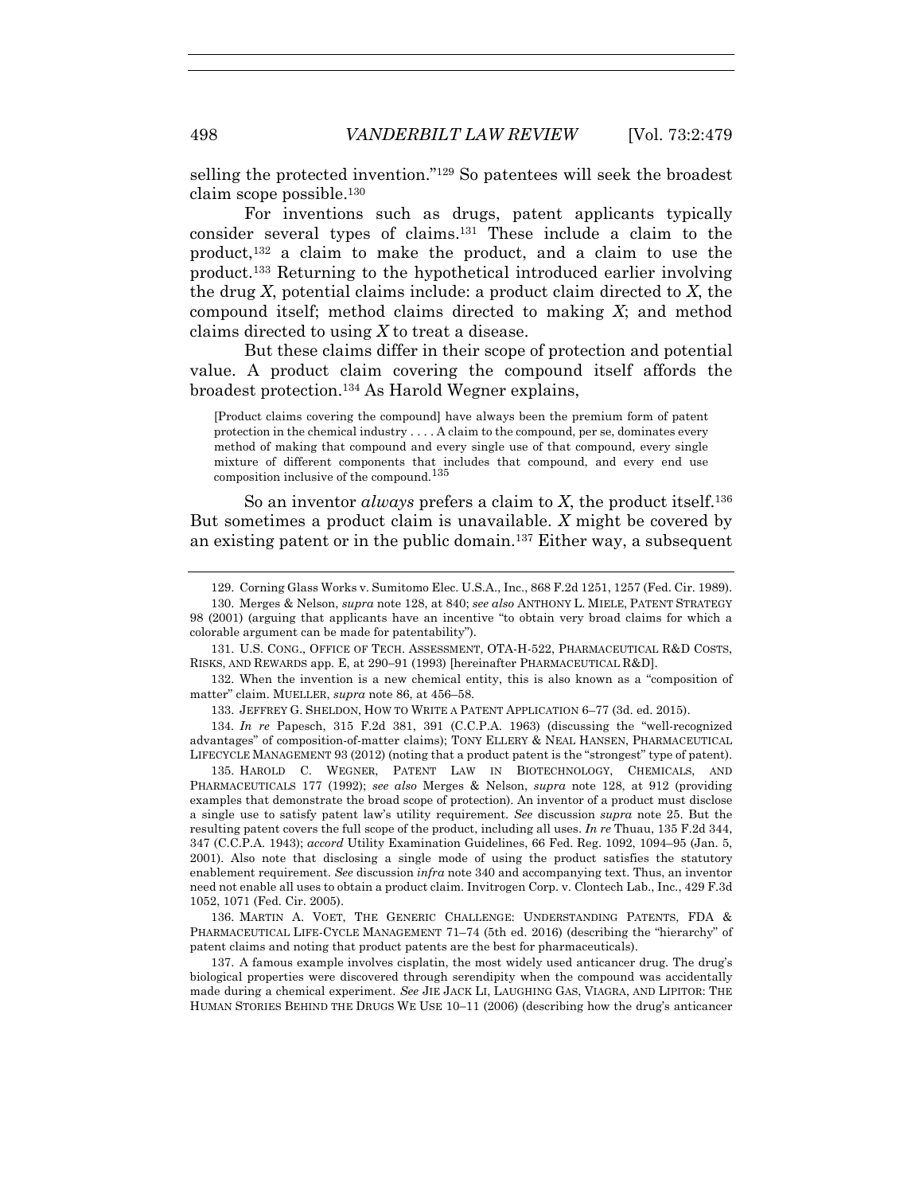selling the protected invention."[129] So patentees will seek the broadest claim scope possible.[130]

For inventions such as drugs, patent applicants typically consider several types of claims.[131] These include a claim to the product,[132] a claim to make the product, and a claim to use the product.[133] Returning to the hypothetical introduced earlier involving the drug *X*, potential claims include: a product claim directed to *X*, the compound itself; method claims directed to making *X*; and method claims directed to using *X* to treat a disease.

But these claims differ in their scope of protection and potential value. A product claim covering the compound itself affords the broadest protection.[134] As Harold Wegner explains,

> [Product claims covering the compound] have always been the premium form of patent protection in the chemical industry . . . . A claim to the compound, per se, dominates every method of making that compound and every single use of that compound, every single mixture of different components that includes that compound, and every end use composition inclusive of the compound.[135]

So an inventor *always* prefers a claim to *X*, the product itself.[136] But sometimes a product claim is unavailable. *X* might be covered by an existing patent or in the public domain.[137] Either way, a subsequent

---

129. Corning Glass Works v. Sumitomo Elec. U.S.A., Inc., 868 F.2d 1251, 1257 (Fed. Cir. 1989).

130. Merges & Nelson, *supra* note 128, at 840; *see also* ANTHONY L. MIELE, PATENT STRATEGY 98 (2001) (arguing that applicants have an incentive "to obtain very broad claims for which a colorable argument can be made for patentability").

131. U.S. CONG., OFFICE OF TECH. ASSESSMENT, OTA-H-522, PHARMACEUTICAL R&D COSTS, RISKS, AND REWARDS app. E, at 290–91 (1993) [hereinafter PHARMACEUTICAL R&D].

132. When the invention is a new chemical entity, this is also known as a "composition of matter" claim. MUELLER, *supra* note 86, at 456–58.

133. JEFFREY G. SHELDON, HOW TO WRITE A PATENT APPLICATION 6–77 (3d. ed. 2015).

134. *In re* Papesch, 315 F.2d 381, 391 (C.C.P.A. 1963) (discussing the "well-recognized advantages" of composition-of-matter claims); TONY ELLERY & NEAL HANSEN, PHARMACEUTICAL LIFECYCLE MANAGEMENT 93 (2012) (noting that a product patent is the "strongest" type of patent).

135. HAROLD C. WEGNER, PATENT LAW IN BIOTECHNOLOGY, CHEMICALS, AND PHARMACEUTICALS 177 (1992); *see also* Merges & Nelson, *supra* note 128, at 912 (providing examples that demonstrate the broad scope of protection). An inventor of a product must disclose a single use to satisfy patent law's utility requirement. *See* discussion *supra* note 25. But the resulting patent covers the full scope of the product, including all uses. *In re* Thuau, 135 F.2d 344, 347 (C.C.P.A. 1943); *accord* Utility Examination Guidelines, 66 Fed. Reg. 1092, 1094–95 (Jan. 5, 2001). Also note that disclosing a single mode of using the product satisfies the statutory enablement requirement. *See* discussion *infra* note 340 and accompanying text. Thus, an inventor need not enable all uses to obtain a product claim. Invitrogen Corp. v. Clontech Lab., Inc., 429 F.3d 1052, 1071 (Fed. Cir. 2005).

136. MARTIN A. VOET, THE GENERIC CHALLENGE: UNDERSTANDING PATENTS, FDA & PHARMACEUTICAL LIFE-CYCLE MANAGEMENT 71–74 (5th ed. 2016) (describing the "hierarchy" of patent claims and noting that product patents are the best for pharmaceuticals).

137. A famous example involves cisplatin, the most widely used anticancer drug. The drug's biological properties were discovered through serendipity when the compound was accidentally made during a chemical experiment. *See* JIE JACK LI, LAUGHING GAS, VIAGRA, AND LIPITOR: THE HUMAN STORIES BEHIND THE DRUGS WE USE 10–11 (2006) (describing how the drug's anticancer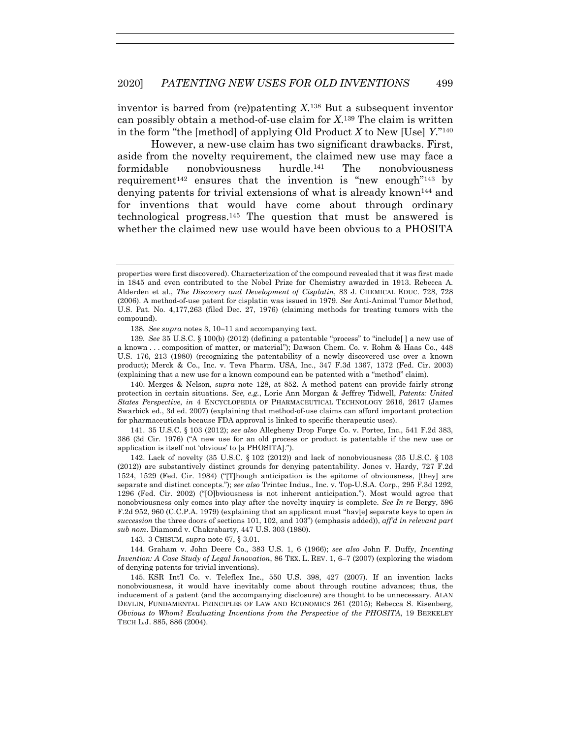inventor is barred from (re)patenting *X*.[138] But a subsequent inventor can possibly obtain a method-of-use claim for *X*.[139] The claim is written in the form "the [method] of applying Old Product *X* to New [Use] *Y*."[140]

However, a new-use claim has two significant drawbacks. First, aside from the novelty requirement, the claimed new use may face a formidable nonobviousness hurdle.[141] The nonobviousness requirement[142] ensures that the invention is "new enough"[143] by denying patents for trivial extensions of what is already known[144] and for inventions that would have come about through ordinary technological progress.[145] The question that must be answered is whether the claimed new use would have been obvious to a PHOSITA

---

properties were first discovered). Characterization of the compound revealed that it was first made in 1845 and even contributed to the Nobel Prize for Chemistry awarded in 1913. Rebecca A. Alderden et al., *The Discovery and Development of Cisplatin*, 83 J. CHEMICAL EDUC. 728, 728 (2006). A method-of-use patent for cisplatin was issued in 1979. *See* Anti-Animal Tumor Method, U.S. Pat. No. 4,177,263 (filed Dec. 27, 1976) (claiming methods for treating tumors with the compound).

138. *See supra* notes 3, 10–11 and accompanying text.

139. *See* 35 U.S.C. § 100(b) (2012) (defining a patentable "process" to "include[ ] a new use of a known . . . composition of matter, or material"); Dawson Chem. Co. v. Rohm & Haas Co., 448 U.S. 176, 213 (1980) (recognizing the patentability of a newly discovered use over a known product); Merck & Co., Inc. v. Teva Pharm. USA, Inc., 347 F.3d 1367, 1372 (Fed. Cir. 2003) (explaining that a new use for a known compound can be patented with a "method" claim).

140. Merges & Nelson, *supra* note 128, at 852. A method patent can provide fairly strong protection in certain situations. *See, e.g.*, Lorie Ann Morgan & Jeffrey Tidwell, *Patents: United States Perspective*, *in* 4 ENCYCLOPEDIA OF PHARMACEUTICAL TECHNOLOGY 2616, 2617 (James Swarbick ed., 3d ed. 2007) (explaining that method-of-use claims can afford important protection for pharmaceuticals because FDA approval is linked to specific therapeutic uses).

141. 35 U.S.C. § 103 (2012); *see also* Allegheny Drop Forge Co. v. Portec, Inc., 541 F.2d 383, 386 (3d Cir. 1976) ("A new use for an old process or product is patentable if the new use or application is itself not 'obvious' to [a PHOSITA].").

142. Lack of novelty (35 U.S.C. § 102 (2012)) and lack of nonobviousness (35 U.S.C. § 103 (2012)) are substantively distinct grounds for denying patentability. Jones v. Hardy, 727 F.2d 1524, 1529 (Fed. Cir. 1984) ("[T]hough anticipation is the epitome of obviousness, [they] are separate and distinct concepts."); *see also* Trintec Indus., Inc. v. Top-U.S.A. Corp., 295 F.3d 1292, 1296 (Fed. Cir. 2002) ("[O]bviousness is not inherent anticipation."). Most would agree that nonobviousness only comes into play after the novelty inquiry is complete. *See In re* Bergy, 596 F.2d 952, 960 (C.C.P.A. 1979) (explaining that an applicant must "hav[e] separate keys to open *in succession* the three doors of sections 101, 102, and 103") (emphasis added)), *aff'd in relevant part sub nom*. Diamond v. Chakrabarty, 447 U.S. 303 (1980).

143. 3 CHISUM, *supra* note 67, § 3.01.

144. Graham v. John Deere Co., 383 U.S. 1, 6 (1966); *see also* John F. Duffy, *Inventing Invention: A Case Study of Legal Innovation*, 86 TEX. L. REV. 1, 6–7 (2007) (exploring the wisdom of denying patents for trivial inventions).

145. KSR Int'l Co. v. Teleflex Inc., 550 U.S. 398, 427 (2007). If an invention lacks nonobviousness, it would have inevitably come about through routine advances; thus, the inducement of a patent (and the accompanying disclosure) are thought to be unnecessary. ALAN DEVLIN, FUNDAMENTAL PRINCIPLES OF LAW AND ECONOMICS 261 (2015); Rebecca S. Eisenberg, *Obvious to Whom? Evaluating Inventions from the Perspective of the PHOSITA*, 19 BERKELEY TECH L.J. 885, 886 (2004).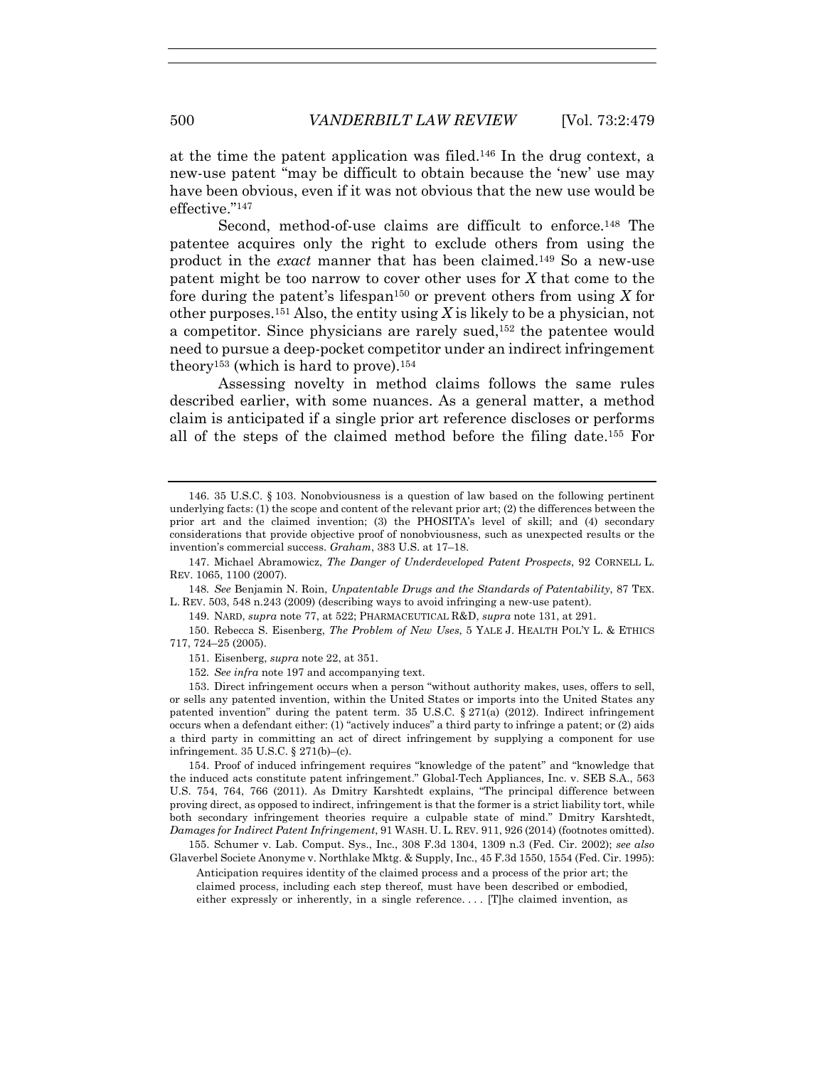at the time the patent application was filed.[146] In the drug context, a new-use patent "may be difficult to obtain because the 'new' use may have been obvious, even if it was not obvious that the new use would be effective."[147]

Second, method-of-use claims are difficult to enforce.[148] The patentee acquires only the right to exclude others from using the product in the *exact* manner that has been claimed.[149] So a new-use patent might be too narrow to cover other uses for *X* that come to the fore during the patent's lifespan[150] or prevent others from using *X* for other purposes.[151] Also, the entity using *X* is likely to be a physician, not a competitor. Since physicians are rarely sued,[152] the patentee would need to pursue a deep-pocket competitor under an indirect infringement theory[153] (which is hard to prove).[154]

Assessing novelty in method claims follows the same rules described earlier, with some nuances. As a general matter, a method claim is anticipated if a single prior art reference discloses or performs all of the steps of the claimed method before the filing date.[155] For

---

146. 35 U.S.C. § 103. Nonobviousness is a question of law based on the following pertinent underlying facts: (1) the scope and content of the relevant prior art; (2) the differences between the prior art and the claimed invention; (3) the PHOSITA's level of skill; and (4) secondary considerations that provide objective proof of nonobviousness, such as unexpected results or the invention's commercial success. *Graham*, 383 U.S. at 17–18.

147. Michael Abramowicz, *The Danger of Underdeveloped Patent Prospects*, 92 CORNELL L. REV. 1065, 1100 (2007).

148. *See* Benjamin N. Roin, *Unpatentable Drugs and the Standards of Patentability*, 87 TEX. L. REV. 503, 548 n.243 (2009) (describing ways to avoid infringing a new-use patent).

149. NARD, *supra* note 77, at 522; PHARMACEUTICAL R&D, *supra* note 131, at 291.

150. Rebecca S. Eisenberg, *The Problem of New Uses*, 5 YALE J. HEALTH POL'Y L. & ETHICS 717, 724–25 (2005).

151. Eisenberg, *supra* note 22, at 351.

152. *See infra* note 197 and accompanying text.

153. Direct infringement occurs when a person "without authority makes, uses, offers to sell, or sells any patented invention, within the United States or imports into the United States any patented invention" during the patent term. 35 U.S.C. § 271(a) (2012). Indirect infringement occurs when a defendant either: (1) "actively induces" a third party to infringe a patent; or (2) aids a third party in committing an act of direct infringement by supplying a component for use infringement. 35 U.S.C. § 271(b)–(c).

154. Proof of induced infringement requires "knowledge of the patent" and "knowledge that the induced acts constitute patent infringement." Global-Tech Appliances, Inc. v. SEB S.A., 563 U.S. 754, 764, 766 (2011). As Dmitry Karshtedt explains, "The principal difference between proving direct, as opposed to indirect, infringement is that the former is a strict liability tort, while both secondary infringement theories require a culpable state of mind." Dmitry Karshtedt, *Damages for Indirect Patent Infringement*, 91 WASH. U. L. REV. 911, 926 (2014) (footnotes omitted).

155. Schumer v. Lab. Comput. Sys., Inc., 308 F.3d 1304, 1309 n.3 (Fed. Cir. 2002); *see also* Glaverbel Societe Anonyme v. Northlake Mktg. & Supply, Inc., 45 F.3d 1550, 1554 (Fed. Cir. 1995):

> Anticipation requires identity of the claimed process and a process of the prior art; the claimed process, including each step thereof, must have been described or embodied, either expressly or inherently, in a single reference. . . . [T]he claimed invention, as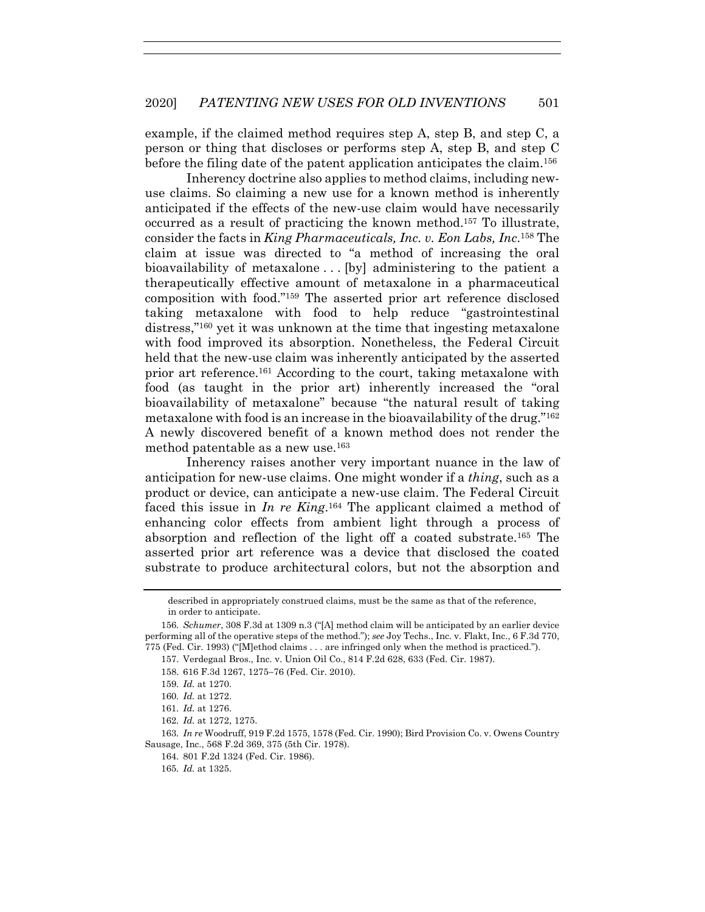example, if the claimed method requires step A, step B, and step C, a person or thing that discloses or performs step A, step B, and step C before the filing date of the patent application anticipates the claim.[156]

Inherency doctrine also applies to method claims, including new-use claims. So claiming a new use for a known method is inherently anticipated if the effects of the new-use claim would have necessarily occurred as a result of practicing the known method.[157] To illustrate, consider the facts in *King Pharmaceuticals, Inc. v. Eon Labs, Inc.*[158] The claim at issue was directed to "a method of increasing the oral bioavailability of metaxalone . . . [by] administering to the patient a therapeutically effective amount of metaxalone in a pharmaceutical composition with food."[159] The asserted prior art reference disclosed taking metaxalone with food to help reduce "gastrointestinal distress,"[160] yet it was unknown at the time that ingesting metaxalone with food improved its absorption. Nonetheless, the Federal Circuit held that the new-use claim was inherently anticipated by the asserted prior art reference.[161] According to the court, taking metaxalone with food (as taught in the prior art) inherently increased the "oral bioavailability of metaxalone" because "the natural result of taking metaxalone with food is an increase in the bioavailability of the drug."[162] A newly discovered benefit of a known method does not render the method patentable as a new use.[163]

Inherency raises another very important nuance in the law of anticipation for new-use claims. One might wonder if a *thing*, such as a product or device, can anticipate a new-use claim. The Federal Circuit faced this issue in *In re King*.[164] The applicant claimed a method of enhancing color effects from ambient light through a process of absorption and reflection of the light off a coated substrate.[165] The asserted prior art reference was a device that disclosed the coated substrate to produce architectural colors, but not the absorption and

---

described in appropriately construed claims, must be the same as that of the reference, in order to anticipate.

156. *Schumer*, 308 F.3d at 1309 n.3 ("[A] method claim will be anticipated by an earlier device performing all of the operative steps of the method."); *see* Joy Techs., Inc. v. Flakt, Inc., 6 F.3d 770, 775 (Fed. Cir. 1993) ("[M]ethod claims . . . are infringed only when the method is practiced.").

157. Verdegaal Bros., Inc. v. Union Oil Co., 814 F.2d 628, 633 (Fed. Cir. 1987).

158. 616 F.3d 1267, 1275–76 (Fed. Cir. 2010).

159. *Id.* at 1270.

160. *Id.* at 1272.

161. *Id.* at 1276.

162. *Id.* at 1272, 1275.

163. *In re* Woodruff, 919 F.2d 1575, 1578 (Fed. Cir. 1990); Bird Provision Co. v. Owens Country Sausage, Inc., 568 F.2d 369, 375 (5th Cir. 1978).

164. 801 F.2d 1324 (Fed. Cir. 1986).

165. *Id.* at 1325.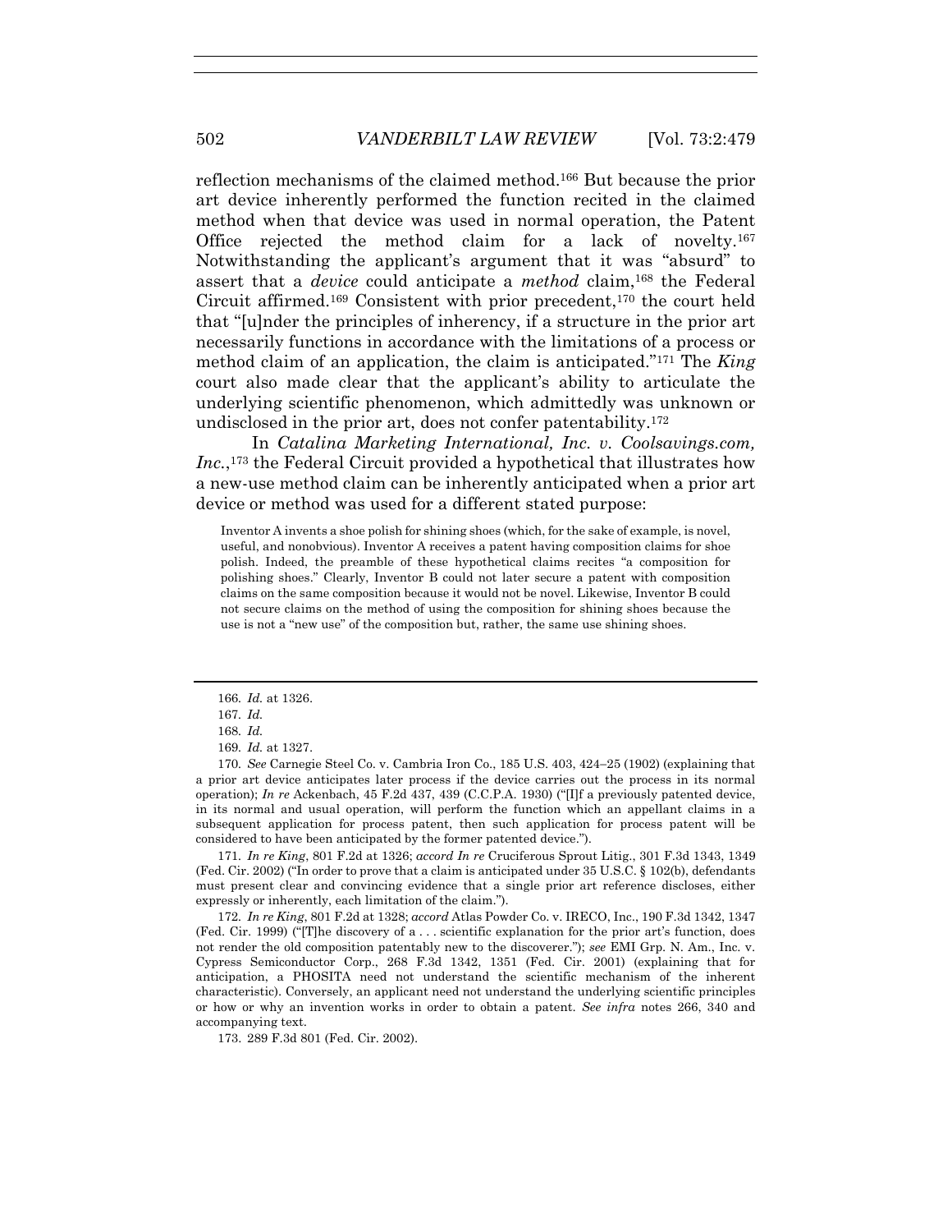reflection mechanisms of the claimed method.[166] But because the prior art device inherently performed the function recited in the claimed method when that device was used in normal operation, the Patent Office rejected the method claim for a lack of novelty.[167] Notwithstanding the applicant's argument that it was "absurd" to assert that a *device* could anticipate a *method* claim,[168] the Federal Circuit affirmed.[169] Consistent with prior precedent,[170] the court held that "[u]nder the principles of inherency, if a structure in the prior art necessarily functions in accordance with the limitations of a process or method claim of an application, the claim is anticipated."[171] The *King* court also made clear that the applicant's ability to articulate the underlying scientific phenomenon, which admittedly was unknown or undisclosed in the prior art, does not confer patentability.[172]

In *Catalina Marketing International, Inc. v. Coolsavings.com, Inc.*,[173] the Federal Circuit provided a hypothetical that illustrates how a new-use method claim can be inherently anticipated when a prior art device or method was used for a different stated purpose:

> Inventor A invents a shoe polish for shining shoes (which, for the sake of example, is novel, useful, and nonobvious). Inventor A receives a patent having composition claims for shoe polish. Indeed, the preamble of these hypothetical claims recites "a composition for polishing shoes." Clearly, Inventor B could not later secure a patent with composition claims on the same composition because it would not be novel. Likewise, Inventor B could not secure claims on the method of using the composition for shining shoes because the use is not a "new use" of the composition but, rather, the same use shining shoes.

---

166. *Id.* at 1326.

167. *Id.*

168. *Id.*

169. *Id.* at 1327.

170. *See* Carnegie Steel Co. v. Cambria Iron Co., 185 U.S. 403, 424–25 (1902) (explaining that a prior art device anticipates later process if the device carries out the process in its normal operation); *In re* Ackenbach, 45 F.2d 437, 439 (C.C.P.A. 1930) ("[I]f a previously patented device, in its normal and usual operation, will perform the function which an appellant claims in a subsequent application for process patent, then such application for process patent will be considered to have been anticipated by the former patented device.").

171. *In re King*, 801 F.2d at 1326; *accord In re* Cruciferous Sprout Litig., 301 F.3d 1343, 1349 (Fed. Cir. 2002) ("In order to prove that a claim is anticipated under 35 U.S.C. § 102(b), defendants must present clear and convincing evidence that a single prior art reference discloses, either expressly or inherently, each limitation of the claim.").

172. *In re King*, 801 F.2d at 1328; *accord* Atlas Powder Co. v. IRECO, Inc., 190 F.3d 1342, 1347 (Fed. Cir. 1999) ("[T]he discovery of a . . . scientific explanation for the prior art's function, does not render the old composition patentably new to the discoverer."); *see* EMI Grp. N. Am., Inc. v. Cypress Semiconductor Corp., 268 F.3d 1342, 1351 (Fed. Cir. 2001) (explaining that for anticipation, a PHOSITA need not understand the scientific mechanism of the inherent characteristic). Conversely, an applicant need not understand the underlying scientific principles or how or why an invention works in order to obtain a patent. *See infra* notes 266, 340 and accompanying text.

173. 289 F.3d 801 (Fed. Cir. 2002).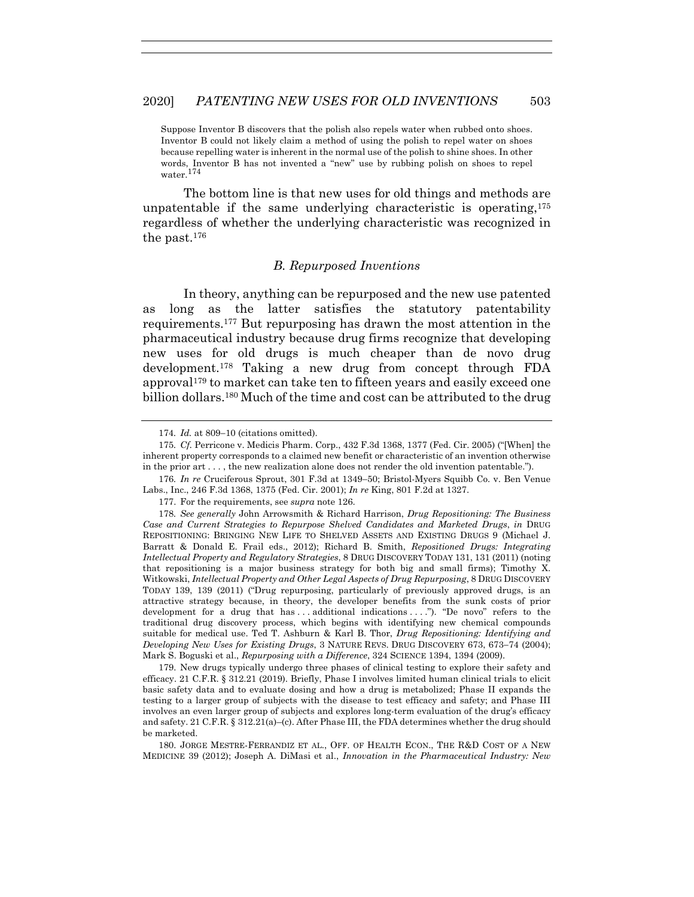Suppose Inventor B discovers that the polish also repels water when rubbed onto shoes. Inventor B could not likely claim a method of using the polish to repel water on shoes because repelling water is inherent in the normal use of the polish to shine shoes. In other words, Inventor B has not invented a "new" use by rubbing polish on shoes to repel water.[174]

The bottom line is that new uses for old things and methods are unpatentable if the same underlying characteristic is operating,[175] regardless of whether the underlying characteristic was recognized in the past.[176]

### *B. Repurposed Inventions*

In theory, anything can be repurposed and the new use patented as long as the latter satisfies the statutory patentability requirements.[177] But repurposing has drawn the most attention in the pharmaceutical industry because drug firms recognize that developing new uses for old drugs is much cheaper than de novo drug development.[178] Taking a new drug from concept through FDA approval[179] to market can take ten to fifteen years and easily exceed one billion dollars.[180] Much of the time and cost can be attributed to the drug

---

174. *Id.* at 809–10 (citations omitted).

175. *Cf.* Perricone v. Medicis Pharm. Corp., 432 F.3d 1368, 1377 (Fed. Cir. 2005) ("[When] the inherent property corresponds to a claimed new benefit or characteristic of an invention otherwise in the prior art . . . , the new realization alone does not render the old invention patentable.").

176. *In re* Cruciferous Sprout, 301 F.3d at 1349–50; Bristol-Myers Squibb Co. v. Ben Venue Labs., Inc., 246 F.3d 1368, 1375 (Fed. Cir. 2001); *In re* King, 801 F.2d at 1327.

177. For the requirements, see *supra* note 126.

178. *See generally* John Arrowsmith & Richard Harrison, *Drug Repositioning: The Business Case and Current Strategies to Repurpose Shelved Candidates and Marketed Drugs*, *in* DRUG REPOSITIONING: BRINGING NEW LIFE TO SHELVED ASSETS AND EXISTING DRUGS 9 (Michael J. Barratt & Donald E. Frail eds., 2012); Richard B. Smith, *Repositioned Drugs: Integrating Intellectual Property and Regulatory Strategies*, 8 DRUG DISCOVERY TODAY 131, 131 (2011) (noting that repositioning is a major business strategy for both big and small firms); Timothy X. Witkowski, *Intellectual Property and Other Legal Aspects of Drug Repurposing*, 8 DRUG DISCOVERY TODAY 139, 139 (2011) ("Drug repurposing, particularly of previously approved drugs, is an attractive strategy because, in theory, the developer benefits from the sunk costs of prior development for a drug that has . . . additional indications . . . ."). "De novo" refers to the traditional drug discovery process, which begins with identifying new chemical compounds suitable for medical use. Ted T. Ashburn & Karl B. Thor, *Drug Repositioning: Identifying and Developing New Uses for Existing Drugs*, 3 NATURE REVS. DRUG DISCOVERY 673, 673–74 (2004); Mark S. Boguski et al., *Repurposing with a Difference*, 324 SCIENCE 1394, 1394 (2009).

179. New drugs typically undergo three phases of clinical testing to explore their safety and efficacy. 21 C.F.R. § 312.21 (2019). Briefly, Phase I involves limited human clinical trials to elicit basic safety data and to evaluate dosing and how a drug is metabolized; Phase II expands the testing to a larger group of subjects with the disease to test efficacy and safety; and Phase III involves an even larger group of subjects and explores long-term evaluation of the drug's efficacy and safety. 21 C.F.R. § 312.21(a)–(c). After Phase III, the FDA determines whether the drug should be marketed.

180. JORGE MESTRE-FERRANDIZ ET AL., OFF. OF HEALTH ECON., THE R&D COST OF A NEW MEDICINE 39 (2012); Joseph A. DiMasi et al., *Innovation in the Pharmaceutical Industry: New*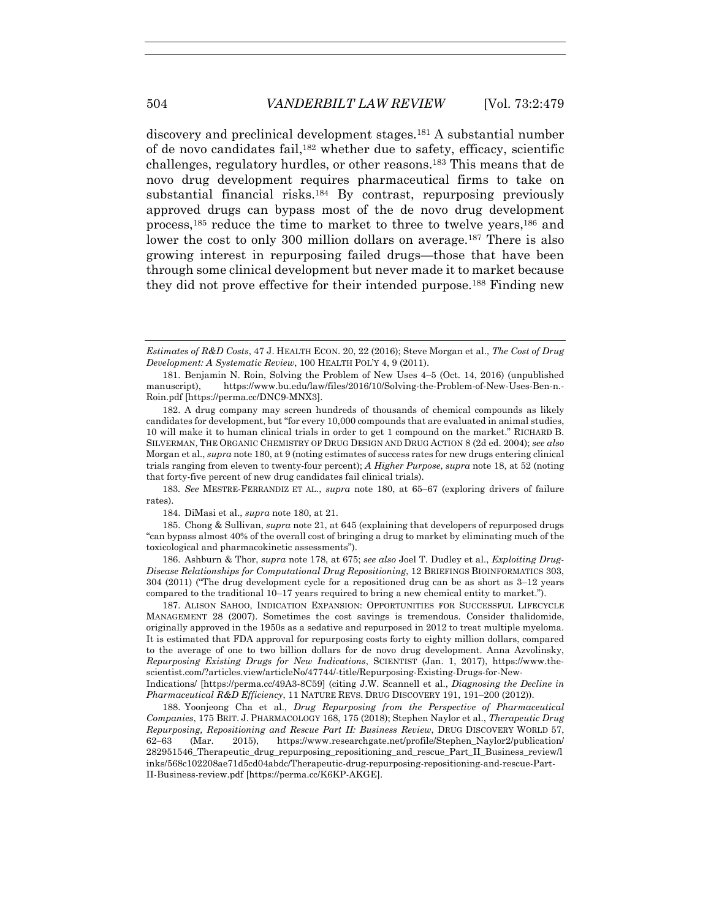discovery and preclinical development stages.[181] A substantial number of de novo candidates fail,[182] whether due to safety, efficacy, scientific challenges, regulatory hurdles, or other reasons.[183] This means that de novo drug development requires pharmaceutical firms to take on substantial financial risks.[184] By contrast, repurposing previously approved drugs can bypass most of the de novo drug development process,[185] reduce the time to market to three to twelve years,[186] and lower the cost to only 300 million dollars on average.[187] There is also growing interest in repurposing failed drugs—those that have been through some clinical development but never made it to market because they did not prove effective for their intended purpose.[188] Finding new

---

*Estimates of R&D Costs*, 47 J. HEALTH ECON. 20, 22 (2016); Steve Morgan et al., *The Cost of Drug Development: A Systematic Review*, 100 HEALTH POL'Y 4, 9 (2011).

181. Benjamin N. Roin, Solving the Problem of New Uses 4–5 (Oct. 14, 2016) (unpublished manuscript), https://www.bu.edu/law/files/2016/10/Solving-the-Problem-of-New-Uses-Ben-n.-Roin.pdf [https://perma.cc/DNC9-MNX3].

182. A drug company may screen hundreds of thousands of chemical compounds as likely candidates for development, but "for every 10,000 compounds that are evaluated in animal studies, 10 will make it to human clinical trials in order to get 1 compound on the market." RICHARD B. SILVERMAN, THE ORGANIC CHEMISTRY OF DRUG DESIGN AND DRUG ACTION 8 (2d ed. 2004); *see also* Morgan et al., *supra* note 180, at 9 (noting estimates of success rates for new drugs entering clinical trials ranging from eleven to twenty-four percent); *A Higher Purpose*, *supra* note 18, at 52 (noting that forty-five percent of new drug candidates fail clinical trials).

183. *See* MESTRE-FERRANDIZ ET AL., *supra* note 180, at 65–67 (exploring drivers of failure rates).

184. DiMasi et al., *supra* note 180, at 21.

185. Chong & Sullivan, *supra* note 21, at 645 (explaining that developers of repurposed drugs "can bypass almost 40% of the overall cost of bringing a drug to market by eliminating much of the toxicological and pharmacokinetic assessments").

186. Ashburn & Thor, *supra* note 178, at 675; *see also* Joel T. Dudley et al., *Exploiting Drug-Disease Relationships for Computational Drug Repositioning*, 12 BRIEFINGS BIOINFORMATICS 303, 304 (2011) ("The drug development cycle for a repositioned drug can be as short as 3–12 years compared to the traditional 10–17 years required to bring a new chemical entity to market.").

187. ALISON SAHOO, INDICATION EXPANSION: OPPORTUNITIES FOR SUCCESSFUL LIFECYCLE MANAGEMENT 28 (2007). Sometimes the cost savings is tremendous. Consider thalidomide, originally approved in the 1950s as a sedative and repurposed in 2012 to treat multiple myeloma. It is estimated that FDA approval for repurposing costs forty to eighty million dollars, compared to the average of one to two billion dollars for de novo drug development. Anna Azvolinsky, *Repurposing Existing Drugs for New Indications*, SCIENTIST (Jan. 1, 2017), https://www.the-scientist.com/?articles.view/articleNo/47744/-title/Repurposing-Existing-Drugs-for-New-Indications/ [https://perma.cc/49A3-8C59] (citing J.W. Scannell et al., *Diagnosing the Decline in Pharmaceutical R&D Efficiency*, 11 NATURE REVS. DRUG DISCOVERY 191, 191–200 (2012)).

188. Yoonjeong Cha et al., *Drug Repurposing from the Perspective of Pharmaceutical Companies*, 175 BRIT. J. PHARMACOLOGY 168, 175 (2018); Stephen Naylor et al., *Therapeutic Drug Repurposing, Repositioning and Rescue Part II: Business Review*, DRUG DISCOVERY WORLD 57, 62–63 (Mar. 2015), https://www.researchgate.net/profile/Stephen_Naylor2/publication/282951546_Therapeutic_drug_repurposing_repositioning_and_rescue_Part_II_Business_review/links/568c102208ae71d5cd04abdc/Therapeutic-drug-repurposing-repositioning-and-rescue-Part-II-Business-review.pdf [https://perma.cc/K6KP-AKGE].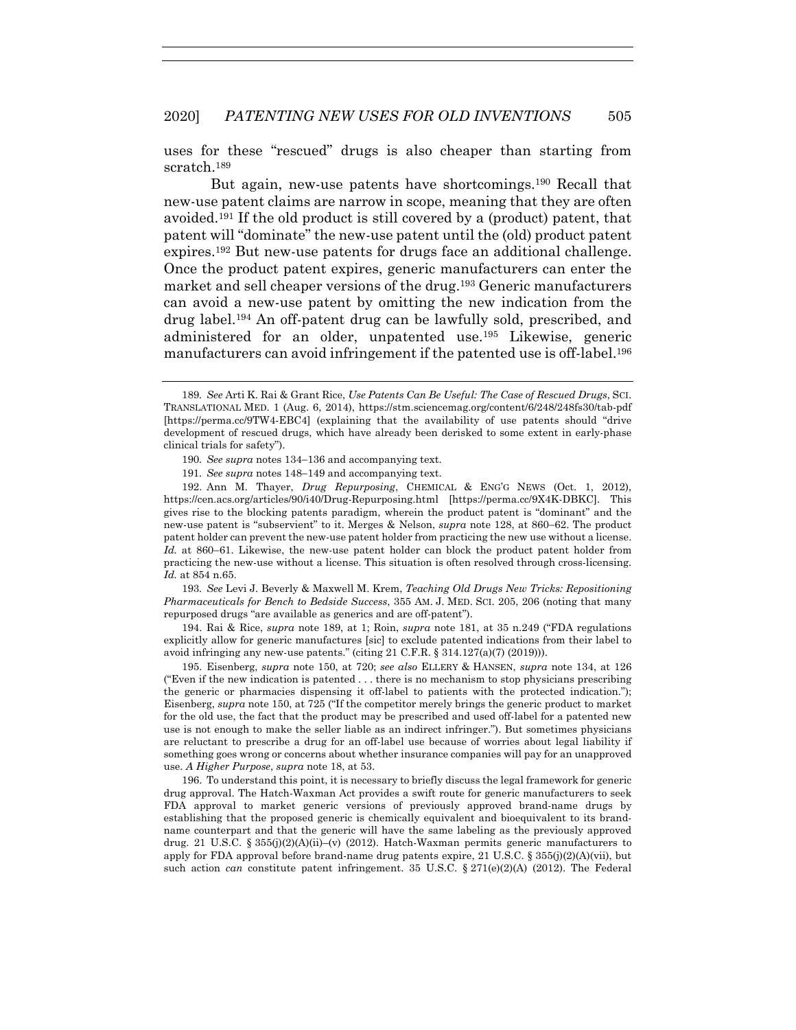uses for these "rescued" drugs is also cheaper than starting from scratch.[189]

But again, new-use patents have shortcomings.[190] Recall that new-use patent claims are narrow in scope, meaning that they are often avoided.[191] If the old product is still covered by a (product) patent, that patent will "dominate" the new-use patent until the (old) product patent expires.[192] But new-use patents for drugs face an additional challenge. Once the product patent expires, generic manufacturers can enter the market and sell cheaper versions of the drug.[193] Generic manufacturers can avoid a new-use patent by omitting the new indication from the drug label.[194] An off-patent drug can be lawfully sold, prescribed, and administered for an older, unpatented use.[195] Likewise, generic manufacturers can avoid infringement if the patented use is off-label.[196]

---

189. *See* Arti K. Rai & Grant Rice, *Use Patents Can Be Useful: The Case of Rescued Drugs*, SCI. TRANSLATIONAL MED. 1 (Aug. 6, 2014), https://stm.sciencemag.org/content/6/248/248fs30/tab-pdf [https://perma.cc/9TW4-EBC4] (explaining that the availability of use patents should "drive development of rescued drugs, which have already been derisked to some extent in early-phase clinical trials for safety").

190. *See supra* notes 134–136 and accompanying text.

191. *See supra* notes 148–149 and accompanying text.

192. Ann M. Thayer, *Drug Repurposing*, CHEMICAL & ENG'G NEWS (Oct. 1, 2012), https://cen.acs.org/articles/90/i40/Drug-Repurposing.html [https://perma.cc/9X4K-DBKC]. This gives rise to the blocking patents paradigm, wherein the product patent is "dominant" and the new-use patent is "subservient" to it. Merges & Nelson, *supra* note 128, at 860–62. The product patent holder can prevent the new-use patent holder from practicing the new use without a license. *Id.* at 860–61. Likewise, the new-use patent holder can block the product patent holder from practicing the new-use without a license. This situation is often resolved through cross-licensing. *Id.* at 854 n.65.

193. *See* Levi J. Beverly & Maxwell M. Krem, *Teaching Old Drugs New Tricks: Repositioning Pharmaceuticals for Bench to Bedside Success*, 355 AM. J. MED. SCI. 205, 206 (noting that many repurposed drugs "are available as generics and are off-patent").

194. Rai & Rice, *supra* note 189, at 1; Roin, *supra* note 181, at 35 n.249 ("FDA regulations explicitly allow for generic manufactures [sic] to exclude patented indications from their label to avoid infringing any new-use patents." (citing 21 C.F.R. § 314.127(a)(7) (2019))).

195. Eisenberg, *supra* note 150, at 720; *see also* ELLERY & HANSEN, *supra* note 134, at 126 ("Even if the new indication is patented . . . there is no mechanism to stop physicians prescribing the generic or pharmacies dispensing it off-label to patients with the protected indication."); Eisenberg, *supra* note 150, at 725 ("If the competitor merely brings the generic product to market for the old use, the fact that the product may be prescribed and used off-label for a patented new use is not enough to make the seller liable as an indirect infringer."). But sometimes physicians are reluctant to prescribe a drug for an off-label use because of worries about legal liability if something goes wrong or concerns about whether insurance companies will pay for an unapproved use. *A Higher Purpose*, *supra* note 18, at 53.

196. To understand this point, it is necessary to briefly discuss the legal framework for generic drug approval. The Hatch-Waxman Act provides a swift route for generic manufacturers to seek FDA approval to market generic versions of previously approved brand-name drugs by establishing that the proposed generic is chemically equivalent and bioequivalent to its brand-name counterpart and that the generic will have the same labeling as the previously approved drug. 21 U.S.C. § 355(j)(2)(A)(ii)–(v) (2012). Hatch-Waxman permits generic manufacturers to apply for FDA approval before brand-name drug patents expire, 21 U.S.C. § 355(j)(2)(A)(vii), but such action *can* constitute patent infringement. 35 U.S.C. § 271(e)(2)(A) (2012). The Federal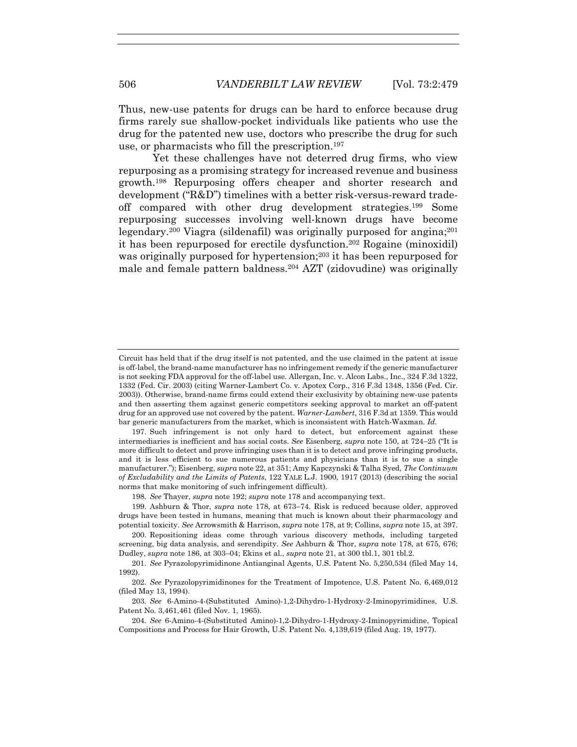Thus, new-use patents for drugs can be hard to enforce because drug firms rarely sue shallow-pocket individuals like patients who use the drug for the patented new use, doctors who prescribe the drug for such use, or pharmacists who fill the prescription.[197]

Yet these challenges have not deterred drug firms, who view repurposing as a promising strategy for increased revenue and business growth.[198] Repurposing offers cheaper and shorter research and development ("R&D") timelines with a better risk-versus-reward trade-off compared with other drug development strategies.[199] Some repurposing successes involving well-known drugs have become legendary.[200] Viagra (sildenafil) was originally purposed for angina;[201] it has been repurposed for erectile dysfunction.[202] Rogaine (minoxidil) was originally purposed for hypertension;[203] it has been repurposed for male and female pattern baldness.[204] AZT (zidovudine) was originally

---

Circuit has held that if the drug itself is not patented, and the use claimed in the patent at issue is off-label, the brand-name manufacturer has no infringement remedy if the generic manufacturer is not seeking FDA approval for the off-label use. Allergan, Inc. v. Alcon Labs., Inc., 324 F.3d 1322, 1332 (Fed. Cir. 2003) (citing Warner-Lambert Co. v. Apotex Corp., 316 F.3d 1348, 1356 (Fed. Cir. 2003)). Otherwise, brand-name firms could extend their exclusivity by obtaining new-use patents and then asserting them against generic competitors seeking approval to market an off-patent drug for an approved use not covered by the patent. *Warner-Lambert*, 316 F.3d at 1359. This would bar generic manufacturers from the market, which is inconsistent with Hatch-Waxman. *Id.*

197. Such infringement is not only hard to detect, but enforcement against these intermediaries is inefficient and has social costs. *See* Eisenberg, *supra* note 150, at 724–25 ("It is more difficult to detect and prove infringing uses than it is to detect and prove infringing products, and it is less efficient to sue numerous patients and physicians than it is to sue a single manufacturer."); Eisenberg, *supra* note 22, at 351; Amy Kapczynski & Talha Syed, *The Continuum of Excludability and the Limits of Patents*, 122 YALE L.J. 1900, 1917 (2013) (describing the social norms that make monitoring of such infringement difficult).

198. *See* Thayer, *supra* note 192; *supra* note 178 and accompanying text.

199. Ashburn & Thor, *supra* note 178, at 673–74. Risk is reduced because older, approved drugs have been tested in humans, meaning that much is known about their pharmacology and potential toxicity. *See* Arrowsmith & Harrison, *supra* note 178, at 9; Collins, *supra* note 15, at 397.

200. Repositioning ideas come through various discovery methods, including targeted screening, big data analysis, and serendipity. *See* Ashburn & Thor, *supra* note 178, at 675, 676; Dudley, *supra* note 186, at 303–04; Ekins et al., *supra* note 21, at 300 tbl.1, 301 tbl.2.

201. *See* Pyrazolopyrimidinone Antianginal Agents, U.S. Patent No. 5,250,534 (filed May 14, 1992).

202. *See* Pyrazolopyrimidinones for the Treatment of Impotence, U.S. Patent No. 6,469,012 (filed May 13, 1994).

203. *See* 6-Amino-4-(Substituted Amino)-1,2-Dihydro-1-Hydroxy-2-Iminopyrimidines, U.S. Patent No. 3,461,461 (filed Nov. 1, 1965).

204. *See* 6-Amino-4-(Substituted Amino)-1,2-Dihydro-1-Hydroxy-2-Iminopyrimidine, Topical Compositions and Process for Hair Growth, U.S. Patent No. 4,139,619 (filed Aug. 19, 1977).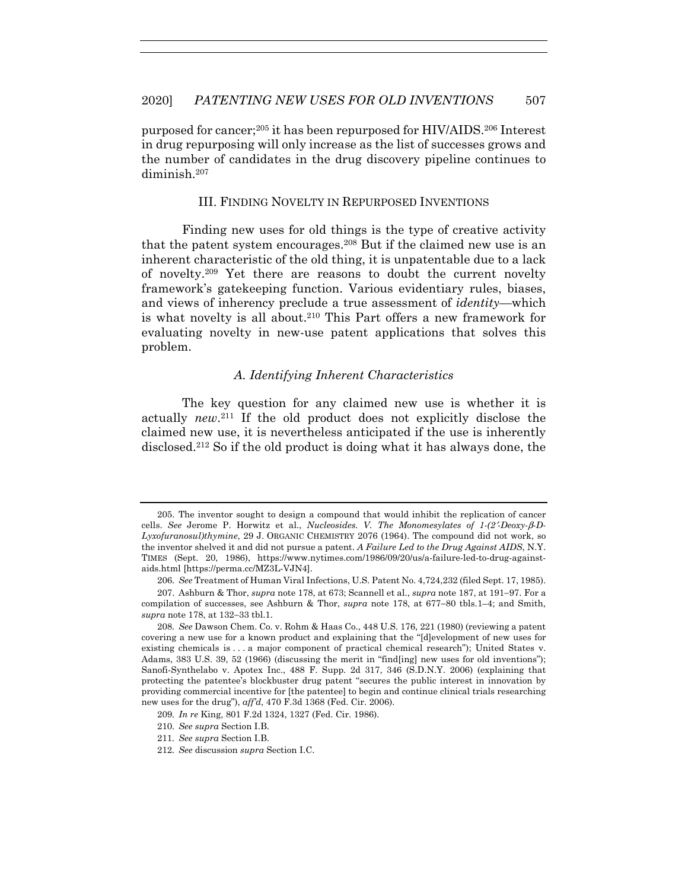purposed for cancer;[205] it has been repurposed for HIV/AIDS.[206] Interest in drug repurposing will only increase as the list of successes grows and the number of candidates in the drug discovery pipeline continues to diminish.[207]

## III. FINDING NOVELTY IN REPURPOSED INVENTIONS

Finding new uses for old things is the type of creative activity that the patent system encourages.[208] But if the claimed new use is an inherent characteristic of the old thing, it is unpatentable due to a lack of novelty.[209] Yet there are reasons to doubt the current novelty framework's gatekeeping function. Various evidentiary rules, biases, and views of inherency preclude a true assessment of *identity*—which is what novelty is all about.[210] This Part offers a new framework for evaluating novelty in new-use patent applications that solves this problem.

### *A. Identifying Inherent Characteristics*

The key question for any claimed new use is whether it is actually *new*.[211] If the old product does not explicitly disclose the claimed new use, it is nevertheless anticipated if the use is inherently disclosed.[212] So if the old product is doing what it has always done, the

---

205. The inventor sought to design a compound that would inhibit the replication of cancer cells. *See* Jerome P. Horwitz et al., *Nucleosides. V. The Monomesylates of 1-(2′-Deoxy-β-D-Lyxofuranosul)thymine*, 29 J. ORGANIC CHEMISTRY 2076 (1964). The compound did not work, so the inventor shelved it and did not pursue a patent. *A Failure Led to the Drug Against AIDS*, N.Y. TIMES (Sept. 20, 1986), https://www.nytimes.com/1986/09/20/us/a-failure-led-to-drug-against-aids.html [https://perma.cc/MZ3L-VJN4].

206. *See* Treatment of Human Viral Infections, U.S. Patent No. 4,724,232 (filed Sept. 17, 1985).

207. Ashburn & Thor, *supra* note 178, at 673; Scannell et al., *supra* note 187, at 191–97. For a compilation of successes, see Ashburn & Thor, *supra* note 178, at 677–80 tbls.1–4; and Smith, *supra* note 178, at 132–33 tbl.1.

208. *See* Dawson Chem. Co. v. Rohm & Haas Co., 448 U.S. 176, 221 (1980) (reviewing a patent covering a new use for a known product and explaining that the "[d]evelopment of new uses for existing chemicals is . . . a major component of practical chemical research"); United States v. Adams, 383 U.S. 39, 52 (1966) (discussing the merit in "find[ing] new uses for old inventions"); Sanofi-Synthelabo v. Apotex Inc., 488 F. Supp. 2d 317, 346 (S.D.N.Y. 2006) (explaining that protecting the patentee's blockbuster drug patent "secures the public interest in innovation by providing commercial incentive for [the patentee] to begin and continue clinical trials researching new uses for the drug"), *aff'd*, 470 F.3d 1368 (Fed. Cir. 2006).

209. *In re* King, 801 F.2d 1324, 1327 (Fed. Cir. 1986).

210. *See supra* Section I.B.

211. *See supra* Section I.B.

212. *See* discussion *supra* Section I.C.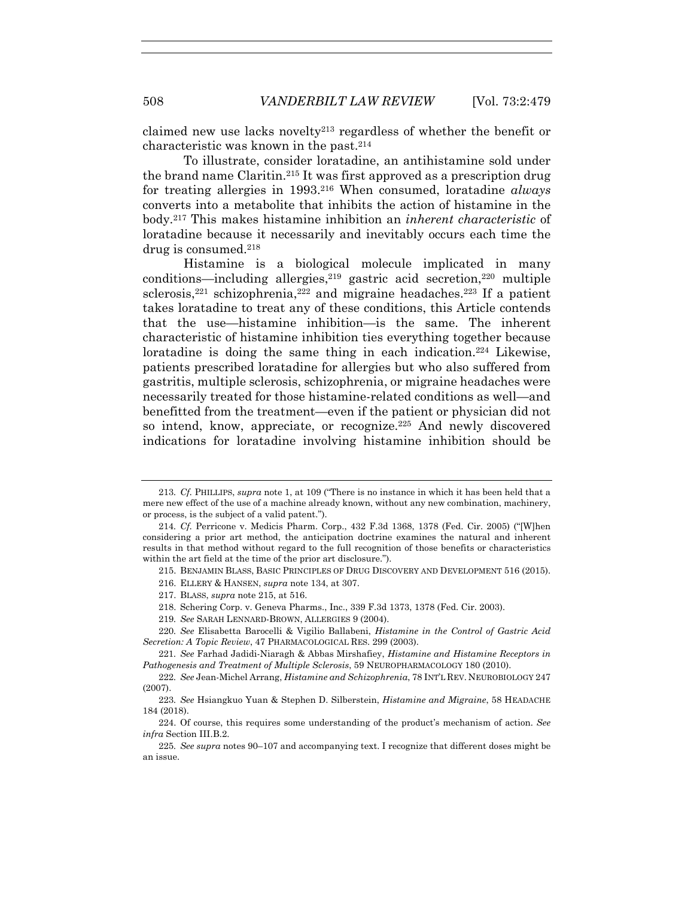claimed new use lacks novelty[213] regardless of whether the benefit or characteristic was known in the past.[214]

To illustrate, consider loratadine, an antihistamine sold under the brand name Claritin.[215] It was first approved as a prescription drug for treating allergies in 1993.[216] When consumed, loratadine *always* converts into a metabolite that inhibits the action of histamine in the body.[217] This makes histamine inhibition an *inherent characteristic* of loratadine because it necessarily and inevitably occurs each time the drug is consumed.[218]

Histamine is a biological molecule implicated in many conditions—including allergies,[219] gastric acid secretion,[220] multiple sclerosis,[221] schizophrenia,[222] and migraine headaches.[223] If a patient takes loratadine to treat any of these conditions, this Article contends that the use—histamine inhibition—is the same. The inherent characteristic of histamine inhibition ties everything together because loratadine is doing the same thing in each indication.[224] Likewise, patients prescribed loratadine for allergies but who also suffered from gastritis, multiple sclerosis, schizophrenia, or migraine headaches were necessarily treated for those histamine-related conditions as well—and benefitted from the treatment—even if the patient or physician did not so intend, know, appreciate, or recognize.[225] And newly discovered indications for loratadine involving histamine inhibition should be

---

213. *Cf.* PHILLIPS, *supra* note 1, at 109 ("There is no instance in which it has been held that a mere new effect of the use of a machine already known, without any new combination, machinery, or process, is the subject of a valid patent.").

214. *Cf.* Perricone v. Medicis Pharm. Corp., 432 F.3d 1368, 1378 (Fed. Cir. 2005) ("[W]hen considering a prior art method, the anticipation doctrine examines the natural and inherent results in that method without regard to the full recognition of those benefits or characteristics within the art field at the time of the prior art disclosure.").

215. BENJAMIN BLASS, BASIC PRINCIPLES OF DRUG DISCOVERY AND DEVELOPMENT 516 (2015).

216. ELLERY & HANSEN, *supra* note 134, at 307.

217. BLASS, *supra* note 215, at 516.

218. Schering Corp. v. Geneva Pharms., Inc., 339 F.3d 1373, 1378 (Fed. Cir. 2003).

219. *See* SARAH LENNARD-BROWN, ALLERGIES 9 (2004).

220. *See* Elisabetta Barocelli & Vigilio Ballabeni, *Histamine in the Control of Gastric Acid Secretion: A Topic Review*, 47 PHARMACOLOGICAL RES. 299 (2003).

221. *See* Farhad Jadidi-Niaragh & Abbas Mirshafiey, *Histamine and Histamine Receptors in Pathogenesis and Treatment of Multiple Sclerosis*, 59 NEUROPHARMACOLOGY 180 (2010).

222. *See* Jean-Michel Arrang, *Histamine and Schizophrenia*, 78 INT'L REV. NEUROBIOLOGY 247 (2007).

223. *See* Hsiangkuo Yuan & Stephen D. Silberstein, *Histamine and Migraine*, 58 HEADACHE 184 (2018).

224. Of course, this requires some understanding of the product's mechanism of action. *See infra* Section III.B.2.

225. *See supra* notes 90–107 and accompanying text. I recognize that different doses might be an issue.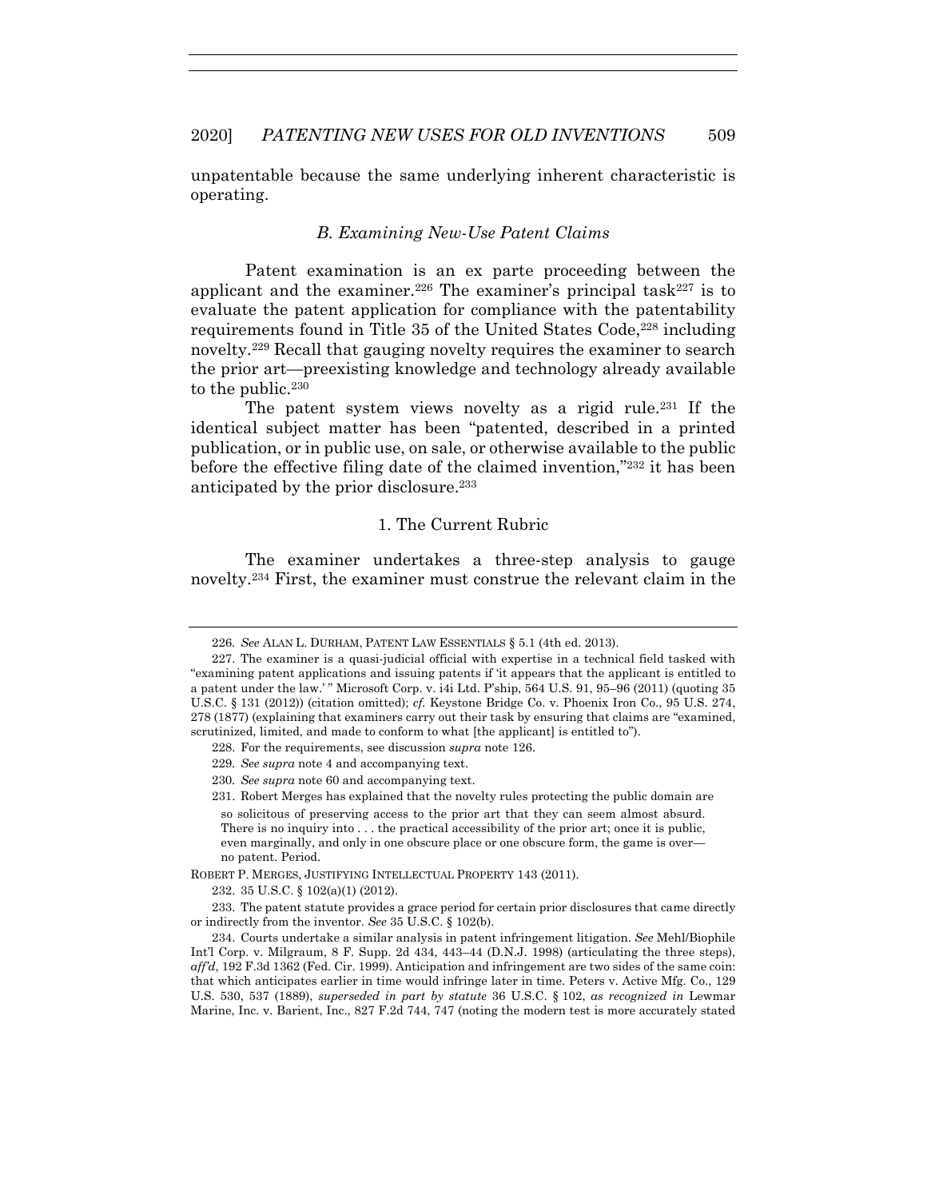unpatentable because the same underlying inherent characteristic is operating.

### *B. Examining New-Use Patent Claims*

Patent examination is an ex parte proceeding between the applicant and the examiner.[226] The examiner's principal task[227] is to evaluate the patent application for compliance with the patentability requirements found in Title 35 of the United States Code,[228] including novelty.[229] Recall that gauging novelty requires the examiner to search the prior art—preexisting knowledge and technology already available to the public.[230]

The patent system views novelty as a rigid rule.[231] If the identical subject matter has been "patented, described in a printed publication, or in public use, on sale, or otherwise available to the public before the effective filing date of the claimed invention,"[232] it has been anticipated by the prior disclosure.[233]

#### 1. The Current Rubric

The examiner undertakes a three-step analysis to gauge novelty.[234] First, the examiner must construe the relevant claim in the

---

226. *See* ALAN L. DURHAM, PATENT LAW ESSENTIALS § 5.1 (4th ed. 2013).

227. The examiner is a quasi-judicial official with expertise in a technical field tasked with "examining patent applications and issuing patents if 'it appears that the applicant is entitled to a patent under the law.' " Microsoft Corp. v. i4i Ltd. P'ship, 564 U.S. 91, 95–96 (2011) (quoting 35 U.S.C. § 131 (2012)) (citation omitted); *cf.* Keystone Bridge Co. v. Phoenix Iron Co., 95 U.S. 274, 278 (1877) (explaining that examiners carry out their task by ensuring that claims are "examined, scrutinized, limited, and made to conform to what [the applicant] is entitled to").

228. For the requirements, see discussion *supra* note 126.

229. *See supra* note 4 and accompanying text.

230. *See supra* note 60 and accompanying text.

231. Robert Merges has explained that the novelty rules protecting the public domain are

> so solicitous of preserving access to the prior art that they can seem almost absurd. There is no inquiry into . . . the practical accessibility of the prior art; once it is public, even marginally, and only in one obscure place or one obscure form, the game is over—no patent. Period.

ROBERT P. MERGES, JUSTIFYING INTELLECTUAL PROPERTY 143 (2011).

232. 35 U.S.C. § 102(a)(1) (2012).

233. The patent statute provides a grace period for certain prior disclosures that came directly or indirectly from the inventor. *See* 35 U.S.C. § 102(b).

234. Courts undertake a similar analysis in patent infringement litigation. *See* Mehl/Biophile Int'l Corp. v. Milgraum, 8 F. Supp. 2d 434, 443–44 (D.N.J. 1998) (articulating the three steps), *aff'd*, 192 F.3d 1362 (Fed. Cir. 1999). Anticipation and infringement are two sides of the same coin: that which anticipates earlier in time would infringe later in time. Peters v. Active Mfg. Co., 129 U.S. 530, 537 (1889), *superseded in part by statute* 36 U.S.C. § 102, *as recognized in* Lewmar Marine, Inc. v. Barient, Inc., 827 F.2d 744, 747 (noting the modern test is more accurately stated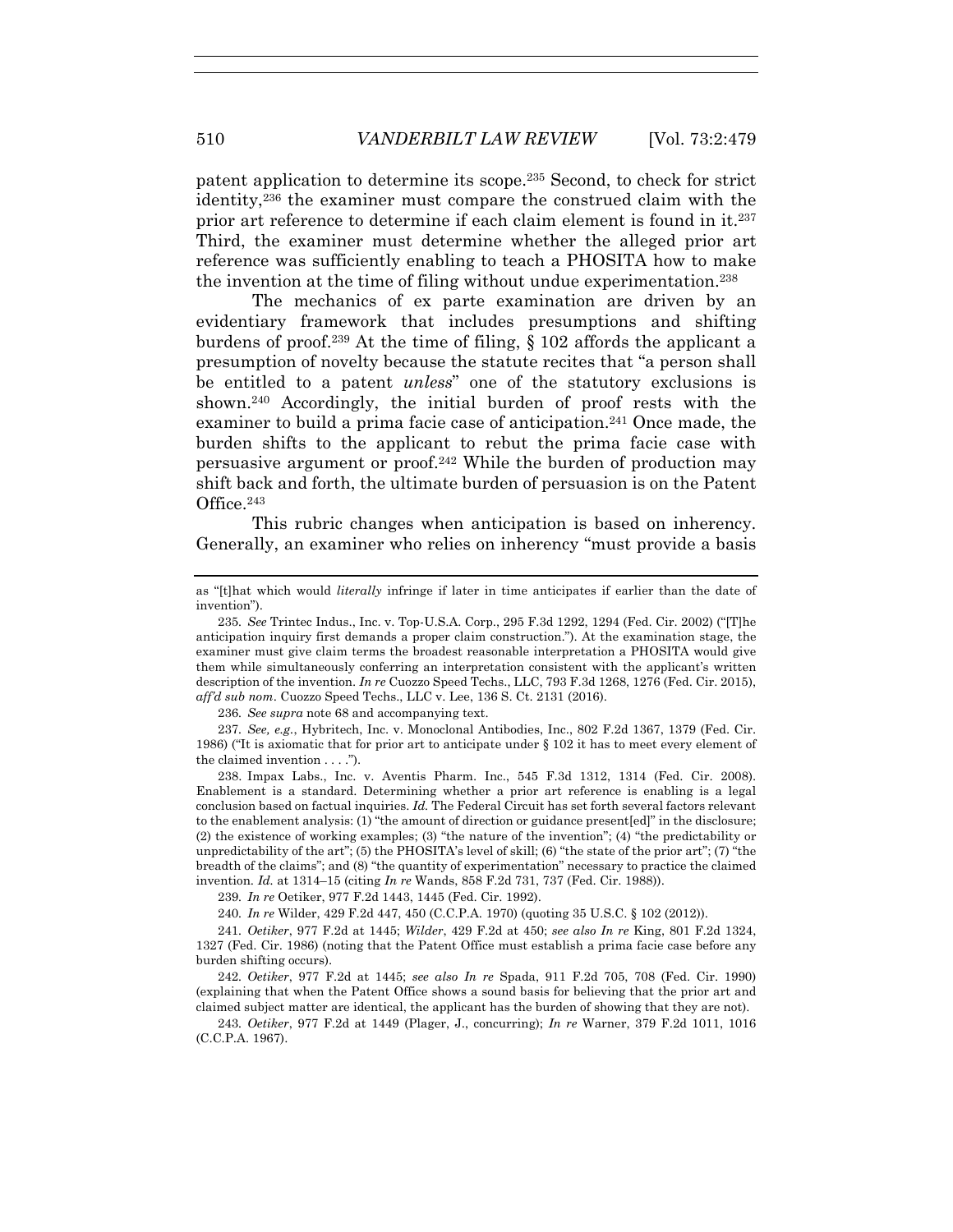patent application to determine its scope.[235] Second, to check for strict identity,[236] the examiner must compare the construed claim with the prior art reference to determine if each claim element is found in it.[237] Third, the examiner must determine whether the alleged prior art reference was sufficiently enabling to teach a PHOSITA how to make the invention at the time of filing without undue experimentation.[238]

The mechanics of ex parte examination are driven by an evidentiary framework that includes presumptions and shifting burdens of proof.[239] At the time of filing, § 102 affords the applicant a presumption of novelty because the statute recites that "a person shall be entitled to a patent *unless*" one of the statutory exclusions is shown.[240] Accordingly, the initial burden of proof rests with the examiner to build a prima facie case of anticipation.[241] Once made, the burden shifts to the applicant to rebut the prima facie case with persuasive argument or proof.[242] While the burden of production may shift back and forth, the ultimate burden of persuasion is on the Patent Office.[243]

This rubric changes when anticipation is based on inherency. Generally, an examiner who relies on inherency "must provide a basis

---

as "[t]hat which would *literally* infringe if later in time anticipates if earlier than the date of invention").

235. *See* Trintec Indus., Inc. v. Top-U.S.A. Corp., 295 F.3d 1292, 1294 (Fed. Cir. 2002) ("[T]he anticipation inquiry first demands a proper claim construction."). At the examination stage, the examiner must give claim terms the broadest reasonable interpretation a PHOSITA would give them while simultaneously conferring an interpretation consistent with the applicant's written description of the invention. *In re* Cuozzo Speed Techs., LLC, 793 F.3d 1268, 1276 (Fed. Cir. 2015), *aff'd sub nom*. Cuozzo Speed Techs., LLC v. Lee, 136 S. Ct. 2131 (2016).

236. *See supra* note 68 and accompanying text.

237. *See, e.g.*, Hybritech, Inc. v. Monoclonal Antibodies, Inc., 802 F.2d 1367, 1379 (Fed. Cir. 1986) ("It is axiomatic that for prior art to anticipate under § 102 it has to meet every element of the claimed invention . . . .").

238. Impax Labs., Inc. v. Aventis Pharm. Inc., 545 F.3d 1312, 1314 (Fed. Cir. 2008). Enablement is a standard. Determining whether a prior art reference is enabling is a legal conclusion based on factual inquiries. *Id.* The Federal Circuit has set forth several factors relevant to the enablement analysis: (1) "the amount of direction or guidance present[ed]" in the disclosure; (2) the existence of working examples; (3) "the nature of the invention"; (4) "the predictability or unpredictability of the art"; (5) the PHOSITA's level of skill; (6) "the state of the prior art"; (7) "the breadth of the claims"; and (8) "the quantity of experimentation" necessary to practice the claimed invention. *Id.* at 1314–15 (citing *In re* Wands, 858 F.2d 731, 737 (Fed. Cir. 1988)).

239. *In re* Oetiker, 977 F.2d 1443, 1445 (Fed. Cir. 1992).

240. *In re* Wilder, 429 F.2d 447, 450 (C.C.P.A. 1970) (quoting 35 U.S.C. § 102 (2012)).

241. *Oetiker*, 977 F.2d at 1445; *Wilder*, 429 F.2d at 450; *see also In re* King, 801 F.2d 1324, 1327 (Fed. Cir. 1986) (noting that the Patent Office must establish a prima facie case before any burden shifting occurs).

242. *Oetiker*, 977 F.2d at 1445; *see also In re* Spada, 911 F.2d 705, 708 (Fed. Cir. 1990) (explaining that when the Patent Office shows a sound basis for believing that the prior art and claimed subject matter are identical, the applicant has the burden of showing that they are not).

243. *Oetiker*, 977 F.2d at 1449 (Plager, J., concurring); *In re* Warner, 379 F.2d 1011, 1016 (C.C.P.A. 1967).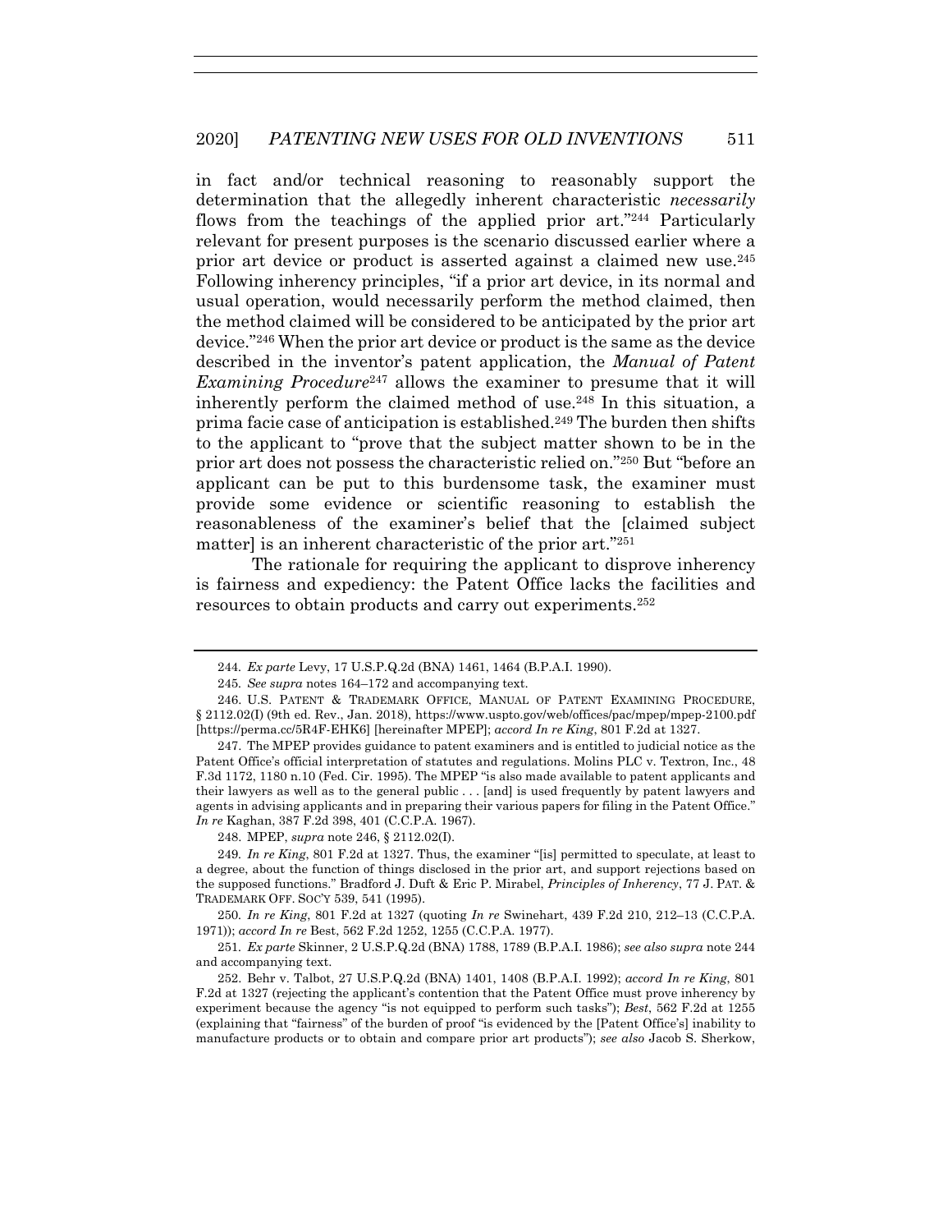in fact and/or technical reasoning to reasonably support the determination that the allegedly inherent characteristic *necessarily* flows from the teachings of the applied prior art."[244] Particularly relevant for present purposes is the scenario discussed earlier where a prior art device or product is asserted against a claimed new use.[245] Following inherency principles, "if a prior art device, in its normal and usual operation, would necessarily perform the method claimed, then the method claimed will be considered to be anticipated by the prior art device."[246] When the prior art device or product is the same as the device described in the inventor's patent application, the *Manual of Patent Examining Procedure*[247] allows the examiner to presume that it will inherently perform the claimed method of use.[248] In this situation, a prima facie case of anticipation is established.[249] The burden then shifts to the applicant to "prove that the subject matter shown to be in the prior art does not possess the characteristic relied on."[250] But "before an applicant can be put to this burdensome task, the examiner must provide some evidence or scientific reasoning to establish the reasonableness of the examiner's belief that the [claimed subject matter] is an inherent characteristic of the prior art."[251]

The rationale for requiring the applicant to disprove inherency is fairness and expediency: the Patent Office lacks the facilities and resources to obtain products and carry out experiments.[252]

---

244. *Ex parte* Levy, 17 U.S.P.Q.2d (BNA) 1461, 1464 (B.P.A.I. 1990).

245. *See supra* notes 164–172 and accompanying text.

246. U.S. PATENT & TRADEMARK OFFICE, MANUAL OF PATENT EXAMINING PROCEDURE, § 2112.02(I) (9th ed. Rev., Jan. 2018), https://www.uspto.gov/web/offices/pac/mpep/mpep-2100.pdf [https://perma.cc/5R4F-EHK6] [hereinafter MPEP]; *accord In re King*, 801 F.2d at 1327.

247. The MPEP provides guidance to patent examiners and is entitled to judicial notice as the Patent Office's official interpretation of statutes and regulations. Molins PLC v. Textron, Inc., 48 F.3d 1172, 1180 n.10 (Fed. Cir. 1995). The MPEP "is also made available to patent applicants and their lawyers as well as to the general public . . . [and] is used frequently by patent lawyers and agents in advising applicants and in preparing their various papers for filing in the Patent Office." *In re* Kaghan, 387 F.2d 398, 401 (C.C.P.A. 1967).

248. MPEP, *supra* note 246, § 2112.02(I).

249. *In re King*, 801 F.2d at 1327. Thus, the examiner "[is] permitted to speculate, at least to a degree, about the function of things disclosed in the prior art, and support rejections based on the supposed functions." Bradford J. Duft & Eric P. Mirabel, *Principles of Inherency*, 77 J. PAT. & TRADEMARK OFF. SOC'Y 539, 541 (1995).

250. *In re King*, 801 F.2d at 1327 (quoting *In re* Swinehart, 439 F.2d 210, 212–13 (C.C.P.A. 1971)); *accord In re* Best, 562 F.2d 1252, 1255 (C.C.P.A. 1977).

251. *Ex parte* Skinner, 2 U.S.P.Q.2d (BNA) 1788, 1789 (B.P.A.I. 1986); *see also supra* note 244 and accompanying text.

252. Behr v. Talbot, 27 U.S.P.Q.2d (BNA) 1401, 1408 (B.P.A.I. 1992); *accord In re King*, 801 F.2d at 1327 (rejecting the applicant's contention that the Patent Office must prove inherency by experiment because the agency "is not equipped to perform such tasks"); *Best*, 562 F.2d at 1255 (explaining that "fairness" of the burden of proof "is evidenced by the [Patent Office's] inability to manufacture products or to obtain and compare prior art products"); *see also* Jacob S. Sherkow,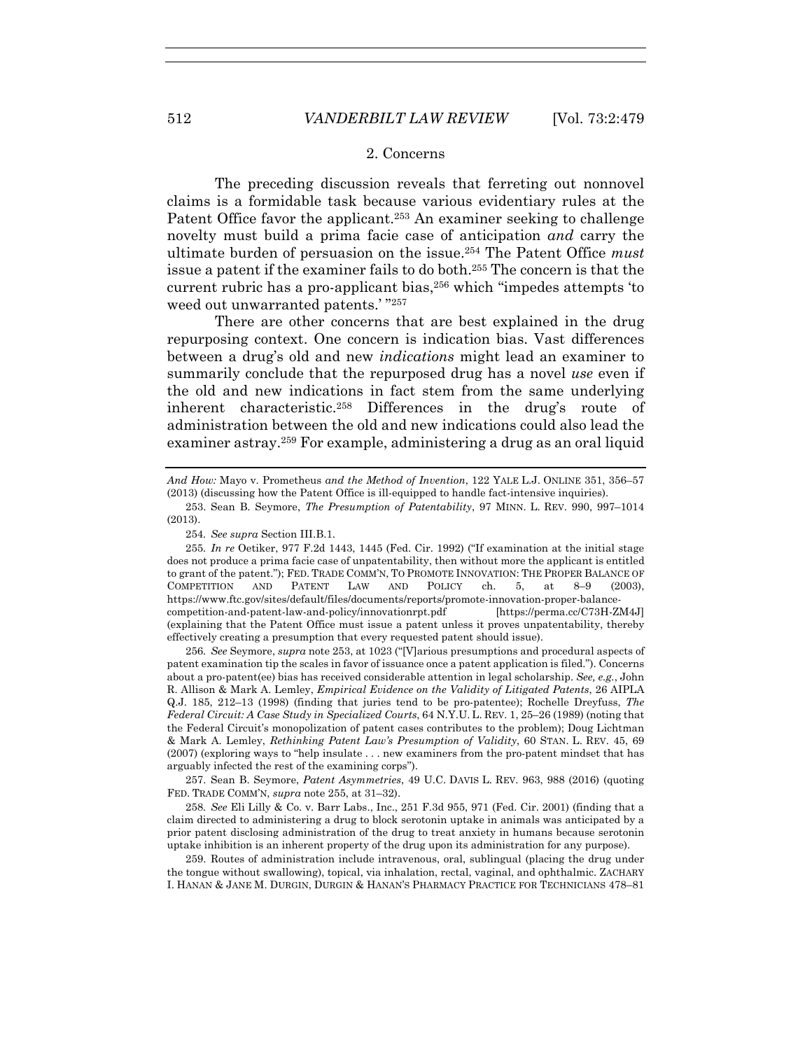### 2. Concerns

The preceding discussion reveals that ferreting out nonnovel claims is a formidable task because various evidentiary rules at the Patent Office favor the applicant.[253] An examiner seeking to challenge novelty must build a prima facie case of anticipation *and* carry the ultimate burden of persuasion on the issue.[254] The Patent Office *must* issue a patent if the examiner fails to do both.[255] The concern is that the current rubric has a pro-applicant bias,[256] which "impedes attempts 'to weed out unwarranted patents.' "[257]

There are other concerns that are best explained in the drug repurposing context. One concern is indication bias. Vast differences between a drug's old and new *indications* might lead an examiner to summarily conclude that the repurposed drug has a novel *use* even if the old and new indications in fact stem from the same underlying inherent characteristic.[258] Differences in the drug's route of administration between the old and new indications could also lead the examiner astray.[259] For example, administering a drug as an oral liquid

---

*And How:* Mayo v. Prometheus *and the Method of Invention*, 122 YALE L.J. ONLINE 351, 356–57 (2013) (discussing how the Patent Office is ill-equipped to handle fact-intensive inquiries).

253. Sean B. Seymore, *The Presumption of Patentability*, 97 MINN. L. REV. 990, 997–1014 (2013).

254. *See supra* Section III.B.1.

255. *In re* Oetiker, 977 F.2d 1443, 1445 (Fed. Cir. 1992) ("If examination at the initial stage does not produce a prima facie case of unpatentability, then without more the applicant is entitled to grant of the patent."); FED. TRADE COMM'N, TO PROMOTE INNOVATION: THE PROPER BALANCE OF COMPETITION AND PATENT LAW AND POLICY ch. 5, at 8–9 (2003), https://www.ftc.gov/sites/default/files/documents/reports/promote-innovation-proper-balance-competition-and-patent-law-and-policy/innovationrpt.pdf [https://perma.cc/C73H-ZM4J] (explaining that the Patent Office must issue a patent unless it proves unpatentability, thereby effectively creating a presumption that every requested patent should issue).

256. *See* Seymore, *supra* note 253, at 1023 ("[V]arious presumptions and procedural aspects of patent examination tip the scales in favor of issuance once a patent application is filed."). Concerns about a pro-patent(ee) bias has received considerable attention in legal scholarship. *See, e.g.*, John R. Allison & Mark A. Lemley, *Empirical Evidence on the Validity of Litigated Patents*, 26 AIPLA Q.J. 185, 212–13 (1998) (finding that juries tend to be pro-patentee); Rochelle Dreyfuss, *The Federal Circuit: A Case Study in Specialized Courts*, 64 N.Y.U. L. REV. 1, 25–26 (1989) (noting that the Federal Circuit's monopolization of patent cases contributes to the problem); Doug Lichtman & Mark A. Lemley, *Rethinking Patent Law's Presumption of Validity*, 60 STAN. L. REV. 45, 69 (2007) (exploring ways to "help insulate . . . new examiners from the pro-patent mindset that has arguably infected the rest of the examining corps").

257. Sean B. Seymore, *Patent Asymmetries*, 49 U.C. DAVIS L. REV. 963, 988 (2016) (quoting FED. TRADE COMM'N, *supra* note 255, at 31–32).

258. *See* Eli Lilly & Co. v. Barr Labs., Inc., 251 F.3d 955, 971 (Fed. Cir. 2001) (finding that a claim directed to administering a drug to block serotonin uptake in animals was anticipated by a prior patent disclosing administration of the drug to treat anxiety in humans because serotonin uptake inhibition is an inherent property of the drug upon its administration for any purpose).

259. Routes of administration include intravenous, oral, sublingual (placing the drug under the tongue without swallowing), topical, via inhalation, rectal, vaginal, and ophthalmic. ZACHARY I. HANAN & JANE M. DURGIN, DURGIN & HANAN'S PHARMACY PRACTICE FOR TECHNICIANS 478–81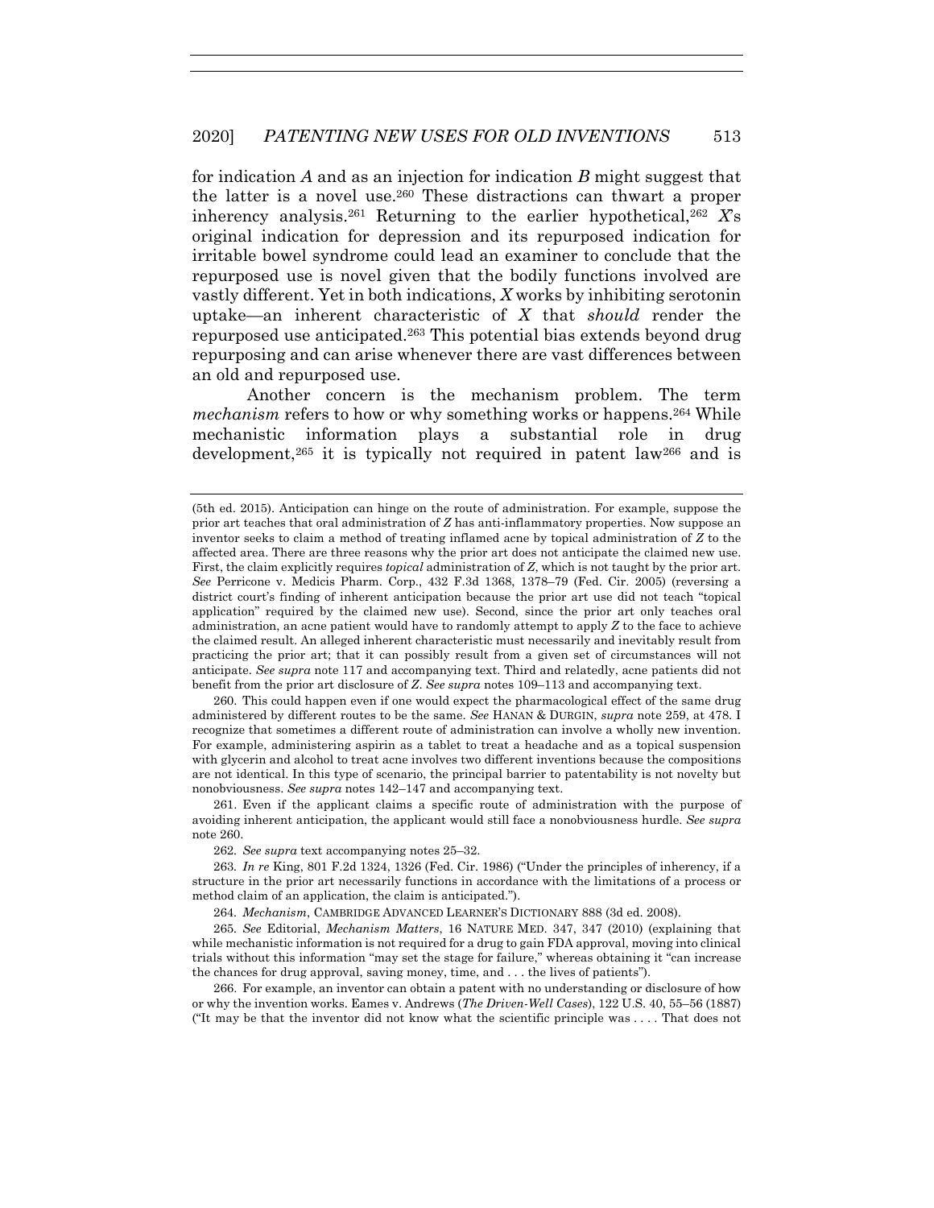for indication *A* and as an injection for indication *B* might suggest that the latter is a novel use.[260] These distractions can thwart a proper inherency analysis.[261] Returning to the earlier hypothetical,[262] *X*'s original indication for depression and its repurposed indication for irritable bowel syndrome could lead an examiner to conclude that the repurposed use is novel given that the bodily functions involved are vastly different. Yet in both indications, *X* works by inhibiting serotonin uptake—an inherent characteristic of *X* that *should* render the repurposed use anticipated.[263] This potential bias extends beyond drug repurposing and can arise whenever there are vast differences between an old and repurposed use.

Another concern is the mechanism problem. The term *mechanism* refers to how or why something works or happens.[264] While mechanistic information plays a substantial role in drug development,[265] it is typically not required in patent law[266] and is

---

(5th ed. 2015). Anticipation can hinge on the route of administration. For example, suppose the prior art teaches that oral administration of *Z* has anti-inflammatory properties. Now suppose an inventor seeks to claim a method of treating inflamed acne by topical administration of *Z* to the affected area. There are three reasons why the prior art does not anticipate the claimed new use. First, the claim explicitly requires *topical* administration of *Z*, which is not taught by the prior art. *See* Perricone v. Medicis Pharm. Corp., 432 F.3d 1368, 1378–79 (Fed. Cir. 2005) (reversing a district court's finding of inherent anticipation because the prior art use did not teach "topical application" required by the claimed new use). Second, since the prior art only teaches oral administration, an acne patient would have to randomly attempt to apply *Z* to the face to achieve the claimed result. An alleged inherent characteristic must necessarily and inevitably result from practicing the prior art; that it can possibly result from a given set of circumstances will not anticipate. *See supra* note 117 and accompanying text. Third and relatedly, acne patients did not benefit from the prior art disclosure of *Z*. *See supra* notes 109–113 and accompanying text.

260. This could happen even if one would expect the pharmacological effect of the same drug administered by different routes to be the same. *See* HANAN & DURGIN, *supra* note 259, at 478. I recognize that sometimes a different route of administration can involve a wholly new invention. For example, administering aspirin as a tablet to treat a headache and as a topical suspension with glycerin and alcohol to treat acne involves two different inventions because the compositions are not identical. In this type of scenario, the principal barrier to patentability is not novelty but nonobviousness. *See supra* notes 142–147 and accompanying text.

261. Even if the applicant claims a specific route of administration with the purpose of avoiding inherent anticipation, the applicant would still face a nonobviousness hurdle. *See supra* note 260.

262. *See supra* text accompanying notes 25–32.

263. *In re* King, 801 F.2d 1324, 1326 (Fed. Cir. 1986) ("Under the principles of inherency, if a structure in the prior art necessarily functions in accordance with the limitations of a process or method claim of an application, the claim is anticipated.").

264. *Mechanism*, CAMBRIDGE ADVANCED LEARNER'S DICTIONARY 888 (3d ed. 2008).

265. *See* Editorial, *Mechanism Matters*, 16 NATURE MED. 347, 347 (2010) (explaining that while mechanistic information is not required for a drug to gain FDA approval, moving into clinical trials without this information "may set the stage for failure," whereas obtaining it "can increase the chances for drug approval, saving money, time, and . . . the lives of patients").

266. For example, an inventor can obtain a patent with no understanding or disclosure of how or why the invention works. Eames v. Andrews (*The Driven-Well Cases*), 122 U.S. 40, 55–56 (1887) ("It may be that the inventor did not know what the scientific principle was . . . . That does not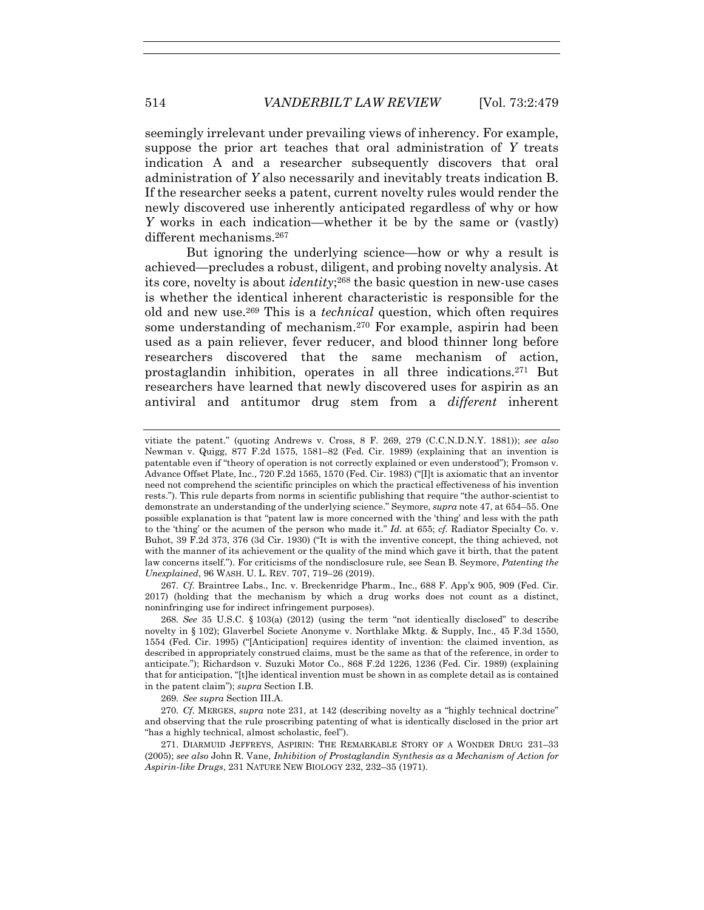seemingly irrelevant under prevailing views of inherency. For example, suppose the prior art teaches that oral administration of *Y* treats indication A and a researcher subsequently discovers that oral administration of *Y* also necessarily and inevitably treats indication B. If the researcher seeks a patent, current novelty rules would render the newly discovered use inherently anticipated regardless of why or how *Y* works in each indication—whether it be by the same or (vastly) different mechanisms.[267]

But ignoring the underlying science—how or why a result is achieved—precludes a robust, diligent, and probing novelty analysis. At its core, novelty is about *identity*;[268] the basic question in new-use cases is whether the identical inherent characteristic is responsible for the old and new use.[269] This is a *technical* question, which often requires some understanding of mechanism.[270] For example, aspirin had been used as a pain reliever, fever reducer, and blood thinner long before researchers discovered that the same mechanism of action, prostaglandin inhibition, operates in all three indications.[271] But researchers have learned that newly discovered uses for aspirin as an antiviral and antitumor drug stem from a *different* inherent

---

vitiate the patent." (quoting Andrews v. Cross, 8 F. 269, 279 (C.C.N.D.N.Y. 1881)); *see also* Newman v. Quigg, 877 F.2d 1575, 1581–82 (Fed. Cir. 1989) (explaining that an invention is patentable even if "theory of operation is not correctly explained or even understood"); Fromson v. Advance Offset Plate, Inc., 720 F.2d 1565, 1570 (Fed. Cir. 1983) ("[I]t is axiomatic that an inventor need not comprehend the scientific principles on which the practical effectiveness of his invention rests."). This rule departs from norms in scientific publishing that require "the author-scientist to demonstrate an understanding of the underlying science." Seymore, *supra* note 47, at 654–55. One possible explanation is that "patent law is more concerned with the 'thing' and less with the path to the 'thing' or the acumen of the person who made it." *Id.* at 655; *cf.* Radiator Specialty Co. v. Buhot, 39 F.2d 373, 376 (3d Cir. 1930) ("It is with the inventive concept, the thing achieved, not with the manner of its achievement or the quality of the mind which gave it birth, that the patent law concerns itself."). For criticisms of the nondisclosure rule, see Sean B. Seymore, *Patenting the Unexplained*, 96 WASH. U. L. REV. 707, 719–26 (2019).

267. *Cf.* Braintree Labs., Inc. v. Breckenridge Pharm., Inc., 688 F. App'x 905, 909 (Fed. Cir. 2017) (holding that the mechanism by which a drug works does not count as a distinct, noninfringing use for indirect infringement purposes).

268. *See* 35 U.S.C. § 103(a) (2012) (using the term "not identically disclosed" to describe novelty in § 102); Glaverbel Societe Anonyme v. Northlake Mktg. & Supply, Inc., 45 F.3d 1550, 1554 (Fed. Cir. 1995) ("[Anticipation] requires identity of invention: the claimed invention, as described in appropriately construed claims, must be the same as that of the reference, in order to anticipate."); Richardson v. Suzuki Motor Co., 868 F.2d 1226, 1236 (Fed. Cir. 1989) (explaining that for anticipation, "[t]he identical invention must be shown in as complete detail as is contained in the patent claim"); *supra* Section I.B.

269. *See supra* Section III.A.

270. *Cf.* MERGES, *supra* note 231, at 142 (describing novelty as a "highly technical doctrine" and observing that the rule proscribing patenting of what is identically disclosed in the prior art "has a highly technical, almost scholastic, feel").

271. DIARMUID JEFFREYS, ASPIRIN: THE REMARKABLE STORY OF A WONDER DRUG 231–33 (2005); *see also* John R. Vane, *Inhibition of Prostaglandin Synthesis as a Mechanism of Action for Aspirin-like Drugs*, 231 NATURE NEW BIOLOGY 232, 232–35 (1971).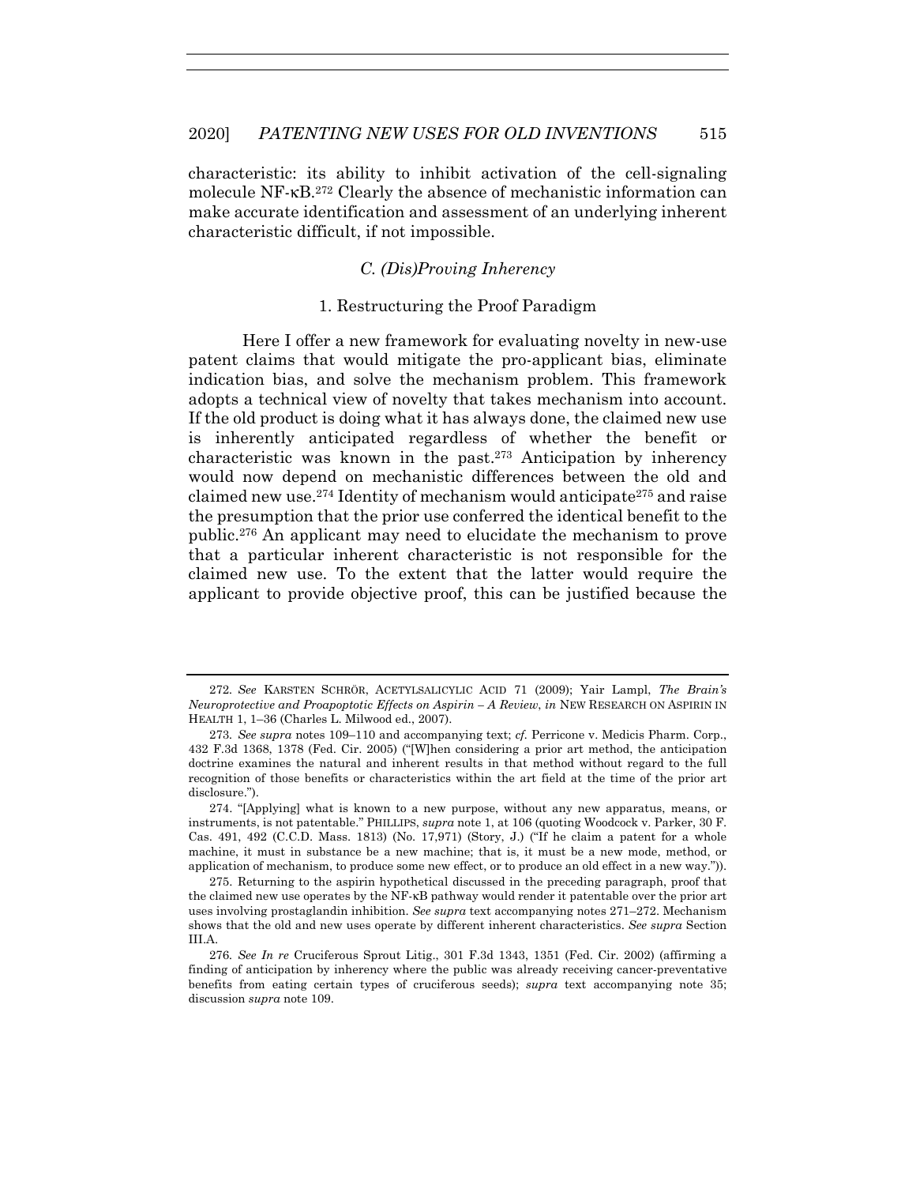characteristic: its ability to inhibit activation of the cell-signaling molecule NF-κB.[272] Clearly the absence of mechanistic information can make accurate identification and assessment of an underlying inherent characteristic difficult, if not impossible.

### *C. (Dis)Proving Inherency*

#### 1. Restructuring the Proof Paradigm

Here I offer a new framework for evaluating novelty in new-use patent claims that would mitigate the pro-applicant bias, eliminate indication bias, and solve the mechanism problem. This framework adopts a technical view of novelty that takes mechanism into account. If the old product is doing what it has always done, the claimed new use is inherently anticipated regardless of whether the benefit or characteristic was known in the past.[273] Anticipation by inherency would now depend on mechanistic differences between the old and claimed new use.[274] Identity of mechanism would anticipate[275] and raise the presumption that the prior use conferred the identical benefit to the public.[276] An applicant may need to elucidate the mechanism to prove that a particular inherent characteristic is not responsible for the claimed new use. To the extent that the latter would require the applicant to provide objective proof, this can be justified because the

---

272. *See* KARSTEN SCHRÖR, ACETYLSALICYLIC ACID 71 (2009); Yair Lampl, *The Brain's Neuroprotective and Proapoptotic Effects on Aspirin – A Review*, *in* NEW RESEARCH ON ASPIRIN IN HEALTH 1, 1–36 (Charles L. Milwood ed., 2007).

273. *See supra* notes 109–110 and accompanying text; *cf.* Perricone v. Medicis Pharm. Corp., 432 F.3d 1368, 1378 (Fed. Cir. 2005) ("[W]hen considering a prior art method, the anticipation doctrine examines the natural and inherent results in that method without regard to the full recognition of those benefits or characteristics within the art field at the time of the prior art disclosure.").

274. "[Applying] what is known to a new purpose, without any new apparatus, means, or instruments, is not patentable." PHILLIPS, *supra* note 1, at 106 (quoting Woodcock v. Parker, 30 F. Cas. 491, 492 (C.C.D. Mass. 1813) (No. 17,971) (Story, J.) ("If he claim a patent for a whole machine, it must in substance be a new machine; that is, it must be a new mode, method, or application of mechanism, to produce some new effect, or to produce an old effect in a new way.")).

275. Returning to the aspirin hypothetical discussed in the preceding paragraph, proof that the claimed new use operates by the NF-κB pathway would render it patentable over the prior art uses involving prostaglandin inhibition. *See supra* text accompanying notes 271–272. Mechanism shows that the old and new uses operate by different inherent characteristics. *See supra* Section III.A.

276. *See In re* Cruciferous Sprout Litig., 301 F.3d 1343, 1351 (Fed. Cir. 2002) (affirming a finding of anticipation by inherency where the public was already receiving cancer-preventative benefits from eating certain types of cruciferous seeds); *supra* text accompanying note 35; discussion *supra* note 109.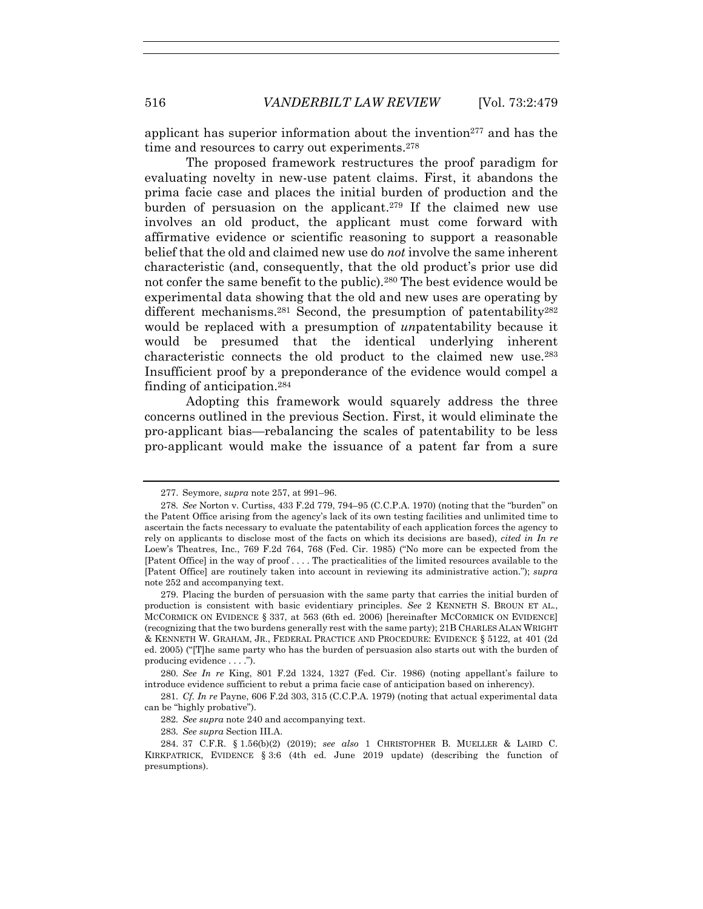applicant has superior information about the invention[277] and has the time and resources to carry out experiments.[278]

The proposed framework restructures the proof paradigm for evaluating novelty in new-use patent claims. First, it abandons the prima facie case and places the initial burden of production and the burden of persuasion on the applicant.[279] If the claimed new use involves an old product, the applicant must come forward with affirmative evidence or scientific reasoning to support a reasonable belief that the old and claimed new use do *not* involve the same inherent characteristic (and, consequently, that the old product's prior use did not confer the same benefit to the public).[280] The best evidence would be experimental data showing that the old and new uses are operating by different mechanisms.[281] Second, the presumption of patentability[282] would be replaced with a presumption of *un*patentability because it would be presumed that the identical underlying inherent characteristic connects the old product to the claimed new use.[283] Insufficient proof by a preponderance of the evidence would compel a finding of anticipation.[284]

Adopting this framework would squarely address the three concerns outlined in the previous Section. First, it would eliminate the pro-applicant bias—rebalancing the scales of patentability to be less pro-applicant would make the issuance of a patent far from a sure

277. Seymore, *supra* note 257, at 991–96.

278. *See* Norton v. Curtiss, 433 F.2d 779, 794–95 (C.C.P.A. 1970) (noting that the "burden" on the Patent Office arising from the agency's lack of its own testing facilities and unlimited time to ascertain the facts necessary to evaluate the patentability of each application forces the agency to rely on applicants to disclose most of the facts on which its decisions are based), *cited in In re* Loew's Theatres, Inc., 769 F.2d 764, 768 (Fed. Cir. 1985) ("No more can be expected from the [Patent Office] in the way of proof . . . . The practicalities of the limited resources available to the [Patent Office] are routinely taken into account in reviewing its administrative action."); *supra* note 252 and accompanying text.

279. Placing the burden of persuasion with the same party that carries the initial burden of production is consistent with basic evidentiary principles. *See* 2 KENNETH S. BROUN ET AL., MCCORMICK ON EVIDENCE § 337, at 563 (6th ed. 2006) [hereinafter MCCORMICK ON EVIDENCE] (recognizing that the two burdens generally rest with the same party); 21B CHARLES ALAN WRIGHT & KENNETH W. GRAHAM, JR., FEDERAL PRACTICE AND PROCEDURE: EVIDENCE § 5122, at 401 (2d ed. 2005) ("[T]he same party who has the burden of persuasion also starts out with the burden of producing evidence . . . .").

280. *See In re* King, 801 F.2d 1324, 1327 (Fed. Cir. 1986) (noting appellant's failure to introduce evidence sufficient to rebut a prima facie case of anticipation based on inherency).

281. *Cf. In re* Payne, 606 F.2d 303, 315 (C.C.P.A. 1979) (noting that actual experimental data can be "highly probative").

282. *See supra* note 240 and accompanying text.

283. *See supra* Section III.A.

284. 37 C.F.R. § 1.56(b)(2) (2019); *see also* 1 CHRISTOPHER B. MUELLER & LAIRD C. KIRKPATRICK, EVIDENCE § 3:6 (4th ed. June 2019 update) (describing the function of presumptions).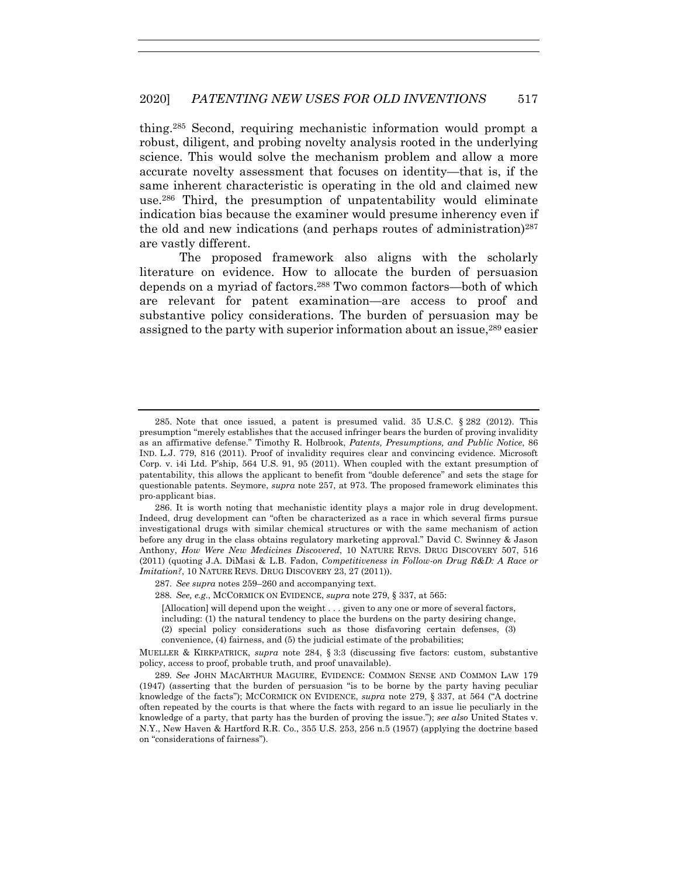thing.[285] Second, requiring mechanistic information would prompt a robust, diligent, and probing novelty analysis rooted in the underlying science. This would solve the mechanism problem and allow a more accurate novelty assessment that focuses on identity—that is, if the same inherent characteristic is operating in the old and claimed new use.[286] Third, the presumption of unpatentability would eliminate indication bias because the examiner would presume inherency even if the old and new indications (and perhaps routes of administration)[287] are vastly different.

The proposed framework also aligns with the scholarly literature on evidence. How to allocate the burden of persuasion depends on a myriad of factors.[288] Two common factors—both of which are relevant for patent examination—are access to proof and substantive policy considerations. The burden of persuasion may be assigned to the party with superior information about an issue,[289] easier

---

285. Note that once issued, a patent is presumed valid. 35 U.S.C. § 282 (2012). This presumption "merely establishes that the accused infringer bears the burden of proving invalidity as an affirmative defense." Timothy R. Holbrook, *Patents, Presumptions, and Public Notice*, 86 IND. L.J. 779, 816 (2011). Proof of invalidity requires clear and convincing evidence. Microsoft Corp. v. i4i Ltd. P'ship, 564 U.S. 91, 95 (2011). When coupled with the extant presumption of patentability, this allows the applicant to benefit from "double deference" and sets the stage for questionable patents. Seymore, *supra* note 257, at 973. The proposed framework eliminates this pro-applicant bias.

286. It is worth noting that mechanistic identity plays a major role in drug development. Indeed, drug development can "often be characterized as a race in which several firms pursue investigational drugs with similar chemical structures or with the same mechanism of action before any drug in the class obtains regulatory marketing approval." David C. Swinney & Jason Anthony, *How Were New Medicines Discovered*, 10 NATURE REVS. DRUG DISCOVERY 507, 516 (2011) (quoting J.A. DiMasi & L.B. Fadon, *Competitiveness in Follow-on Drug R&D: A Race or Imitation?*, 10 NATURE REVS. DRUG DISCOVERY 23, 27 (2011)).

287. *See supra* notes 259–260 and accompanying text.

288. *See, e.g.*, MCCORMICK ON EVIDENCE, *supra* note 279, § 337, at 565:

> [Allocation] will depend upon the weight . . . given to any one or more of several factors, including: (1) the natural tendency to place the burdens on the party desiring change, (2) special policy considerations such as those disfavoring certain defenses, (3) convenience, (4) fairness, and (5) the judicial estimate of the probabilities;

MUELLER & KIRKPATRICK, *supra* note 284, § 3:3 (discussing five factors: custom, substantive policy, access to proof, probable truth, and proof unavailable).

289. *See* JOHN MACARTHUR MAGUIRE, EVIDENCE: COMMON SENSE AND COMMON LAW 179 (1947) (asserting that the burden of persuasion "is to be borne by the party having peculiar knowledge of the facts"); MCCORMICK ON EVIDENCE, *supra* note 279, § 337, at 564 ("A doctrine often repeated by the courts is that where the facts with regard to an issue lie peculiarly in the knowledge of a party, that party has the burden of proving the issue."); *see also* United States v. N.Y., New Haven & Hartford R.R. Co., 355 U.S. 253, 256 n.5 (1957) (applying the doctrine based on "considerations of fairness").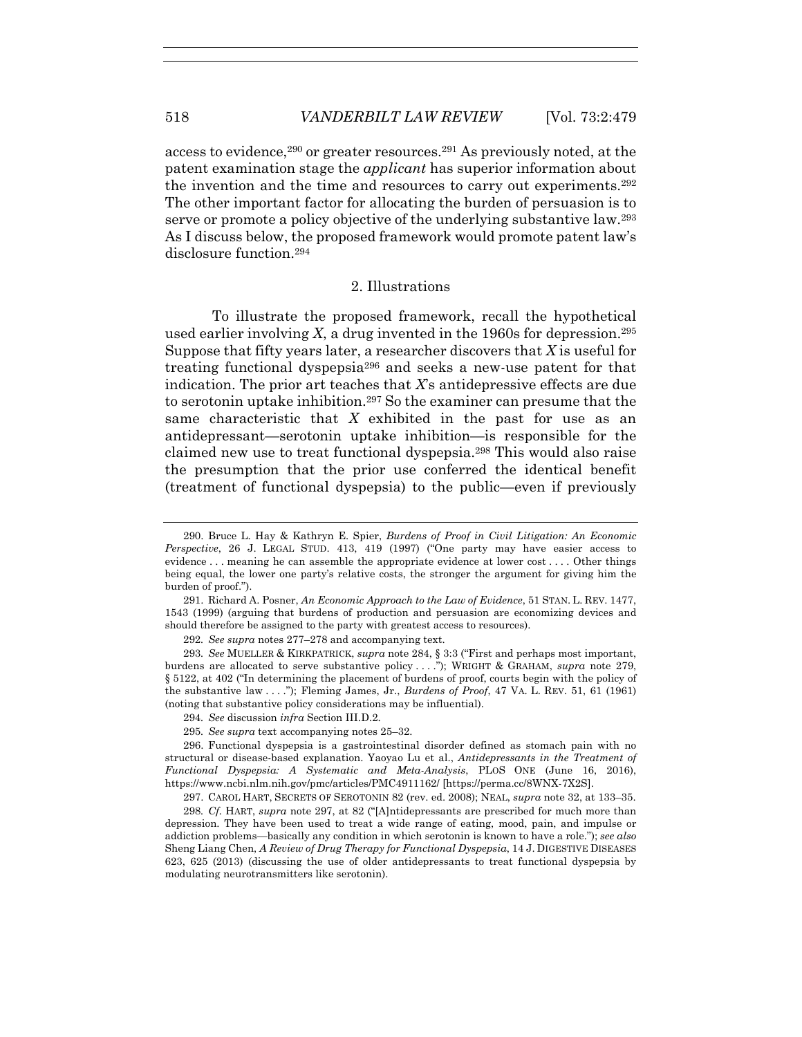access to evidence,[290] or greater resources.[291] As previously noted, at the patent examination stage the *applicant* has superior information about the invention and the time and resources to carry out experiments.[292] The other important factor for allocating the burden of persuasion is to serve or promote a policy objective of the underlying substantive law.[293] As I discuss below, the proposed framework would promote patent law's disclosure function.[294]

### 2. Illustrations

To illustrate the proposed framework, recall the hypothetical used earlier involving *X*, a drug invented in the 1960s for depression.[295] Suppose that fifty years later, a researcher discovers that *X* is useful for treating functional dyspepsia[296] and seeks a new-use patent for that indication. The prior art teaches that *X*'s antidepressive effects are due to serotonin uptake inhibition.[297] So the examiner can presume that the same characteristic that *X* exhibited in the past for use as an antidepressant—serotonin uptake inhibition—is responsible for the claimed new use to treat functional dyspepsia.[298] This would also raise the presumption that the prior use conferred the identical benefit (treatment of functional dyspepsia) to the public—even if previously

---

290. Bruce L. Hay & Kathryn E. Spier, *Burdens of Proof in Civil Litigation: An Economic Perspective*, 26 J. LEGAL STUD. 413, 419 (1997) ("One party may have easier access to evidence . . . meaning he can assemble the appropriate evidence at lower cost . . . . Other things being equal, the lower one party's relative costs, the stronger the argument for giving him the burden of proof.").

291. Richard A. Posner, *An Economic Approach to the Law of Evidence*, 51 STAN. L. REV. 1477, 1543 (1999) (arguing that burdens of production and persuasion are economizing devices and should therefore be assigned to the party with greatest access to resources).

292. *See supra* notes 277–278 and accompanying text.

293. *See* MUELLER & KIRKPATRICK, *supra* note 284, § 3:3 ("First and perhaps most important, burdens are allocated to serve substantive policy . . . ."); WRIGHT & GRAHAM, *supra* note 279, § 5122, at 402 ("In determining the placement of burdens of proof, courts begin with the policy of the substantive law . . . ."); Fleming James, Jr., *Burdens of Proof*, 47 VA. L. REV. 51, 61 (1961) (noting that substantive policy considerations may be influential).

294. *See* discussion *infra* Section III.D.2.

295. *See supra* text accompanying notes 25–32.

296. Functional dyspepsia is a gastrointestinal disorder defined as stomach pain with no structural or disease-based explanation. Yaoyao Lu et al., *Antidepressants in the Treatment of Functional Dyspepsia: A Systematic and Meta-Analysis*, PLOS ONE (June 16, 2016), https://www.ncbi.nlm.nih.gov/pmc/articles/PMC4911162/ [https://perma.cc/8WNX-7X2S].

297. CAROL HART, SECRETS OF SEROTONIN 82 (rev. ed. 2008); NEAL, *supra* note 32, at 133–35.

298. *Cf.* HART, *supra* note 297, at 82 ("[A]ntidepressants are prescribed for much more than depression. They have been used to treat a wide range of eating, mood, pain, and impulse or addiction problems—basically any condition in which serotonin is known to have a role."); *see also* Sheng Liang Chen, *A Review of Drug Therapy for Functional Dyspepsia*, 14 J. DIGESTIVE DISEASES 623, 625 (2013) (discussing the use of older antidepressants to treat functional dyspepsia by modulating neurotransmitters like serotonin).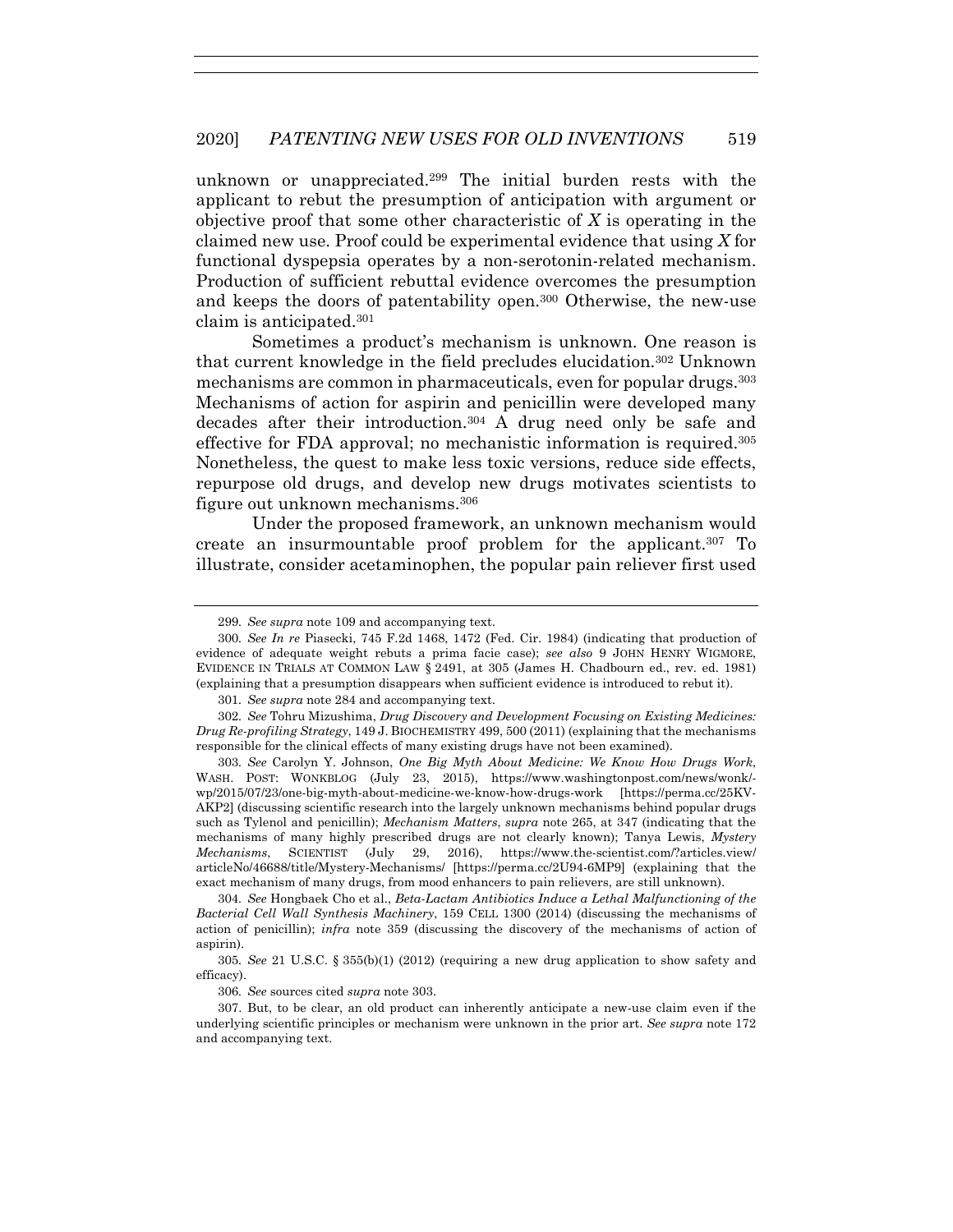unknown or unappreciated.[299] The initial burden rests with the applicant to rebut the presumption of anticipation with argument or objective proof that some other characteristic of *X* is operating in the claimed new use. Proof could be experimental evidence that using *X* for functional dyspepsia operates by a non-serotonin-related mechanism. Production of sufficient rebuttal evidence overcomes the presumption and keeps the doors of patentability open.[300] Otherwise, the new-use claim is anticipated.[301]

Sometimes a product's mechanism is unknown. One reason is that current knowledge in the field precludes elucidation.[302] Unknown mechanisms are common in pharmaceuticals, even for popular drugs.[303] Mechanisms of action for aspirin and penicillin were developed many decades after their introduction.[304] A drug need only be safe and effective for FDA approval; no mechanistic information is required.[305] Nonetheless, the quest to make less toxic versions, reduce side effects, repurpose old drugs, and develop new drugs motivates scientists to figure out unknown mechanisms.[306]

Under the proposed framework, an unknown mechanism would create an insurmountable proof problem for the applicant.[307] To illustrate, consider acetaminophen, the popular pain reliever first used

---

299. *See supra* note 109 and accompanying text.

300. *See In re* Piasecki, 745 F.2d 1468, 1472 (Fed. Cir. 1984) (indicating that production of evidence of adequate weight rebuts a prima facie case); *see also* 9 JOHN HENRY WIGMORE, EVIDENCE IN TRIALS AT COMMON LAW § 2491, at 305 (James H. Chadbourn ed., rev. ed. 1981) (explaining that a presumption disappears when sufficient evidence is introduced to rebut it).

301. *See supra* note 284 and accompanying text.

302. *See* Tohru Mizushima, *Drug Discovery and Development Focusing on Existing Medicines: Drug Re-profiling Strategy*, 149 J. BIOCHEMISTRY 499, 500 (2011) (explaining that the mechanisms responsible for the clinical effects of many existing drugs have not been examined).

303. *See* Carolyn Y. Johnson, *One Big Myth About Medicine: We Know How Drugs Work*, WASH. POST: WONKBLOG (July 23, 2015), https://www.washingtonpost.com/news/wonk/-wp/2015/07/23/one-big-myth-about-medicine-we-know-how-drugs-work [https://perma.cc/25KV-AKP2] (discussing scientific research into the largely unknown mechanisms behind popular drugs such as Tylenol and penicillin); *Mechanism Matters*, *supra* note 265, at 347 (indicating that the mechanisms of many highly prescribed drugs are not clearly known); Tanya Lewis, *Mystery Mechanisms*, SCIENTIST (July 29, 2016), https://www.the-scientist.com/?articles.view/articleNo/46688/title/Mystery-Mechanisms/ [https://perma.cc/2U94-6MP9] (explaining that the exact mechanism of many drugs, from mood enhancers to pain relievers, are still unknown).

304. *See* Hongbaek Cho et al., *Beta-Lactam Antibiotics Induce a Lethal Malfunctioning of the Bacterial Cell Wall Synthesis Machinery*, 159 CELL 1300 (2014) (discussing the mechanisms of action of penicillin); *infra* note 359 (discussing the discovery of the mechanisms of action of aspirin).

305. *See* 21 U.S.C. § 355(b)(1) (2012) (requiring a new drug application to show safety and efficacy).

306. *See* sources cited *supra* note 303.

307. But, to be clear, an old product can inherently anticipate a new-use claim even if the underlying scientific principles or mechanism were unknown in the prior art. *See supra* note 172 and accompanying text.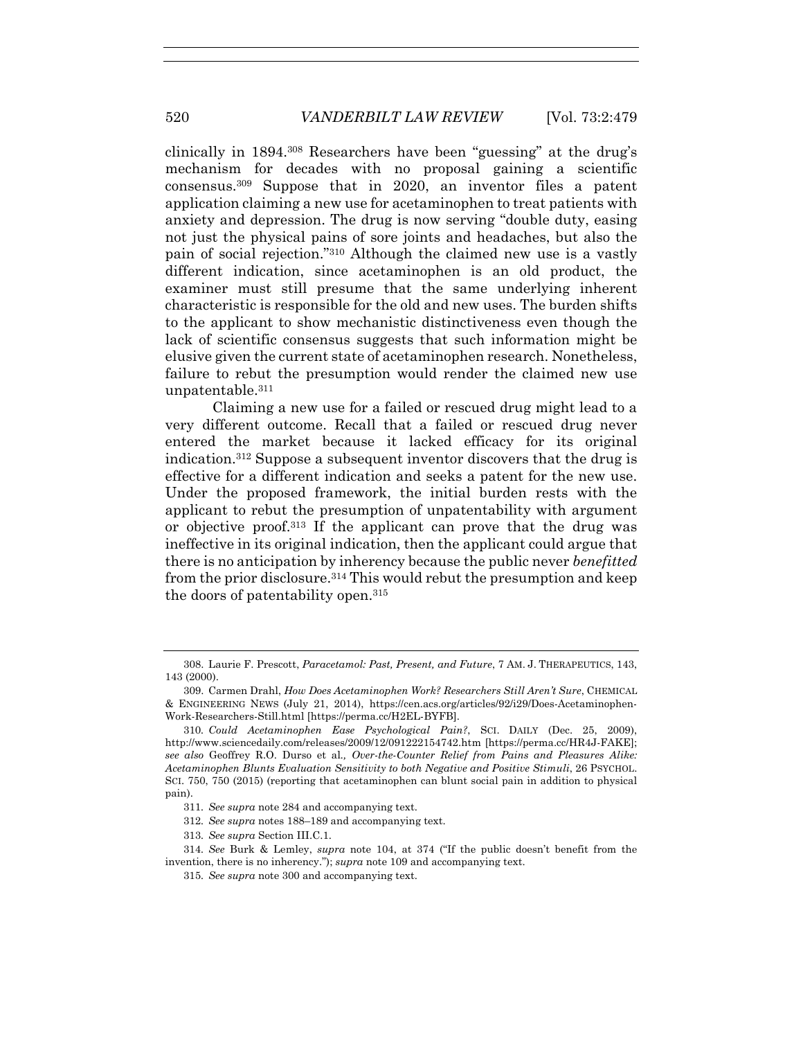clinically in 1894.[308] Researchers have been "guessing" at the drug's mechanism for decades with no proposal gaining a scientific consensus.[309] Suppose that in 2020, an inventor files a patent application claiming a new use for acetaminophen to treat patients with anxiety and depression. The drug is now serving "double duty, easing not just the physical pains of sore joints and headaches, but also the pain of social rejection."[310] Although the claimed new use is a vastly different indication, since acetaminophen is an old product, the examiner must still presume that the same underlying inherent characteristic is responsible for the old and new uses. The burden shifts to the applicant to show mechanistic distinctiveness even though the lack of scientific consensus suggests that such information might be elusive given the current state of acetaminophen research. Nonetheless, failure to rebut the presumption would render the claimed new use unpatentable.[311]

Claiming a new use for a failed or rescued drug might lead to a very different outcome. Recall that a failed or rescued drug never entered the market because it lacked efficacy for its original indication.[312] Suppose a subsequent inventor discovers that the drug is effective for a different indication and seeks a patent for the new use. Under the proposed framework, the initial burden rests with the applicant to rebut the presumption of unpatentability with argument or objective proof.[313] If the applicant can prove that the drug was ineffective in its original indication, then the applicant could argue that there is no anticipation by inherency because the public never *benefitted* from the prior disclosure.[314] This would rebut the presumption and keep the doors of patentability open.[315]

---

308. Laurie F. Prescott, *Paracetamol: Past, Present, and Future*, 7 AM. J. THERAPEUTICS, 143, 143 (2000).

309. Carmen Drahl, *How Does Acetaminophen Work? Researchers Still Aren't Sure*, CHEMICAL & ENGINEERING NEWS (July 21, 2014), https://cen.acs.org/articles/92/i29/Does-Acetaminophen-Work-Researchers-Still.html [https://perma.cc/H2EL-BYFB].

310. *Could Acetaminophen Ease Psychological Pain?*, SCI. DAILY (Dec. 25, 2009), http://www.sciencedaily.com/releases/2009/12/091222154742.htm [https://perma.cc/HR4J-FAKE]; *see also* Geoffrey R.O. Durso et al*., Over-the-Counter Relief from Pains and Pleasures Alike: Acetaminophen Blunts Evaluation Sensitivity to both Negative and Positive Stimuli*, 26 PSYCHOL. SCI. 750, 750 (2015) (reporting that acetaminophen can blunt social pain in addition to physical pain).

311. *See supra* note 284 and accompanying text.

312. *See supra* notes 188–189 and accompanying text.

313. *See supra* Section III.C.1.

314. *See* Burk & Lemley, *supra* note 104, at 374 ("If the public doesn't benefit from the invention, there is no inherency."); *supra* note 109 and accompanying text.

315. *See supra* note 300 and accompanying text.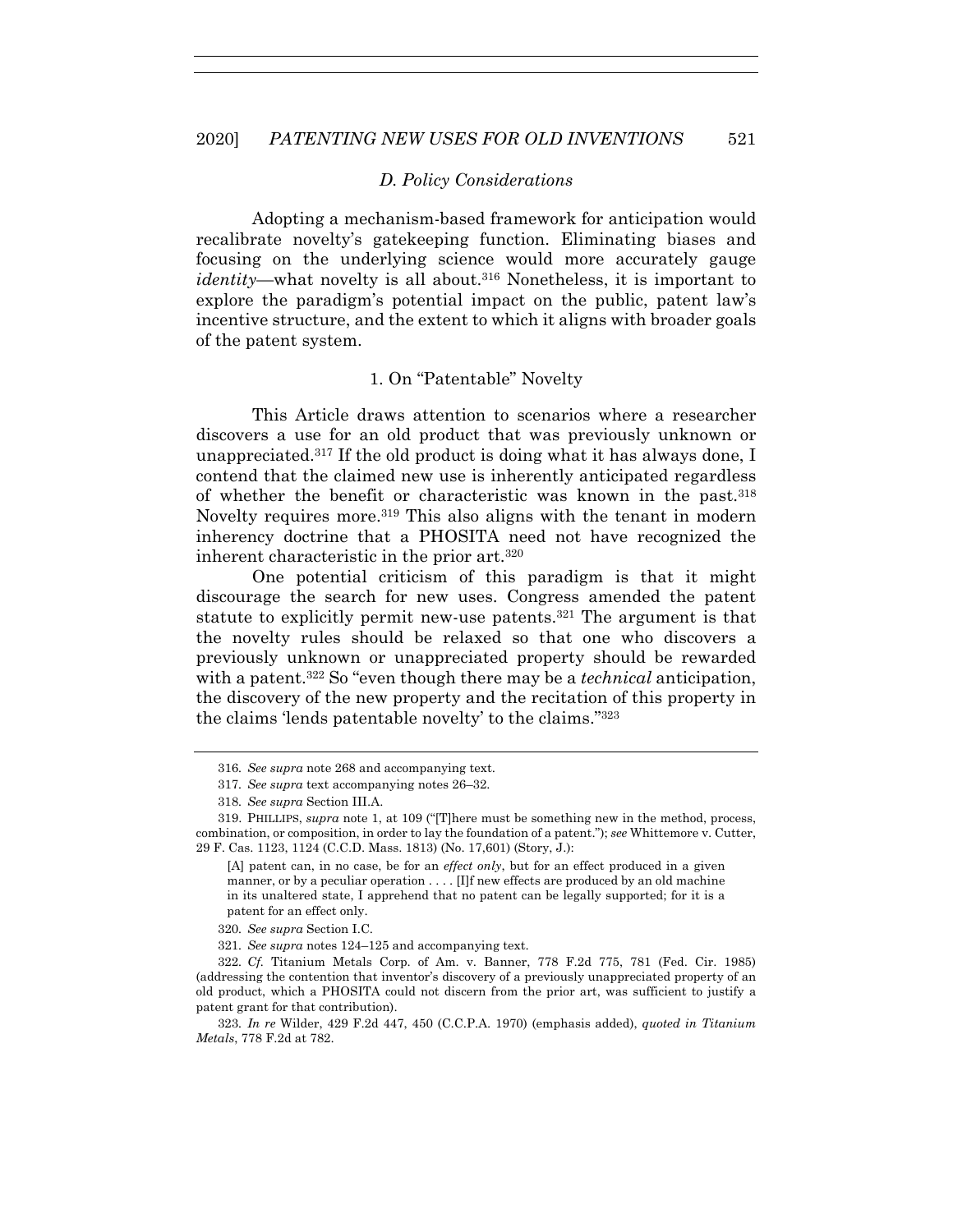### *D. Policy Considerations*

Adopting a mechanism-based framework for anticipation would recalibrate novelty's gatekeeping function. Eliminating biases and focusing on the underlying science would more accurately gauge *identity*—what novelty is all about.[316] Nonetheless, it is important to explore the paradigm's potential impact on the public, patent law's incentive structure, and the extent to which it aligns with broader goals of the patent system.

#### 1. On "Patentable" Novelty

This Article draws attention to scenarios where a researcher discovers a use for an old product that was previously unknown or unappreciated.[317] If the old product is doing what it has always done, I contend that the claimed new use is inherently anticipated regardless of whether the benefit or characteristic was known in the past.[318] Novelty requires more.[319] This also aligns with the tenant in modern inherency doctrine that a PHOSITA need not have recognized the inherent characteristic in the prior art.[320]

One potential criticism of this paradigm is that it might discourage the search for new uses. Congress amended the patent statute to explicitly permit new-use patents.[321] The argument is that the novelty rules should be relaxed so that one who discovers a previously unknown or unappreciated property should be rewarded with a patent.[322] So "even though there may be a *technical* anticipation, the discovery of the new property and the recitation of this property in the claims 'lends patentable novelty' to the claims."[323]

---

316. *See supra* note 268 and accompanying text.

317. *See supra* text accompanying notes 26–32.

318. *See supra* Section III.A.

319. PHILLIPS, *supra* note 1, at 109 ("[T]here must be something new in the method, process, combination, or composition, in order to lay the foundation of a patent."); *see* Whittemore v. Cutter, 29 F. Cas. 1123, 1124 (C.C.D. Mass. 1813) (No. 17,601) (Story, J.):

> [A] patent can, in no case, be for an *effect only*, but for an effect produced in a given manner, or by a peculiar operation . . . . [I]f new effects are produced by an old machine in its unaltered state, I apprehend that no patent can be legally supported; for it is a patent for an effect only.

320. *See supra* Section I.C.

321. *See supra* notes 124–125 and accompanying text.

322. *Cf.* Titanium Metals Corp. of Am. v. Banner, 778 F.2d 775, 781 (Fed. Cir. 1985) (addressing the contention that inventor's discovery of a previously unappreciated property of an old product, which a PHOSITA could not discern from the prior art, was sufficient to justify a patent grant for that contribution).

323. *In re* Wilder, 429 F.2d 447, 450 (C.C.P.A. 1970) (emphasis added), *quoted in Titanium Metals*, 778 F.2d at 782.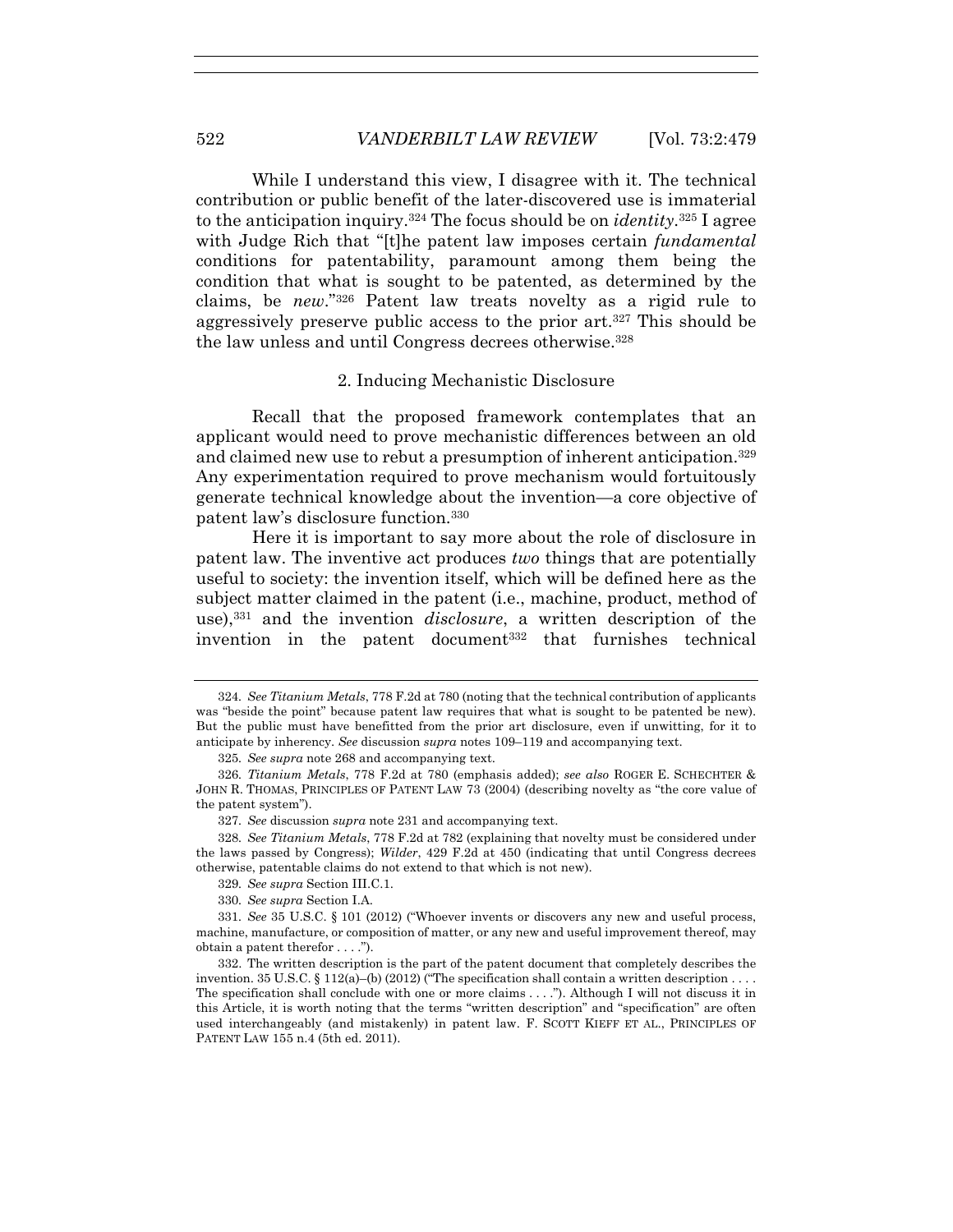While I understand this view, I disagree with it. The technical contribution or public benefit of the later-discovered use is immaterial to the anticipation inquiry.[324] The focus should be on *identity*.[325] I agree with Judge Rich that "[t]he patent law imposes certain *fundamental* conditions for patentability, paramount among them being the condition that what is sought to be patented, as determined by the claims, be *new*."[326] Patent law treats novelty as a rigid rule to aggressively preserve public access to the prior art.[327] This should be the law unless and until Congress decrees otherwise.[328]

### 2. Inducing Mechanistic Disclosure

Recall that the proposed framework contemplates that an applicant would need to prove mechanistic differences between an old and claimed new use to rebut a presumption of inherent anticipation.[329] Any experimentation required to prove mechanism would fortuitously generate technical knowledge about the invention—a core objective of patent law's disclosure function.[330]

Here it is important to say more about the role of disclosure in patent law. The inventive act produces *two* things that are potentially useful to society: the invention itself, which will be defined here as the subject matter claimed in the patent (i.e., machine, product, method of use),[331] and the invention *disclosure*, a written description of the invention in the patent document[332] that furnishes technical

---

324. *See Titanium Metals*, 778 F.2d at 780 (noting that the technical contribution of applicants was "beside the point" because patent law requires that what is sought to be patented be new). But the public must have benefitted from the prior art disclosure, even if unwitting, for it to anticipate by inherency. *See* discussion *supra* notes 109–119 and accompanying text.

325. *See supra* note 268 and accompanying text.

326. *Titanium Metals*, 778 F.2d at 780 (emphasis added); *see also* ROGER E. SCHECHTER & JOHN R. THOMAS, PRINCIPLES OF PATENT LAW 73 (2004) (describing novelty as "the core value of the patent system").

327. *See* discussion *supra* note 231 and accompanying text.

328. *See Titanium Metals*, 778 F.2d at 782 (explaining that novelty must be considered under the laws passed by Congress); *Wilder*, 429 F.2d at 450 (indicating that until Congress decrees otherwise, patentable claims do not extend to that which is not new).

329. *See supra* Section III.C.1.

330. *See supra* Section I.A.

331. *See* 35 U.S.C. § 101 (2012) ("Whoever invents or discovers any new and useful process, machine, manufacture, or composition of matter, or any new and useful improvement thereof, may obtain a patent therefor . . . .").

332. The written description is the part of the patent document that completely describes the invention. 35 U.S.C. § 112(a)–(b) (2012) ("The specification shall contain a written description . . . . The specification shall conclude with one or more claims . . . ."). Although I will not discuss it in this Article, it is worth noting that the terms "written description" and "specification" are often used interchangeably (and mistakenly) in patent law. F. SCOTT KIEFF ET AL., PRINCIPLES OF PATENT LAW 155 n.4 (5th ed. 2011).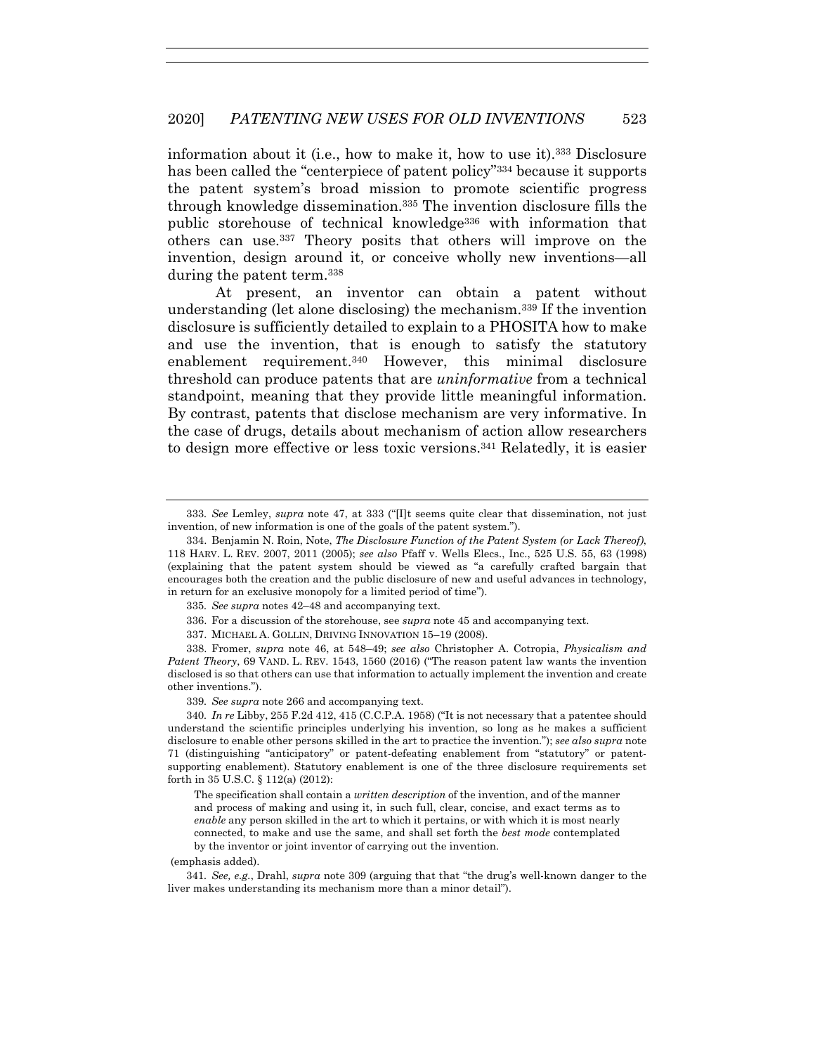information about it (i.e., how to make it, how to use it).[333] Disclosure has been called the "centerpiece of patent policy"[334] because it supports the patent system's broad mission to promote scientific progress through knowledge dissemination.[335] The invention disclosure fills the public storehouse of technical knowledge[336] with information that others can use.[337] Theory posits that others will improve on the invention, design around it, or conceive wholly new inventions—all during the patent term.[338]

At present, an inventor can obtain a patent without understanding (let alone disclosing) the mechanism.[339] If the invention disclosure is sufficiently detailed to explain to a PHOSITA how to make and use the invention, that is enough to satisfy the statutory enablement requirement.[340] However, this minimal disclosure threshold can produce patents that are *uninformative* from a technical standpoint, meaning that they provide little meaningful information. By contrast, patents that disclose mechanism are very informative. In the case of drugs, details about mechanism of action allow researchers to design more effective or less toxic versions.[341] Relatedly, it is easier

---

333. *See* Lemley, *supra* note 47, at 333 ("[I]t seems quite clear that dissemination, not just invention, of new information is one of the goals of the patent system.").

334. Benjamin N. Roin, Note, *The Disclosure Function of the Patent System (or Lack Thereof)*, 118 HARV. L. REV. 2007, 2011 (2005); *see also* Pfaff v. Wells Elecs., Inc., 525 U.S. 55, 63 (1998) (explaining that the patent system should be viewed as "a carefully crafted bargain that encourages both the creation and the public disclosure of new and useful advances in technology, in return for an exclusive monopoly for a limited period of time").

335. *See supra* notes 42–48 and accompanying text.

336. For a discussion of the storehouse, see *supra* note 45 and accompanying text.

337. MICHAEL A. GOLLIN, DRIVING INNOVATION 15–19 (2008).

338. Fromer, *supra* note 46, at 548–49; *see also* Christopher A. Cotropia, *Physicalism and Patent Theory*, 69 VAND. L. REV. 1543, 1560 (2016) ("The reason patent law wants the invention disclosed is so that others can use that information to actually implement the invention and create other inventions.").

339. *See supra* note 266 and accompanying text.

340. *In re* Libby, 255 F.2d 412, 415 (C.C.P.A. 1958) ("It is not necessary that a patentee should understand the scientific principles underlying his invention, so long as he makes a sufficient disclosure to enable other persons skilled in the art to practice the invention."); *see also supra* note 71 (distinguishing "anticipatory" or patent-defeating enablement from "statutory" or patent-supporting enablement). Statutory enablement is one of the three disclosure requirements set forth in 35 U.S.C. § 112(a) (2012):

> The specification shall contain a *written description* of the invention, and of the manner and process of making and using it, in such full, clear, concise, and exact terms as to *enable* any person skilled in the art to which it pertains, or with which it is most nearly connected, to make and use the same, and shall set forth the *best mode* contemplated by the inventor or joint inventor of carrying out the invention.

(emphasis added).

341. *See, e.g.*, Drahl, *supra* note 309 (arguing that that "the drug's well-known danger to the liver makes understanding its mechanism more than a minor detail").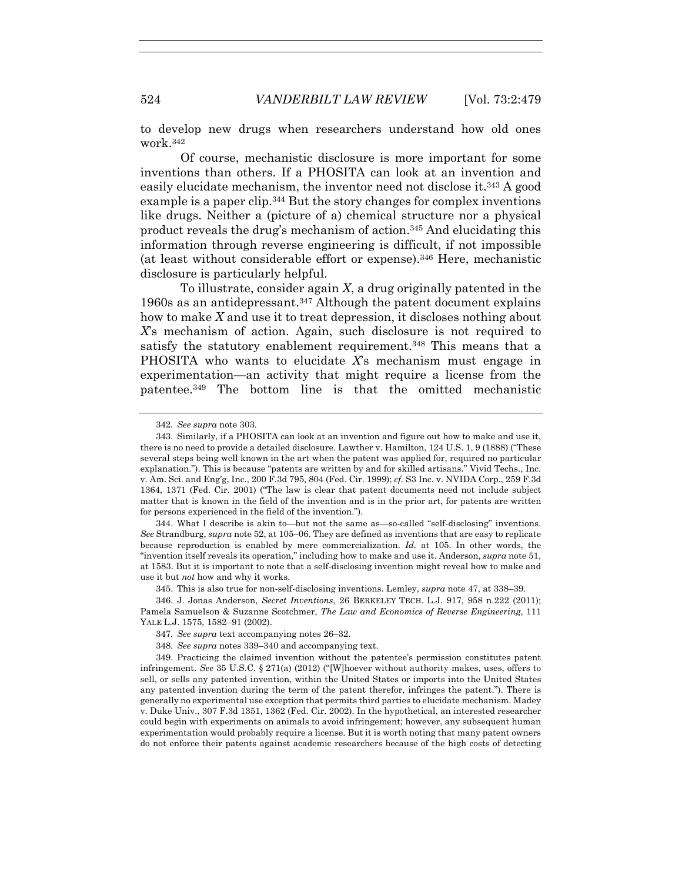to develop new drugs when researchers understand how old ones work.[342]

Of course, mechanistic disclosure is more important for some inventions than others. If a PHOSITA can look at an invention and easily elucidate mechanism, the inventor need not disclose it.[343] A good example is a paper clip.[344] But the story changes for complex inventions like drugs. Neither a (picture of a) chemical structure nor a physical product reveals the drug's mechanism of action.[345] And elucidating this information through reverse engineering is difficult, if not impossible (at least without considerable effort or expense).[346] Here, mechanistic disclosure is particularly helpful.

To illustrate, consider again *X*, a drug originally patented in the 1960s as an antidepressant.[347] Although the patent document explains how to make *X* and use it to treat depression, it discloses nothing about *X*'s mechanism of action. Again, such disclosure is not required to satisfy the statutory enablement requirement.[348] This means that a PHOSITA who wants to elucidate *X*'s mechanism must engage in experimentation—an activity that might require a license from the patentee.[349] The bottom line is that the omitted mechanistic

---

342. *See supra* note 303.

343. Similarly, if a PHOSITA can look at an invention and figure out how to make and use it, there is no need to provide a detailed disclosure. Lawther v. Hamilton, 124 U.S. 1, 9 (1888) ("These several steps being well known in the art when the patent was applied for, required no particular explanation."). This is because "patents are written by and for skilled artisans." Vivid Techs., Inc. v. Am. Sci. and Eng'g, Inc., 200 F.3d 795, 804 (Fed. Cir. 1999); *cf.* S3 Inc. v. NVIDA Corp., 259 F.3d 1364, 1371 (Fed. Cir. 2001) ("The law is clear that patent documents need not include subject matter that is known in the field of the invention and is in the prior art, for patents are written for persons experienced in the field of the invention.").

344. What I describe is akin to—but not the same as—so-called "self-disclosing" inventions. *See* Strandburg, *supra* note 52, at 105–06. They are defined as inventions that are easy to replicate because reproduction is enabled by mere commercialization. *Id.* at 105. In other words, the "invention itself reveals its operation," including how to make and use it. Anderson, *supra* note 51, at 1583. But it is important to note that a self-disclosing invention might reveal how to make and use it but *not* how and why it works.

345. This is also true for non-self-disclosing inventions. Lemley, *supra* note 47, at 338–39.

346. J. Jonas Anderson, *Secret Inventions*, 26 BERKELEY TECH. L.J. 917, 958 n.222 (2011); Pamela Samuelson & Suzanne Scotchmer, *The Law and Economics of Reverse Engineering*, 111 YALE L.J. 1575, 1582–91 (2002).

347. *See supra* text accompanying notes 26–32.

348. *See supra* notes 339–340 and accompanying text.

349. Practicing the claimed invention without the patentee's permission constitutes patent infringement. *See* 35 U.S.C. § 271(a) (2012) ("[W]hoever without authority makes, uses, offers to sell, or sells any patented invention, within the United States or imports into the United States any patented invention during the term of the patent therefor, infringes the patent."). There is generally no experimental use exception that permits third parties to elucidate mechanism. Madey v. Duke Univ., 307 F.3d 1351, 1362 (Fed. Cir. 2002). In the hypothetical, an interested researcher could begin with experiments on animals to avoid infringement; however, any subsequent human experimentation would probably require a license. But it is worth noting that many patent owners do not enforce their patents against academic researchers because of the high costs of detecting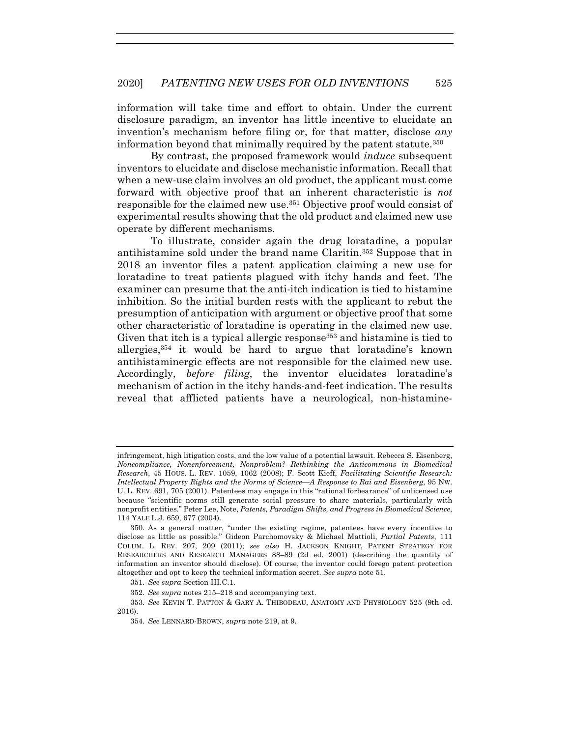information will take time and effort to obtain. Under the current disclosure paradigm, an inventor has little incentive to elucidate an invention's mechanism before filing or, for that matter, disclose *any* information beyond that minimally required by the patent statute.[350]

By contrast, the proposed framework would *induce* subsequent inventors to elucidate and disclose mechanistic information. Recall that when a new-use claim involves an old product, the applicant must come forward with objective proof that an inherent characteristic is *not* responsible for the claimed new use.[351] Objective proof would consist of experimental results showing that the old product and claimed new use operate by different mechanisms.

To illustrate, consider again the drug loratadine, a popular antihistamine sold under the brand name Claritin.[352] Suppose that in 2018 an inventor files a patent application claiming a new use for loratadine to treat patients plagued with itchy hands and feet. The examiner can presume that the anti-itch indication is tied to histamine inhibition. So the initial burden rests with the applicant to rebut the presumption of anticipation with argument or objective proof that some other characteristic of loratadine is operating in the claimed new use. Given that itch is a typical allergic response[353] and histamine is tied to allergies,[354] it would be hard to argue that loratadine's known antihistaminergic effects are not responsible for the claimed new use. Accordingly, *before filing*, the inventor elucidates loratadine's mechanism of action in the itchy hands-and-feet indication. The results reveal that afflicted patients have a neurological, non-histamine-

---

infringement, high litigation costs, and the low value of a potential lawsuit. Rebecca S. Eisenberg, *Noncompliance, Nonenforcement, Nonproblem? Rethinking the Anticommons in Biomedical Research*, 45 HOUS. L. REV. 1059, 1062 (2008); F. Scott Kieff, *Facilitating Scientific Research: Intellectual Property Rights and the Norms of Science—A Response to Rai and Eisenberg*, 95 NW. U. L. REV. 691, 705 (2001). Patentees may engage in this "rational forbearance" of unlicensed use because "scientific norms still generate social pressure to share materials, particularly with nonprofit entities." Peter Lee, Note, *Patents, Paradigm Shifts, and Progress in Biomedical Science*, 114 YALE L.J. 659, 677 (2004).

350. As a general matter, "under the existing regime, patentees have every incentive to disclose as little as possible." Gideon Parchomovsky & Michael Mattioli, *Partial Patents*, 111 COLUM. L. REV. 207, 209 (2011); *see also* H. JACKSON KNIGHT, PATENT STRATEGY FOR RESEARCHERS AND RESEARCH MANAGERS 88–89 (2d ed. 2001) (describing the quantity of information an inventor should disclose). Of course, the inventor could forego patent protection altogether and opt to keep the technical information secret. *See supra* note 51.

351. *See supra* Section III.C.1.

352. *See supra* notes 215–218 and accompanying text.

353. *See* KEVIN T. PATTON & GARY A. THIBODEAU, ANATOMY AND PHYSIOLOGY 525 (9th ed. 2016).

354. *See* LENNARD-BROWN, *supra* note 219, at 9.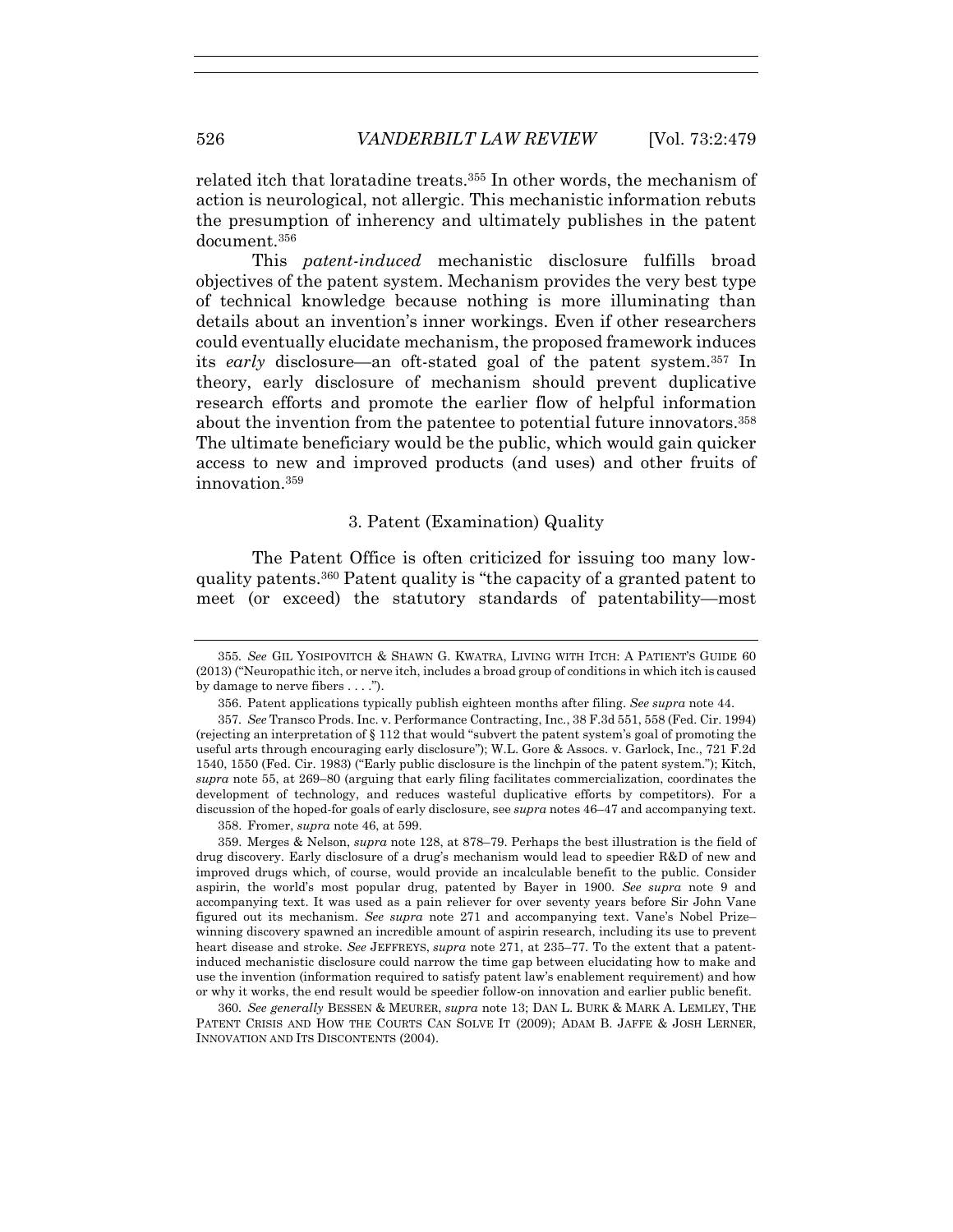related itch that loratadine treats.[355] In other words, the mechanism of action is neurological, not allergic. This mechanistic information rebuts the presumption of inherency and ultimately publishes in the patent document.[356]

This *patent-induced* mechanistic disclosure fulfills broad objectives of the patent system. Mechanism provides the very best type of technical knowledge because nothing is more illuminating than details about an invention's inner workings. Even if other researchers could eventually elucidate mechanism, the proposed framework induces its *early* disclosure—an oft-stated goal of the patent system.[357] In theory, early disclosure of mechanism should prevent duplicative research efforts and promote the earlier flow of helpful information about the invention from the patentee to potential future innovators.[358] The ultimate beneficiary would be the public, which would gain quicker access to new and improved products (and uses) and other fruits of innovation.[359]

### 3. Patent (Examination) Quality

The Patent Office is often criticized for issuing too many low-quality patents.[360] Patent quality is "the capacity of a granted patent to meet (or exceed) the statutory standards of patentability—most

---

355. *See* GIL YOSIPOVITCH & SHAWN G. KWATRA, LIVING WITH ITCH: A PATIENT'S GUIDE 60 (2013) ("Neuropathic itch, or nerve itch, includes a broad group of conditions in which itch is caused by damage to nerve fibers . . . .").

356. Patent applications typically publish eighteen months after filing. *See supra* note 44.

357. *See* Transco Prods. Inc. v. Performance Contracting, Inc., 38 F.3d 551, 558 (Fed. Cir. 1994) (rejecting an interpretation of § 112 that would "subvert the patent system's goal of promoting the useful arts through encouraging early disclosure"); W.L. Gore & Assocs. v. Garlock, Inc., 721 F.2d 1540, 1550 (Fed. Cir. 1983) ("Early public disclosure is the linchpin of the patent system."); Kitch, *supra* note 55, at 269–80 (arguing that early filing facilitates commercialization, coordinates the development of technology, and reduces wasteful duplicative efforts by competitors). For a discussion of the hoped-for goals of early disclosure, see *supra* notes 46–47 and accompanying text.

358. Fromer, *supra* note 46, at 599.

359. Merges & Nelson, *supra* note 128, at 878–79. Perhaps the best illustration is the field of drug discovery. Early disclosure of a drug's mechanism would lead to speedier R&D of new and improved drugs which, of course, would provide an incalculable benefit to the public. Consider aspirin, the world's most popular drug, patented by Bayer in 1900. *See supra* note 9 and accompanying text. It was used as a pain reliever for over seventy years before Sir John Vane figured out its mechanism. *See supra* note 271 and accompanying text. Vane's Nobel Prize–winning discovery spawned an incredible amount of aspirin research, including its use to prevent heart disease and stroke. *See* JEFFREYS, *supra* note 271, at 235–77. To the extent that a patent-induced mechanistic disclosure could narrow the time gap between elucidating how to make and use the invention (information required to satisfy patent law's enablement requirement) and how or why it works, the end result would be speedier follow-on innovation and earlier public benefit.

360. *See generally* BESSEN & MEURER, *supra* note 13; DAN L. BURK & MARK A. LEMLEY, THE PATENT CRISIS AND HOW THE COURTS CAN SOLVE IT (2009); ADAM B. JAFFE & JOSH LERNER, INNOVATION AND ITS DISCONTENTS (2004).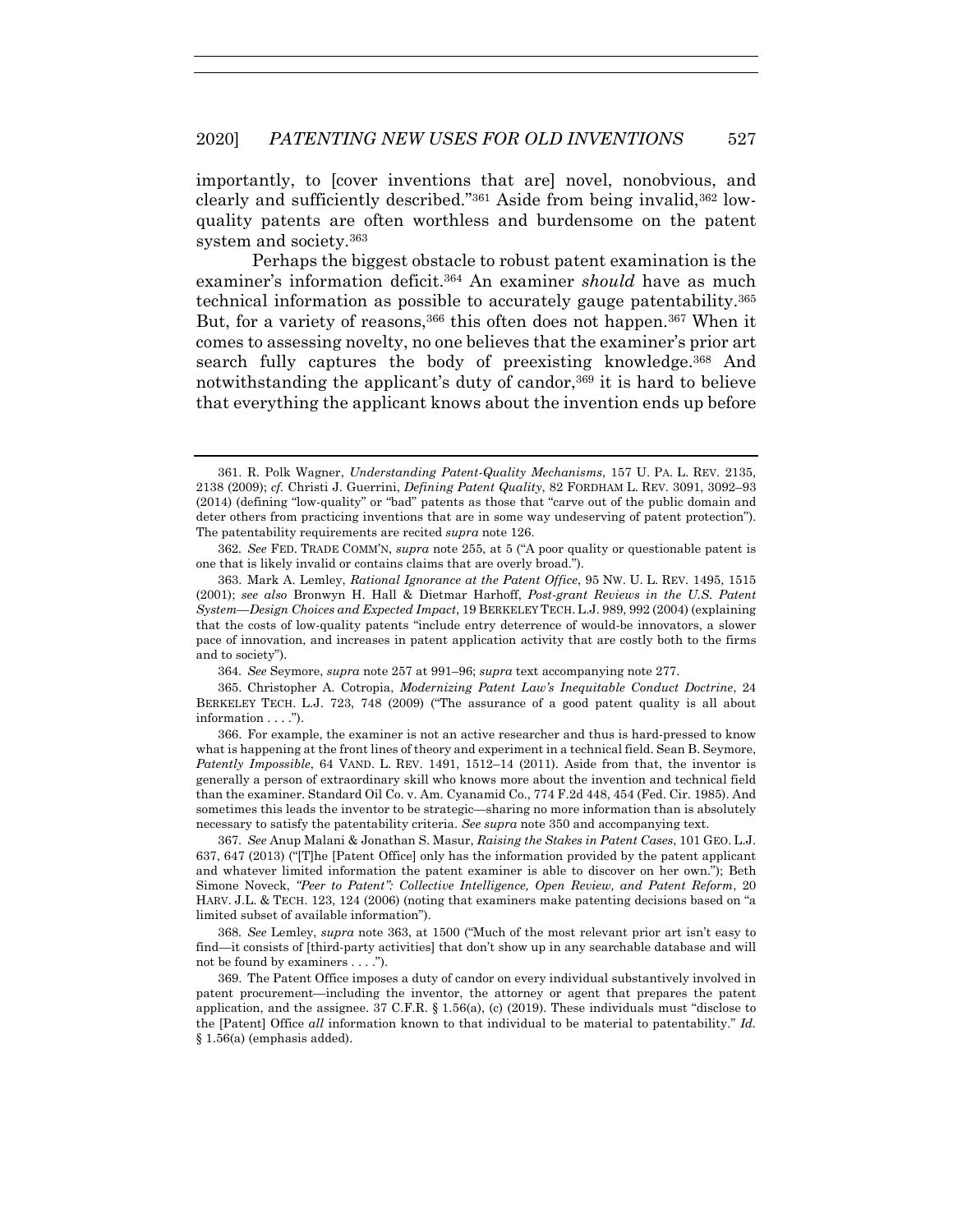importantly, to [cover inventions that are] novel, nonobvious, and clearly and sufficiently described."[361] Aside from being invalid,[362] low-quality patents are often worthless and burdensome on the patent system and society.[363]

Perhaps the biggest obstacle to robust patent examination is the examiner's information deficit.[364] An examiner *should* have as much technical information as possible to accurately gauge patentability.[365] But, for a variety of reasons,[366] this often does not happen.[367] When it comes to assessing novelty, no one believes that the examiner's prior art search fully captures the body of preexisting knowledge.[368] And notwithstanding the applicant's duty of candor,[369] it is hard to believe that everything the applicant knows about the invention ends up before

---

361. R. Polk Wagner, *Understanding Patent-Quality Mechanisms*, 157 U. PA. L. REV. 2135, 2138 (2009); *cf.* Christi J. Guerrini, *Defining Patent Quality*, 82 FORDHAM L. REV. 3091, 3092–93 (2014) (defining "low-quality" or "bad" patents as those that "carve out of the public domain and deter others from practicing inventions that are in some way undeserving of patent protection"). The patentability requirements are recited *supra* note 126.

362. *See* FED. TRADE COMM'N, *supra* note 255, at 5 ("A poor quality or questionable patent is one that is likely invalid or contains claims that are overly broad.").

363. Mark A. Lemley, *Rational Ignorance at the Patent Office*, 95 NW. U. L. REV. 1495, 1515 (2001); *see also* Bronwyn H. Hall & Dietmar Harhoff, *Post-grant Reviews in the U.S. Patent System—Design Choices and Expected Impact*, 19 BERKELEY TECH. L.J. 989, 992 (2004) (explaining that the costs of low-quality patents "include entry deterrence of would-be innovators, a slower pace of innovation, and increases in patent application activity that are costly both to the firms and to society").

364. *See* Seymore, *supra* note 257 at 991–96; *supra* text accompanying note 277.

365. Christopher A. Cotropia, *Modernizing Patent Law's Inequitable Conduct Doctrine*, 24 BERKELEY TECH. L.J. 723, 748 (2009) ("The assurance of a good patent quality is all about information . . . .").

366. For example, the examiner is not an active researcher and thus is hard-pressed to know what is happening at the front lines of theory and experiment in a technical field. Sean B. Seymore, *Patently Impossible*, 64 VAND. L. REV. 1491, 1512–14 (2011). Aside from that, the inventor is generally a person of extraordinary skill who knows more about the invention and technical field than the examiner. Standard Oil Co. v. Am. Cyanamid Co., 774 F.2d 448, 454 (Fed. Cir. 1985). And sometimes this leads the inventor to be strategic—sharing no more information than is absolutely necessary to satisfy the patentability criteria. *See supra* note 350 and accompanying text.

367. *See* Anup Malani & Jonathan S. Masur, *Raising the Stakes in Patent Cases*, 101 GEO. L.J. 637, 647 (2013) ("[T]he [Patent Office] only has the information provided by the patent applicant and whatever limited information the patent examiner is able to discover on her own."); Beth Simone Noveck, *"Peer to Patent": Collective Intelligence, Open Review, and Patent Reform*, 20 HARV. J.L. & TECH. 123, 124 (2006) (noting that examiners make patenting decisions based on "a limited subset of available information").

368. *See* Lemley, *supra* note 363, at 1500 ("Much of the most relevant prior art isn't easy to find—it consists of [third-party activities] that don't show up in any searchable database and will not be found by examiners . . . .").

369. The Patent Office imposes a duty of candor on every individual substantively involved in patent procurement—including the inventor, the attorney or agent that prepares the patent application, and the assignee. 37 C.F.R. § 1.56(a), (c) (2019). These individuals must "disclose to the [Patent] Office *all* information known to that individual to be material to patentability." *Id.* § 1.56(a) (emphasis added).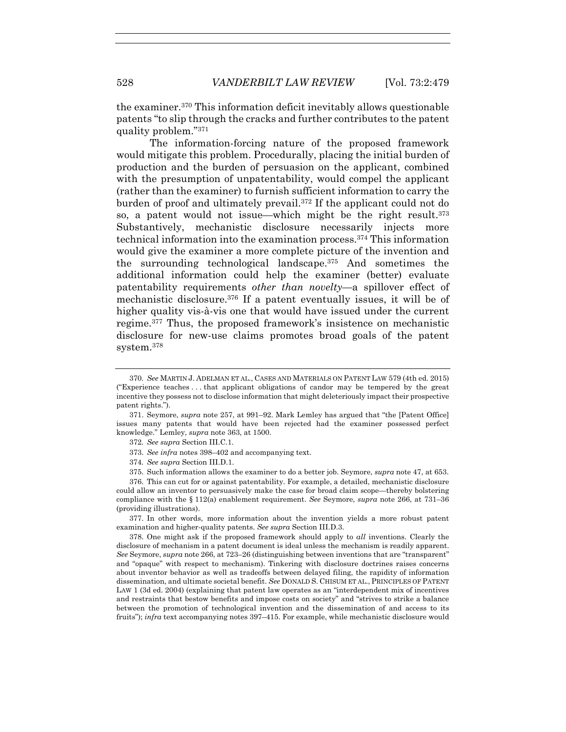the examiner.[370] This information deficit inevitably allows questionable patents "to slip through the cracks and further contributes to the patent quality problem."[371]

The information-forcing nature of the proposed framework would mitigate this problem. Procedurally, placing the initial burden of production and the burden of persuasion on the applicant, combined with the presumption of unpatentability, would compel the applicant (rather than the examiner) to furnish sufficient information to carry the burden of proof and ultimately prevail.[372] If the applicant could not do so, a patent would not issue—which might be the right result.[373] Substantively, mechanistic disclosure necessarily injects more technical information into the examination process.[374] This information would give the examiner a more complete picture of the invention and the surrounding technological landscape.[375] And sometimes the additional information could help the examiner (better) evaluate patentability requirements *other than novelty*—a spillover effect of mechanistic disclosure.[376] If a patent eventually issues, it will be of higher quality vis-à-vis one that would have issued under the current regime.[377] Thus, the proposed framework's insistence on mechanistic disclosure for new-use claims promotes broad goals of the patent system.[378]

---

370. *See* MARTIN J. ADELMAN ET AL., CASES AND MATERIALS ON PATENT LAW 579 (4th ed. 2015) ("Experience teaches . . . that applicant obligations of candor may be tempered by the great incentive they possess not to disclose information that might deleteriously impact their prospective patent rights.").

371. Seymore, *supra* note 257, at 991–92. Mark Lemley has argued that "the [Patent Office] issues many patents that would have been rejected had the examiner possessed perfect knowledge." Lemley, *supra* note 363, at 1500.

372. *See supra* Section III.C.1.

373. *See infra* notes 398–402 and accompanying text.

374. *See supra* Section III.D.1.

375. Such information allows the examiner to do a better job. Seymore, *supra* note 47, at 653.

376. This can cut for or against patentability. For example, a detailed, mechanistic disclosure could allow an inventor to persuasively make the case for broad claim scope—thereby bolstering compliance with the § 112(a) enablement requirement. *See* Seymore, *supra* note 266, at 731–36 (providing illustrations).

377. In other words, more information about the invention yields a more robust patent examination and higher-quality patents. *See supra* Section III.D.3.

378. One might ask if the proposed framework should apply to *all* inventions. Clearly the disclosure of mechanism in a patent document is ideal unless the mechanism is readily apparent. *See* Seymore, *supra* note 266, at 723–26 (distinguishing between inventions that are "transparent" and "opaque" with respect to mechanism). Tinkering with disclosure doctrines raises concerns about inventor behavior as well as tradeoffs between delayed filing, the rapidity of information dissemination, and ultimate societal benefit. *See* DONALD S. CHISUM ET AL., PRINCIPLES OF PATENT LAW 1 (3d ed. 2004) (explaining that patent law operates as an "interdependent mix of incentives and restraints that bestow benefits and impose costs on society" and "strives to strike a balance between the promotion of technological invention and the dissemination of and access to its fruits"); *infra* text accompanying notes 397–415. For example, while mechanistic disclosure would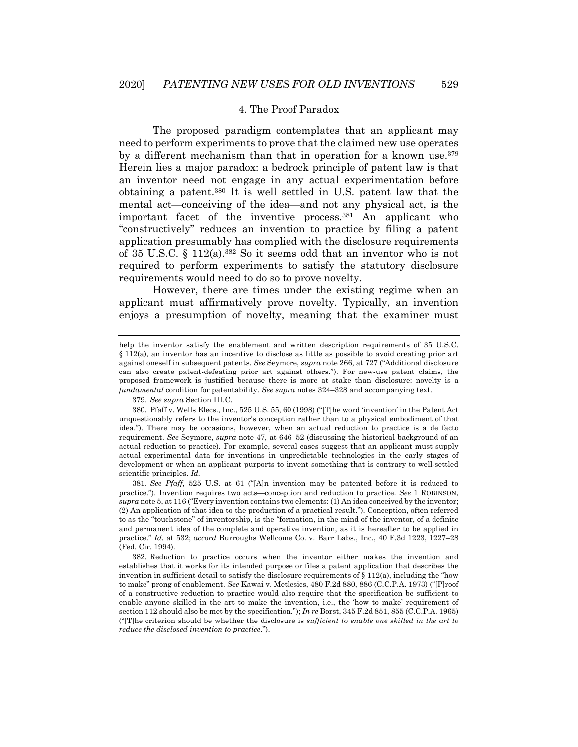#### 4. The Proof Paradox

The proposed paradigm contemplates that an applicant may need to perform experiments to prove that the claimed new use operates by a different mechanism than that in operation for a known use.[379] Herein lies a major paradox: a bedrock principle of patent law is that an inventor need not engage in any actual experimentation before obtaining a patent.[380] It is well settled in U.S. patent law that the mental act—conceiving of the idea—and not any physical act, is the important facet of the inventive process.[381] An applicant who "constructively" reduces an invention to practice by filing a patent application presumably has complied with the disclosure requirements of 35 U.S.C. § 112(a).[382] So it seems odd that an inventor who is not required to perform experiments to satisfy the statutory disclosure requirements would need to do so to prove novelty.

However, there are times under the existing regime when an applicant must affirmatively prove novelty. Typically, an invention enjoys a presumption of novelty, meaning that the examiner must

---

help the inventor satisfy the enablement and written description requirements of 35 U.S.C. § 112(a), an inventor has an incentive to disclose as little as possible to avoid creating prior art against oneself in subsequent patents. *See* Seymore, *supra* note 266, at 727 ("Additional disclosure can also create patent-defeating prior art against others."). For new-use patent claims, the proposed framework is justified because there is more at stake than disclosure: novelty is a *fundamental* condition for patentability. *See supra* notes 324–328 and accompanying text.

379. *See supra* Section III.C.

380. Pfaff v. Wells Elecs., Inc., 525 U.S. 55, 60 (1998) ("[T]he word 'invention' in the Patent Act unquestionably refers to the inventor's conception rather than to a physical embodiment of that idea."). There may be occasions, however, when an actual reduction to practice is a de facto requirement. *See* Seymore, *supra* note 47, at 646–52 (discussing the historical background of an actual reduction to practice). For example, several cases suggest that an applicant must supply actual experimental data for inventions in unpredictable technologies in the early stages of development or when an applicant purports to invent something that is contrary to well-settled scientific principles. *Id.*

381. *See Pfaff*, 525 U.S. at 61 ("[A]n invention may be patented before it is reduced to practice."). Invention requires two acts—conception and reduction to practice. *See* 1 ROBINSON, *supra* note 5, at 116 ("Every invention contains two elements: (1) An idea conceived by the inventor; (2) An application of that idea to the production of a practical result."). Conception, often referred to as the "touchstone" of inventorship, is the "formation, in the mind of the inventor, of a definite and permanent idea of the complete and operative invention, as it is hereafter to be applied in practice." *Id.* at 532; *accord* Burroughs Wellcome Co. v. Barr Labs., Inc., 40 F.3d 1223, 1227–28 (Fed. Cir. 1994).

382. Reduction to practice occurs when the inventor either makes the invention and establishes that it works for its intended purpose or files a patent application that describes the invention in sufficient detail to satisfy the disclosure requirements of § 112(a), including the "how to make" prong of enablement. *See* Kawai v. Metlesics, 480 F.2d 880, 886 (C.C.P.A. 1973) ("[P]roof of a constructive reduction to practice would also require that the specification be sufficient to enable anyone skilled in the art to make the invention, i.e., the 'how to make' requirement of section 112 should also be met by the specification."); *In re* Borst, 345 F.2d 851, 855 (C.C.P.A. 1965) ("[T]he criterion should be whether the disclosure is *sufficient to enable one skilled in the art to reduce the disclosed invention to practice*.").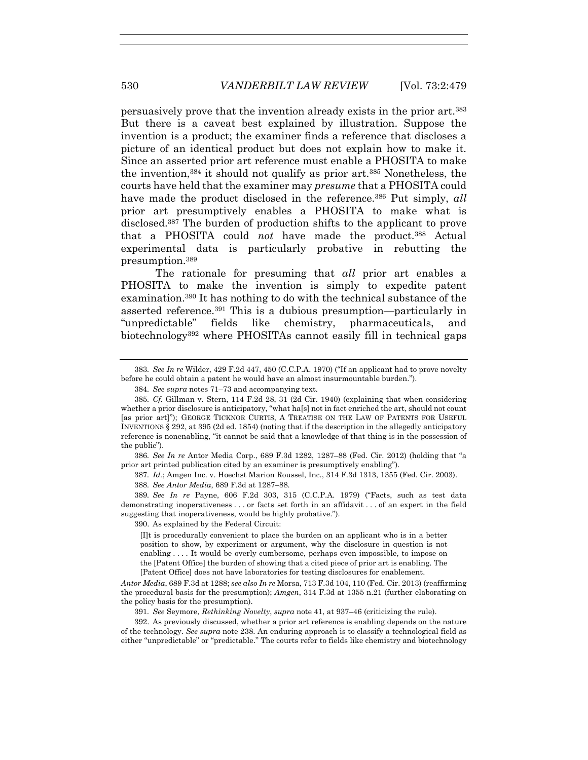persuasively prove that the invention already exists in the prior art.[383] But there is a caveat best explained by illustration. Suppose the invention is a product; the examiner finds a reference that discloses a picture of an identical product but does not explain how to make it. Since an asserted prior art reference must enable a PHOSITA to make the invention,[384] it should not qualify as prior art.[385] Nonetheless, the courts have held that the examiner may *presume* that a PHOSITA could have made the product disclosed in the reference.[386] Put simply, *all* prior art presumptively enables a PHOSITA to make what is disclosed.[387] The burden of production shifts to the applicant to prove that a PHOSITA could *not* have made the product.[388] Actual experimental data is particularly probative in rebutting the presumption.[389]

The rationale for presuming that *all* prior art enables a PHOSITA to make the invention is simply to expedite patent examination.[390] It has nothing to do with the technical substance of the asserted reference.[391] This is a dubious presumption—particularly in "unpredictable" fields like chemistry, pharmaceuticals, and biotechnology[392] where PHOSITAs cannot easily fill in technical gaps

---

383. *See In re* Wilder, 429 F.2d 447, 450 (C.C.P.A. 1970) ("If an applicant had to prove novelty before he could obtain a patent he would have an almost insurmountable burden.").

384. *See supra* notes 71–73 and accompanying text.

385. *Cf.* Gillman v. Stern, 114 F.2d 28, 31 (2d Cir. 1940) (explaining that when considering whether a prior disclosure is anticipatory, "what ha[s] not in fact enriched the art, should not count [as prior art]"); GEORGE TICKNOR CURTIS, A TREATISE ON THE LAW OF PATENTS FOR USEFUL INVENTIONS § 292, at 395 (2d ed. 1854) (noting that if the description in the allegedly anticipatory reference is nonenabling, "it cannot be said that a knowledge of that thing is in the possession of the public").

386. *See In re* Antor Media Corp., 689 F.3d 1282, 1287–88 (Fed. Cir. 2012) (holding that "a prior art printed publication cited by an examiner is presumptively enabling").

387. *Id.*; Amgen Inc. v. Hoechst Marion Roussel, Inc., 314 F.3d 1313, 1355 (Fed. Cir. 2003).

388. *See Antor Media*, 689 F.3d at 1287–88.

389. *See In re* Payne, 606 F.2d 303, 315 (C.C.P.A. 1979) ("Facts, such as test data demonstrating inoperativeness . . . or facts set forth in an affidavit . . . of an expert in the field suggesting that inoperativeness, would be highly probative.").

390. As explained by the Federal Circuit:

> [I]t is procedurally convenient to place the burden on an applicant who is in a better position to show, by experiment or argument, why the disclosure in question is not enabling . . . . It would be overly cumbersome, perhaps even impossible, to impose on the [Patent Office] the burden of showing that a cited piece of prior art is enabling. The [Patent Office] does not have laboratories for testing disclosures for enablement.

*Antor Media*, 689 F.3d at 1288; *see also In re* Morsa, 713 F.3d 104, 110 (Fed. Cir. 2013) (reaffirming the procedural basis for the presumption); *Amgen*, 314 F.3d at 1355 n.21 (further elaborating on the policy basis for the presumption).

391. *See* Seymore, *Rethinking Novelty*, *supra* note 41, at 937–46 (criticizing the rule).

392. As previously discussed, whether a prior art reference is enabling depends on the nature of the technology. *See supra* note 238. An enduring approach is to classify a technological field as either "unpredictable" or "predictable." The courts refer to fields like chemistry and biotechnology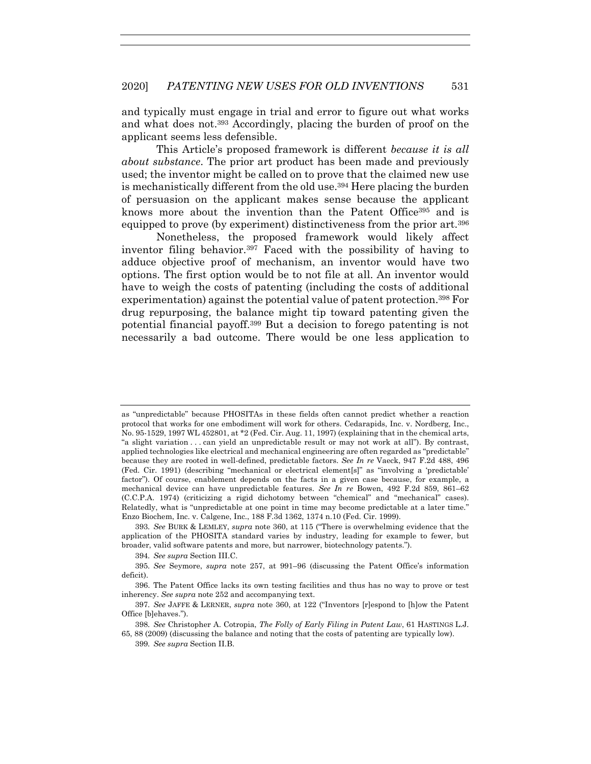and typically must engage in trial and error to figure out what works and what does not.[393] Accordingly, placing the burden of proof on the applicant seems less defensible.

This Article's proposed framework is different *because it is all about substance*. The prior art product has been made and previously used; the inventor might be called on to prove that the claimed new use is mechanistically different from the old use.[394] Here placing the burden of persuasion on the applicant makes sense because the applicant knows more about the invention than the Patent Office[395] and is equipped to prove (by experiment) distinctiveness from the prior art.[396]

Nonetheless, the proposed framework would likely affect inventor filing behavior.[397] Faced with the possibility of having to adduce objective proof of mechanism, an inventor would have two options. The first option would be to not file at all. An inventor would have to weigh the costs of patenting (including the costs of additional experimentation) against the potential value of patent protection.[398] For drug repurposing, the balance might tip toward patenting given the potential financial payoff.[399] But a decision to forego patenting is not necessarily a bad outcome. There would be one less application to

---

as "unpredictable" because PHOSITAs in these fields often cannot predict whether a reaction protocol that works for one embodiment will work for others. Cedarapids, Inc. v. Nordberg, Inc., No. 95-1529, 1997 WL 452801, at *2 (Fed. Cir. Aug. 11, 1997) (explaining that in the chemical arts, "a slight variation . . . can yield an unpredictable result or may not work at all"). By contrast, applied technologies like electrical and mechanical engineering are often regarded as "predictable" because they are rooted in well-defined, predictable factors. *See In re* Vaeck, 947 F.2d 488, 496 (Fed. Cir. 1991) (describing "mechanical or electrical element[s]" as "involving a 'predictable' factor"). Of course, enablement depends on the facts in a given case because, for example, a mechanical device can have unpredictable features. *See In re* Bowen, 492 F.2d 859, 861–62 (C.C.P.A. 1974) (criticizing a rigid dichotomy between "chemical" and "mechanical" cases). Relatedly, what is "unpredictable at one point in time may become predictable at a later time." Enzo Biochem, Inc. v. Calgene, Inc., 188 F.3d 1362, 1374 n.10 (Fed. Cir. 1999).

393. *See* BURK & LEMLEY, *supra* note 360, at 115 ("There is overwhelming evidence that the application of the PHOSITA standard varies by industry, leading for example to fewer, but broader, valid software patents and more, but narrower, biotechnology patents.").

394. *See supra* Section III.C.

395. *See* Seymore, *supra* note 257, at 991–96 (discussing the Patent Office's information deficit).

396. The Patent Office lacks its own testing facilities and thus has no way to prove or test inherency. *See supra* note 252 and accompanying text.

397. *See* JAFFE & LERNER, *supra* note 360, at 122 ("Inventors [r]espond to [h]ow the Patent Office [b]ehaves.").

398. *See* Christopher A. Cotropia, *The Folly of Early Filing in Patent Law*, 61 HASTINGS L.J. 65, 88 (2009) (discussing the balance and noting that the costs of patenting are typically low).

399. *See supra* Section II.B.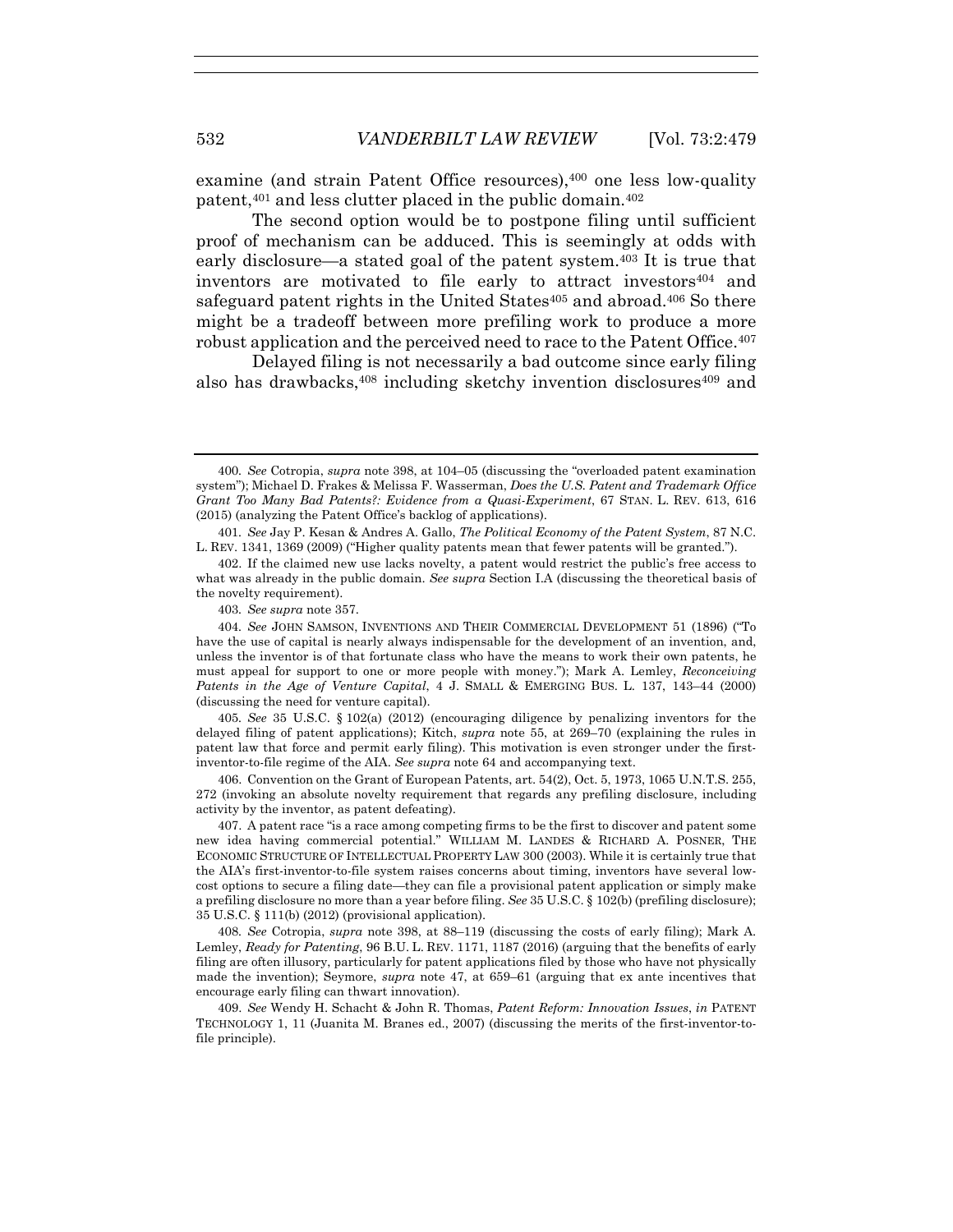examine (and strain Patent Office resources),[400] one less low-quality patent,[401] and less clutter placed in the public domain.[402]

The second option would be to postpone filing until sufficient proof of mechanism can be adduced. This is seemingly at odds with early disclosure—a stated goal of the patent system.[403] It is true that inventors are motivated to file early to attract investors[404] and safeguard patent rights in the United States[405] and abroad.[406] So there might be a tradeoff between more prefiling work to produce a more robust application and the perceived need to race to the Patent Office.[407]

Delayed filing is not necessarily a bad outcome since early filing also has drawbacks,[408] including sketchy invention disclosures[409] and

---

400. *See* Cotropia, *supra* note 398, at 104–05 (discussing the "overloaded patent examination system"); Michael D. Frakes & Melissa F. Wasserman, *Does the U.S. Patent and Trademark Office Grant Too Many Bad Patents?: Evidence from a Quasi-Experiment*, 67 STAN. L. REV. 613, 616 (2015) (analyzing the Patent Office's backlog of applications).

401. *See* Jay P. Kesan & Andres A. Gallo, *The Political Economy of the Patent System*, 87 N.C. L. REV. 1341, 1369 (2009) ("Higher quality patents mean that fewer patents will be granted.").

402. If the claimed new use lacks novelty, a patent would restrict the public's free access to what was already in the public domain. *See supra* Section I.A (discussing the theoretical basis of the novelty requirement).

403. *See supra* note 357.

404. *See* JOHN SAMSON, INVENTIONS AND THEIR COMMERCIAL DEVELOPMENT 51 (1896) ("To have the use of capital is nearly always indispensable for the development of an invention, and, unless the inventor is of that fortunate class who have the means to work their own patents, he must appeal for support to one or more people with money."); Mark A. Lemley, *Reconceiving Patents in the Age of Venture Capital*, 4 J. SMALL & EMERGING BUS. L. 137, 143–44 (2000) (discussing the need for venture capital).

405. *See* 35 U.S.C. § 102(a) (2012) (encouraging diligence by penalizing inventors for the delayed filing of patent applications); Kitch, *supra* note 55, at 269–70 (explaining the rules in patent law that force and permit early filing). This motivation is even stronger under the first-inventor-to-file regime of the AIA. *See supra* note 64 and accompanying text.

406. Convention on the Grant of European Patents, art. 54(2), Oct. 5, 1973, 1065 U.N.T.S. 255, 272 (invoking an absolute novelty requirement that regards any prefiling disclosure, including activity by the inventor, as patent defeating).

407. A patent race "is a race among competing firms to be the first to discover and patent some new idea having commercial potential." WILLIAM M. LANDES & RICHARD A. POSNER, THE ECONOMIC STRUCTURE OF INTELLECTUAL PROPERTY LAW 300 (2003). While it is certainly true that the AIA's first-inventor-to-file system raises concerns about timing, inventors have several low-cost options to secure a filing date—they can file a provisional patent application or simply make a prefiling disclosure no more than a year before filing. *See* 35 U.S.C. § 102(b) (prefiling disclosure); 35 U.S.C. § 111(b) (2012) (provisional application).

408. *See* Cotropia, *supra* note 398, at 88–119 (discussing the costs of early filing); Mark A. Lemley, *Ready for Patenting*, 96 B.U. L. REV. 1171, 1187 (2016) (arguing that the benefits of early filing are often illusory, particularly for patent applications filed by those who have not physically made the invention); Seymore, *supra* note 47, at 659–61 (arguing that ex ante incentives that encourage early filing can thwart innovation).

409. *See* Wendy H. Schacht & John R. Thomas, *Patent Reform: Innovation Issues*, *in* PATENT TECHNOLOGY 1, 11 (Juanita M. Branes ed., 2007) (discussing the merits of the first-inventor-to-file principle).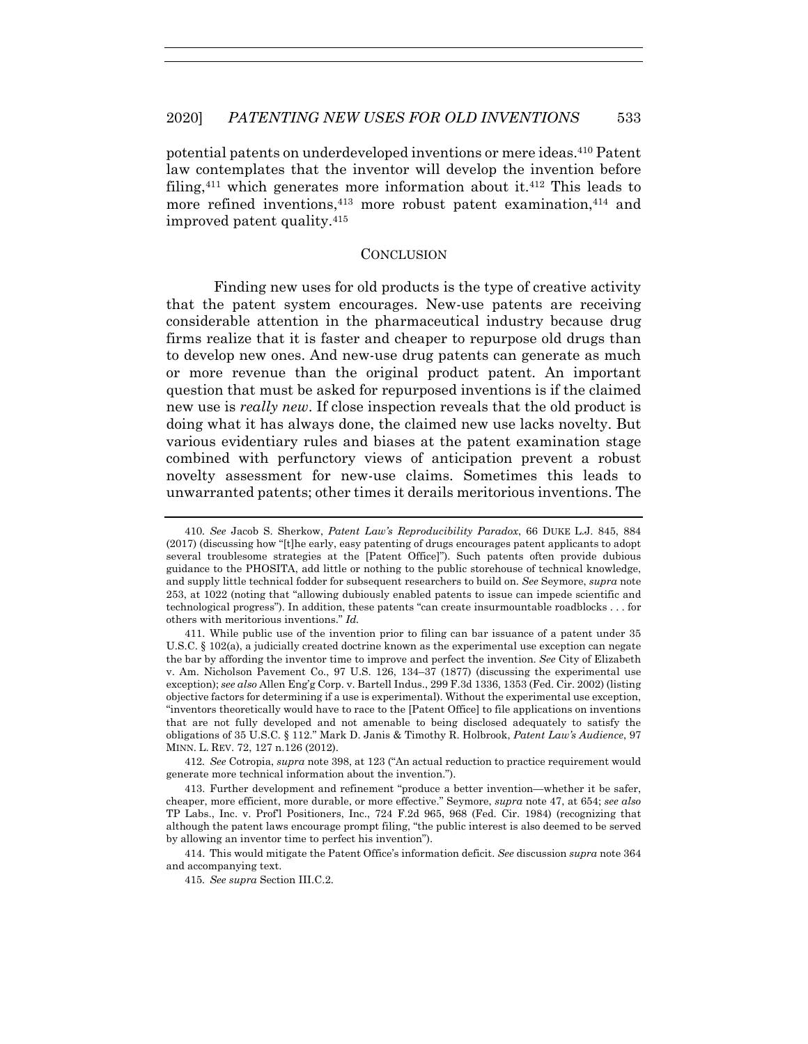potential patents on underdeveloped inventions or mere ideas.[410] Patent law contemplates that the inventor will develop the invention before filing,[411] which generates more information about it.[412] This leads to more refined inventions,[413] more robust patent examination,[414] and improved patent quality.[415]

## CONCLUSION

Finding new uses for old products is the type of creative activity that the patent system encourages. New-use patents are receiving considerable attention in the pharmaceutical industry because drug firms realize that it is faster and cheaper to repurpose old drugs than to develop new ones. And new-use drug patents can generate as much or more revenue than the original product patent. An important question that must be asked for repurposed inventions is if the claimed new use is *really new*. If close inspection reveals that the old product is doing what it has always done, the claimed new use lacks novelty. But various evidentiary rules and biases at the patent examination stage combined with perfunctory views of anticipation prevent a robust novelty assessment for new-use claims. Sometimes this leads to unwarranted patents; other times it derails meritorious inventions. The

---

410. *See* Jacob S. Sherkow, *Patent Law's Reproducibility Paradox*, 66 DUKE L.J. 845, 884 (2017) (discussing how "[t]he early, easy patenting of drugs encourages patent applicants to adopt several troublesome strategies at the [Patent Office]"). Such patents often provide dubious guidance to the PHOSITA, add little or nothing to the public storehouse of technical knowledge, and supply little technical fodder for subsequent researchers to build on. *See* Seymore, *supra* note 253, at 1022 (noting that "allowing dubiously enabled patents to issue can impede scientific and technological progress"). In addition, these patents "can create insurmountable roadblocks . . . for others with meritorious inventions." *Id.*

411. While public use of the invention prior to filing can bar issuance of a patent under 35 U.S.C. § 102(a), a judicially created doctrine known as the experimental use exception can negate the bar by affording the inventor time to improve and perfect the invention. *See* City of Elizabeth v. Am. Nicholson Pavement Co., 97 U.S. 126, 134–37 (1877) (discussing the experimental use exception); *see also* Allen Eng'g Corp. v. Bartell Indus., 299 F.3d 1336, 1353 (Fed. Cir. 2002) (listing objective factors for determining if a use is experimental). Without the experimental use exception, "inventors theoretically would have to race to the [Patent Office] to file applications on inventions that are not fully developed and not amenable to being disclosed adequately to satisfy the obligations of 35 U.S.C. § 112." Mark D. Janis & Timothy R. Holbrook, *Patent Law's Audience*, 97 MINN. L. REV. 72, 127 n.126 (2012).

412. *See* Cotropia, *supra* note 398, at 123 ("An actual reduction to practice requirement would generate more technical information about the invention.").

413. Further development and refinement "produce a better invention—whether it be safer, cheaper, more efficient, more durable, or more effective." Seymore, *supra* note 47, at 654; *see also* TP Labs., Inc. v. Prof'l Positioners, Inc., 724 F.2d 965, 968 (Fed. Cir. 1984) (recognizing that although the patent laws encourage prompt filing, "the public interest is also deemed to be served by allowing an inventor time to perfect his invention").

414. This would mitigate the Patent Office's information deficit. *See* discussion *supra* note 364 and accompanying text.

415. *See supra* Section III.C.2.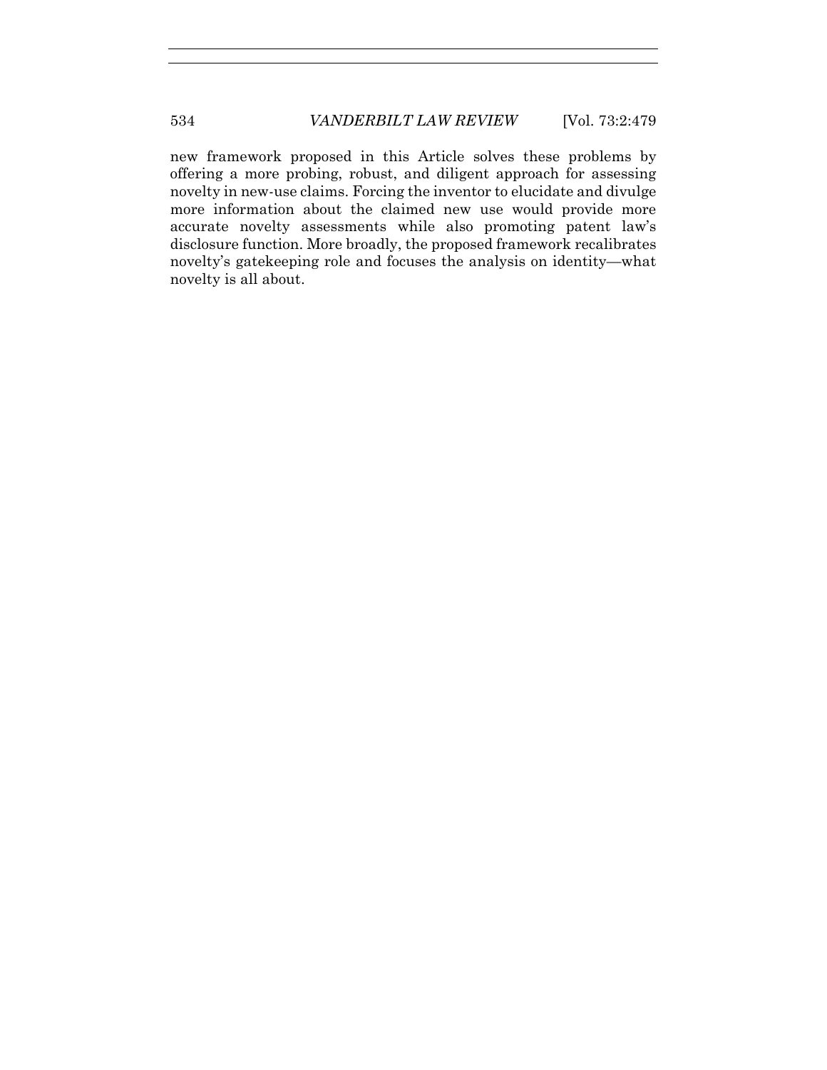new framework proposed in this Article solves these problems by offering a more probing, robust, and diligent approach for assessing novelty in new-use claims. Forcing the inventor to elucidate and divulge more information about the claimed new use would provide more accurate novelty assessments while also promoting patent law's disclosure function. More broadly, the proposed framework recalibrates novelty's gatekeeping role and focuses the analysis on identity—what novelty is all about.